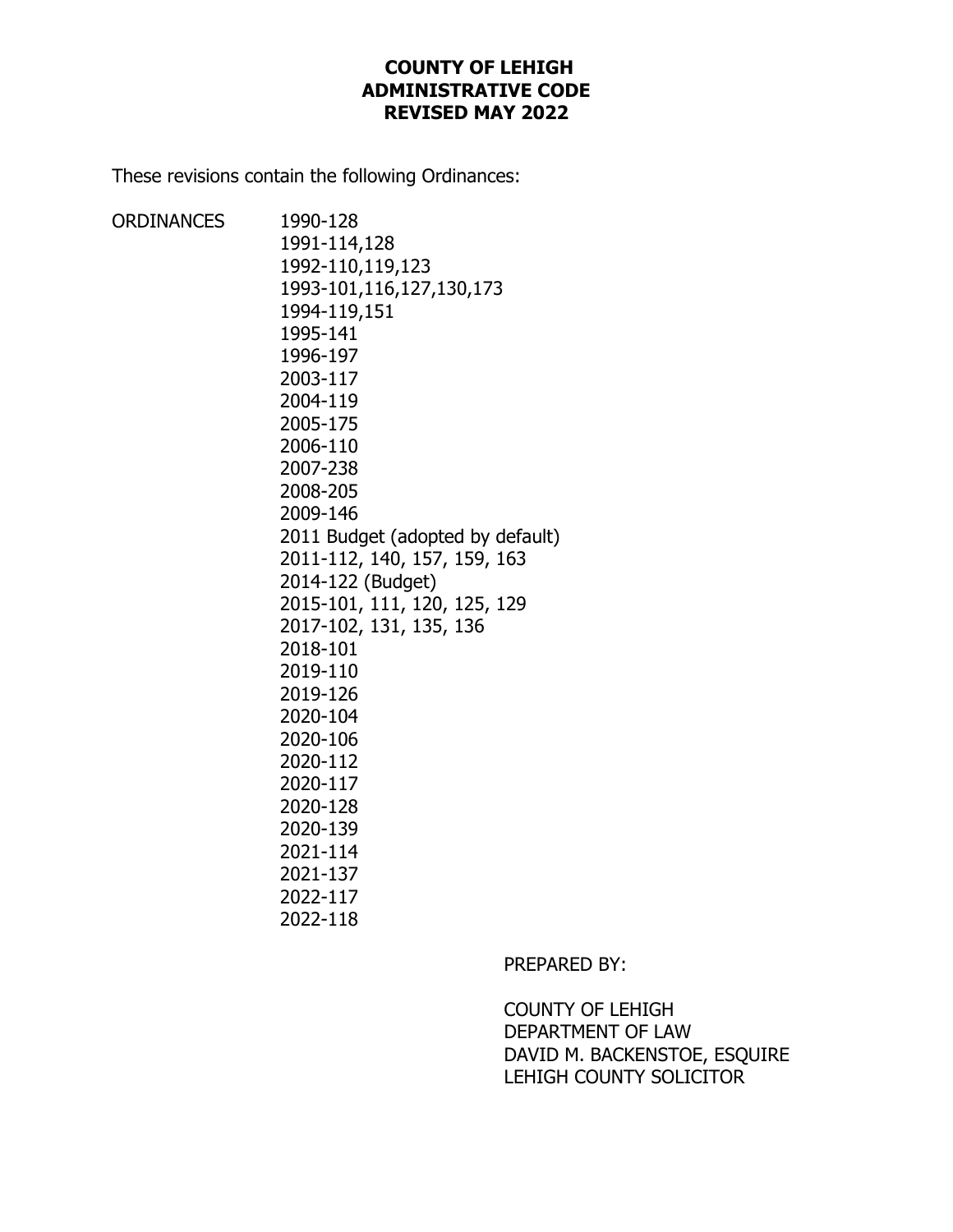# COUNTY OF LEHIGH
# ADMINISTRATIVE CODE
# REVISED MAY 2022

These revisions contain the following Ordinances:

ORDINANCES

1990-128
1991-114,128
1992-110,119,123
1993-101,116,127,130,173
1994-119,151
1995-141
1996-197
2003-117
2004-119
2005-175
2006-110
2007-238
2008-205
2009-146
2011 Budget (adopted by default)
2011-112, 140, 157, 159, 163
2014-122 (Budget)
2015-101, 111, 120, 125, 129
2017-102, 131, 135, 136
2018-101
2019-110
2019-126
2020-104
2020-106
2020-112
2020-117
2020-128
2020-139
2021-114
2021-137
2022-117
2022-118

PREPARED BY:

COUNTY OF LEHIGH
DEPARTMENT OF LAW
DAVID M. BACKENSTOE, ESQUIRE
LEHIGH COUNTY SOLICITOR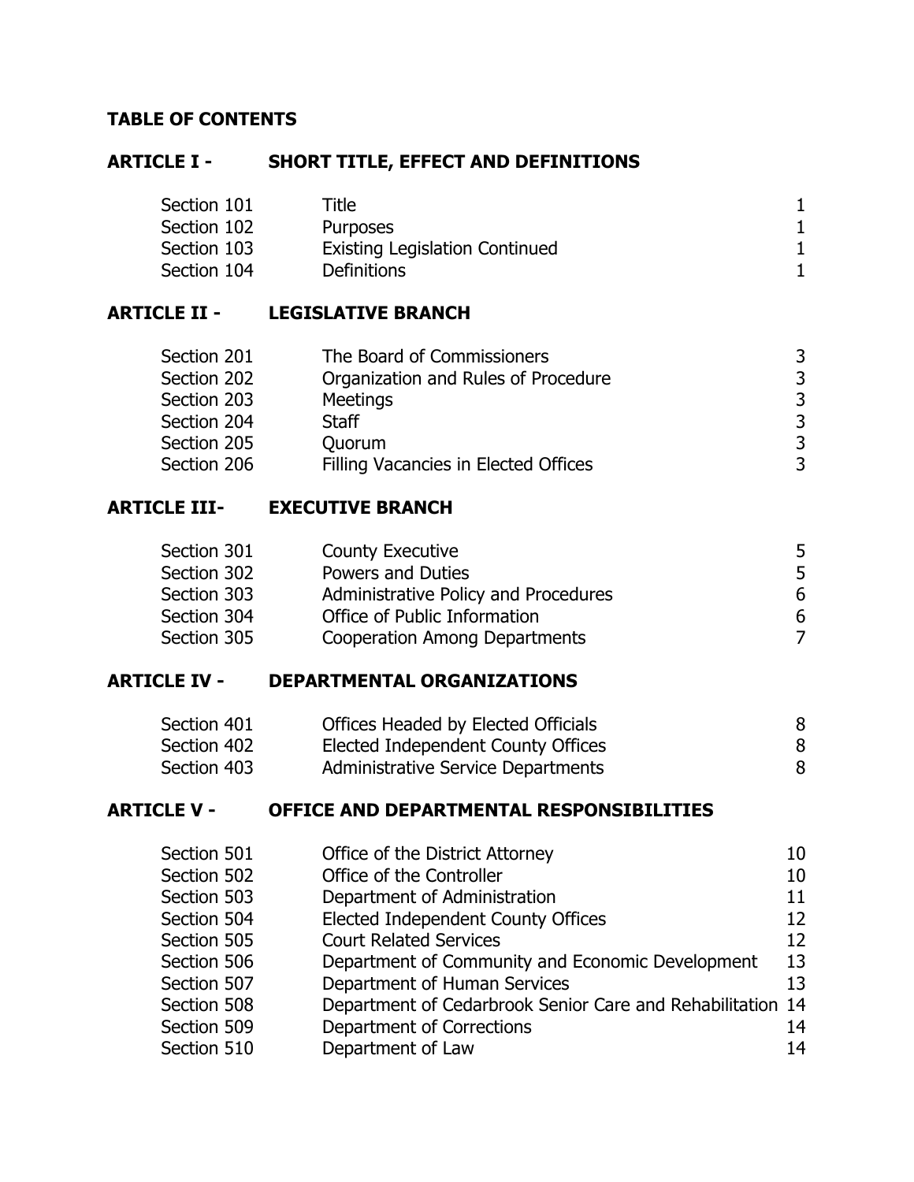**TABLE OF CONTENTS**

**ARTICLE I - SHORT TITLE, EFFECT AND DEFINITIONS**

| | | |
|---|---|---|
| Section 101 | Title | 1 |
| Section 102 | Purposes | 1 |
| Section 103 | Existing Legislation Continued | 1 |
| Section 104 | Definitions | 1 |

**ARTICLE II - LEGISLATIVE BRANCH**

| | | |
|---|---|---|
| Section 201 | The Board of Commissioners | 3 |
| Section 202 | Organization and Rules of Procedure | 3 |
| Section 203 | Meetings | 3 |
| Section 204 | Staff | 3 |
| Section 205 | Quorum | 3 |
| Section 206 | Filling Vacancies in Elected Offices | 3 |

**ARTICLE III- EXECUTIVE BRANCH**

| | | |
|---|---|---|
| Section 301 | County Executive | 5 |
| Section 302 | Powers and Duties | 5 |
| Section 303 | Administrative Policy and Procedures | 6 |
| Section 304 | Office of Public Information | 6 |
| Section 305 | Cooperation Among Departments | 7 |

**ARTICLE IV - DEPARTMENTAL ORGANIZATIONS**

| | | |
|---|---|---|
| Section 401 | Offices Headed by Elected Officials | 8 |
| Section 402 | Elected Independent County Offices | 8 |
| Section 403 | Administrative Service Departments | 8 |

**ARTICLE V - OFFICE AND DEPARTMENTAL RESPONSIBILITIES**

| | | |
|---|---|---|
| Section 501 | Office of the District Attorney | 10 |
| Section 502 | Office of the Controller | 10 |
| Section 503 | Department of Administration | 11 |
| Section 504 | Elected Independent County Offices | 12 |
| Section 505 | Court Related Services | 12 |
| Section 506 | Department of Community and Economic Development | 13 |
| Section 507 | Department of Human Services | 13 |
| Section 508 | Department of Cedarbrook Senior Care and Rehabilitation | 14 |
| Section 509 | Department of Corrections | 14 |
| Section 510 | Department of Law | 14 |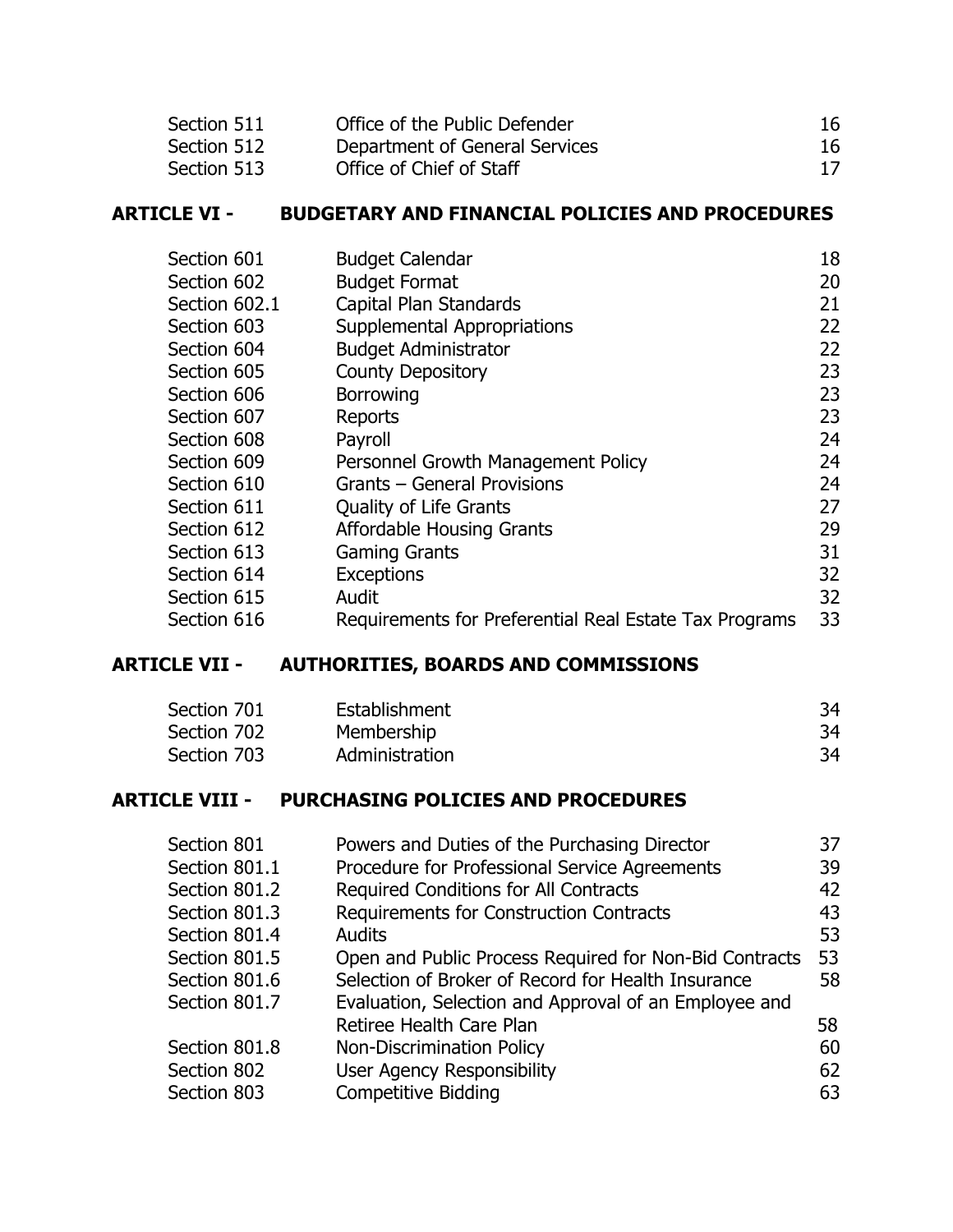| | | |
|---|---|---|
| Section 511 | Office of the Public Defender | 16 |
| Section 512 | Department of General Services | 16 |
| Section 513 | Office of Chief of Staff | 17 |

## ARTICLE VI - BUDGETARY AND FINANCIAL POLICIES AND PROCEDURES

| | | |
|---|---|---|
| Section 601 | Budget Calendar | 18 |
| Section 602 | Budget Format | 20 |
| Section 602.1 | Capital Plan Standards | 21 |
| Section 603 | Supplemental Appropriations | 22 |
| Section 604 | Budget Administrator | 22 |
| Section 605 | County Depository | 23 |
| Section 606 | Borrowing | 23 |
| Section 607 | Reports | 23 |
| Section 608 | Payroll | 24 |
| Section 609 | Personnel Growth Management Policy | 24 |
| Section 610 | Grants – General Provisions | 24 |
| Section 611 | Quality of Life Grants | 27 |
| Section 612 | Affordable Housing Grants | 29 |
| Section 613 | Gaming Grants | 31 |
| Section 614 | Exceptions | 32 |
| Section 615 | Audit | 32 |
| Section 616 | Requirements for Preferential Real Estate Tax Programs | 33 |

## ARTICLE VII - AUTHORITIES, BOARDS AND COMMISSIONS

| | | |
|---|---|---|
| Section 701 | Establishment | 34 |
| Section 702 | Membership | 34 |
| Section 703 | Administration | 34 |

## ARTICLE VIII - PURCHASING POLICIES AND PROCEDURES

| | | |
|---|---|---|
| Section 801 | Powers and Duties of the Purchasing Director | 37 |
| Section 801.1 | Procedure for Professional Service Agreements | 39 |
| Section 801.2 | Required Conditions for All Contracts | 42 |
| Section 801.3 | Requirements for Construction Contracts | 43 |
| Section 801.4 | Audits | 53 |
| Section 801.5 | Open and Public Process Required for Non-Bid Contracts | 53 |
| Section 801.6 | Selection of Broker of Record for Health Insurance | 58 |
| Section 801.7 | Evaluation, Selection and Approval of an Employee and Retiree Health Care Plan | 58 |
| Section 801.8 | Non-Discrimination Policy | 60 |
| Section 802 | User Agency Responsibility | 62 |
| Section 803 | Competitive Bidding | 63 |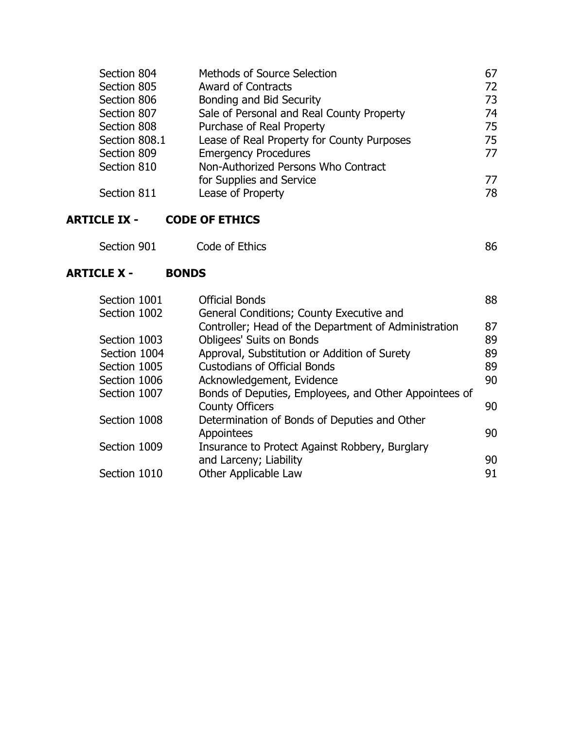| | | |
|---|---|---|
| Section 804 | Methods of Source Selection | 67 |
| Section 805 | Award of Contracts | 72 |
| Section 806 | Bonding and Bid Security | 73 |
| Section 807 | Sale of Personal and Real County Property | 74 |
| Section 808 | Purchase of Real Property | 75 |
| Section 808.1 | Lease of Real Property for County Purposes | 75 |
| Section 809 | Emergency Procedures | 77 |
| Section 810 | Non-Authorized Persons Who Contract for Supplies and Service | 77 |
| Section 811 | Lease of Property | 78 |

**ARTICLE IX - CODE OF ETHICS**

| | | |
|---|---|---|
| Section 901 | Code of Ethics | 86 |

**ARTICLE X - BONDS**

| | | |
|---|---|---|
| Section 1001 | Official Bonds | 88 |
| Section 1002 | General Conditions; County Executive and Controller; Head of the Department of Administration | 87 |
| Section 1003 | Obligees' Suits on Bonds | 89 |
| Section 1004 | Approval, Substitution or Addition of Surety | 89 |
| Section 1005 | Custodians of Official Bonds | 89 |
| Section 1006 | Acknowledgement, Evidence | 90 |
| Section 1007 | Bonds of Deputies, Employees, and Other Appointees of County Officers | 90 |
| Section 1008 | Determination of Bonds of Deputies and Other Appointees | 90 |
| Section 1009 | Insurance to Protect Against Robbery, Burglary and Larceny; Liability | 90 |
| Section 1010 | Other Applicable Law | 91 |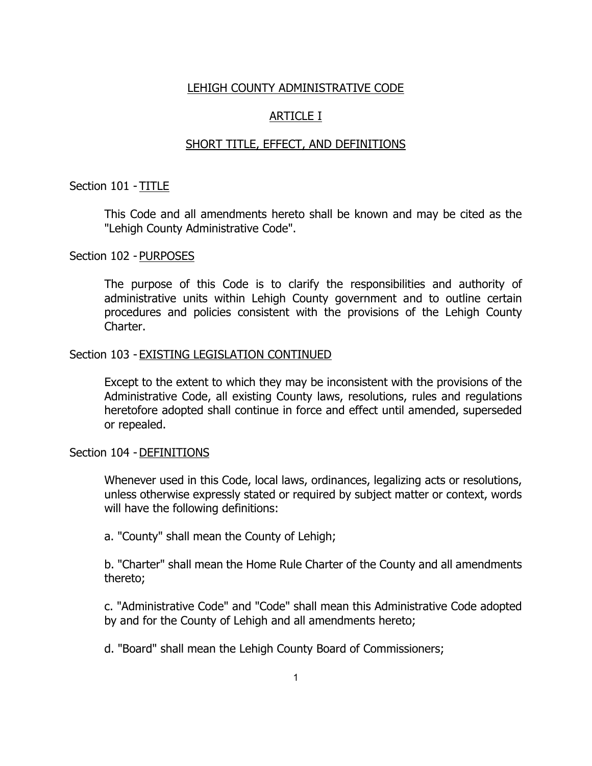# LEHIGH COUNTY ADMINISTRATIVE CODE

## ARTICLE I

## SHORT TITLE, EFFECT, AND DEFINITIONS

### Section 101 - TITLE

This Code and all amendments hereto shall be known and may be cited as the "Lehigh County Administrative Code".

### Section 102 - PURPOSES

The purpose of this Code is to clarify the responsibilities and authority of administrative units within Lehigh County government and to outline certain procedures and policies consistent with the provisions of the Lehigh County Charter.

### Section 103 - EXISTING LEGISLATION CONTINUED

Except to the extent to which they may be inconsistent with the provisions of the Administrative Code, all existing County laws, resolutions, rules and regulations heretofore adopted shall continue in force and effect until amended, superseded or repealed.

### Section 104 - DEFINITIONS

Whenever used in this Code, local laws, ordinances, legalizing acts or resolutions, unless otherwise expressly stated or required by subject matter or context, words will have the following definitions:

a. "County" shall mean the County of Lehigh;

b. "Charter" shall mean the Home Rule Charter of the County and all amendments thereto;

c. "Administrative Code" and "Code" shall mean this Administrative Code adopted by and for the County of Lehigh and all amendments hereto;

d. "Board" shall mean the Lehigh County Board of Commissioners;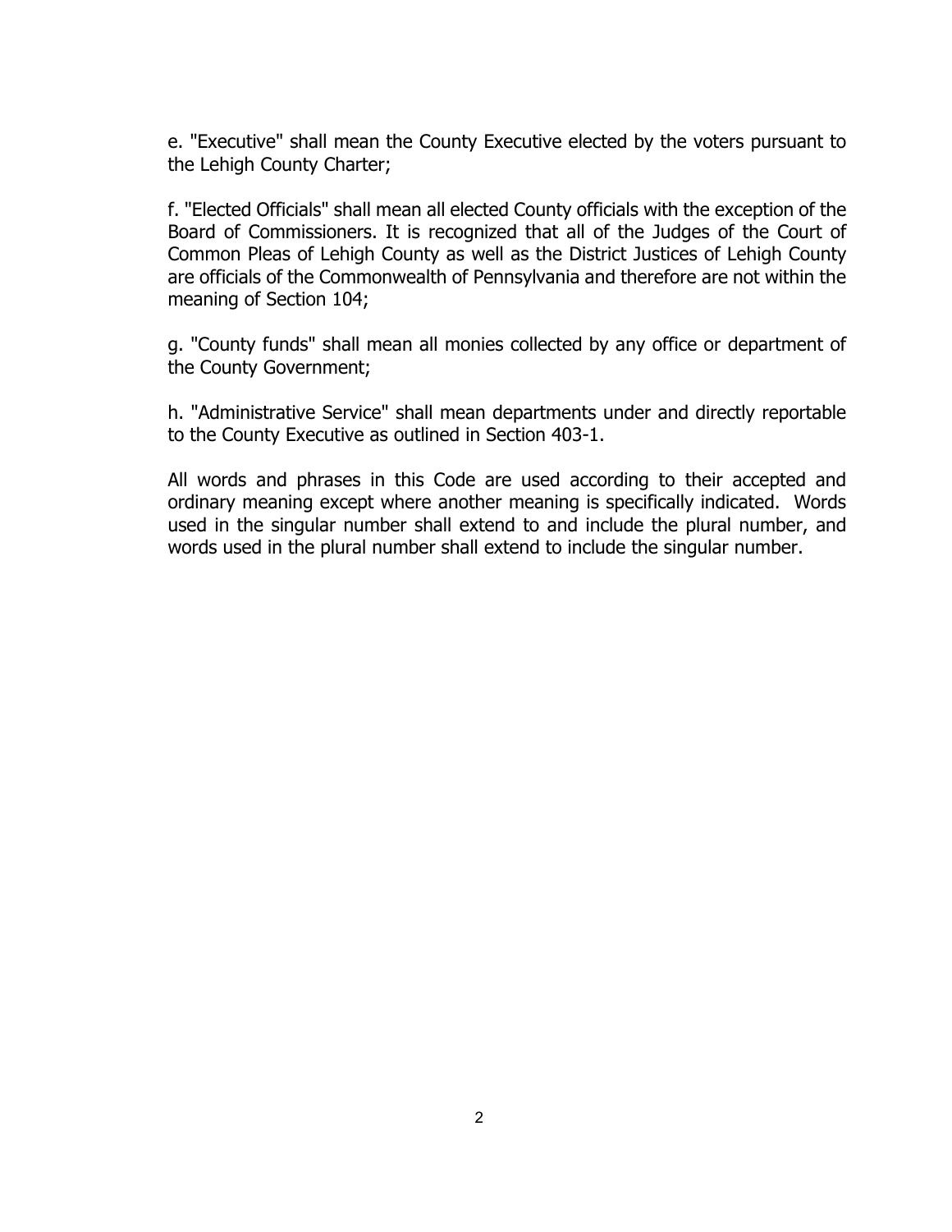e. "Executive" shall mean the County Executive elected by the voters pursuant to the Lehigh County Charter;

f. "Elected Officials" shall mean all elected County officials with the exception of the Board of Commissioners. It is recognized that all of the Judges of the Court of Common Pleas of Lehigh County as well as the District Justices of Lehigh County are officials of the Commonwealth of Pennsylvania and therefore are not within the meaning of Section 104;

g. "County funds" shall mean all monies collected by any office or department of the County Government;

h. "Administrative Service" shall mean departments under and directly reportable to the County Executive as outlined in Section 403-1.

All words and phrases in this Code are used according to their accepted and ordinary meaning except where another meaning is specifically indicated. Words used in the singular number shall extend to and include the plural number, and words used in the plural number shall extend to include the singular number.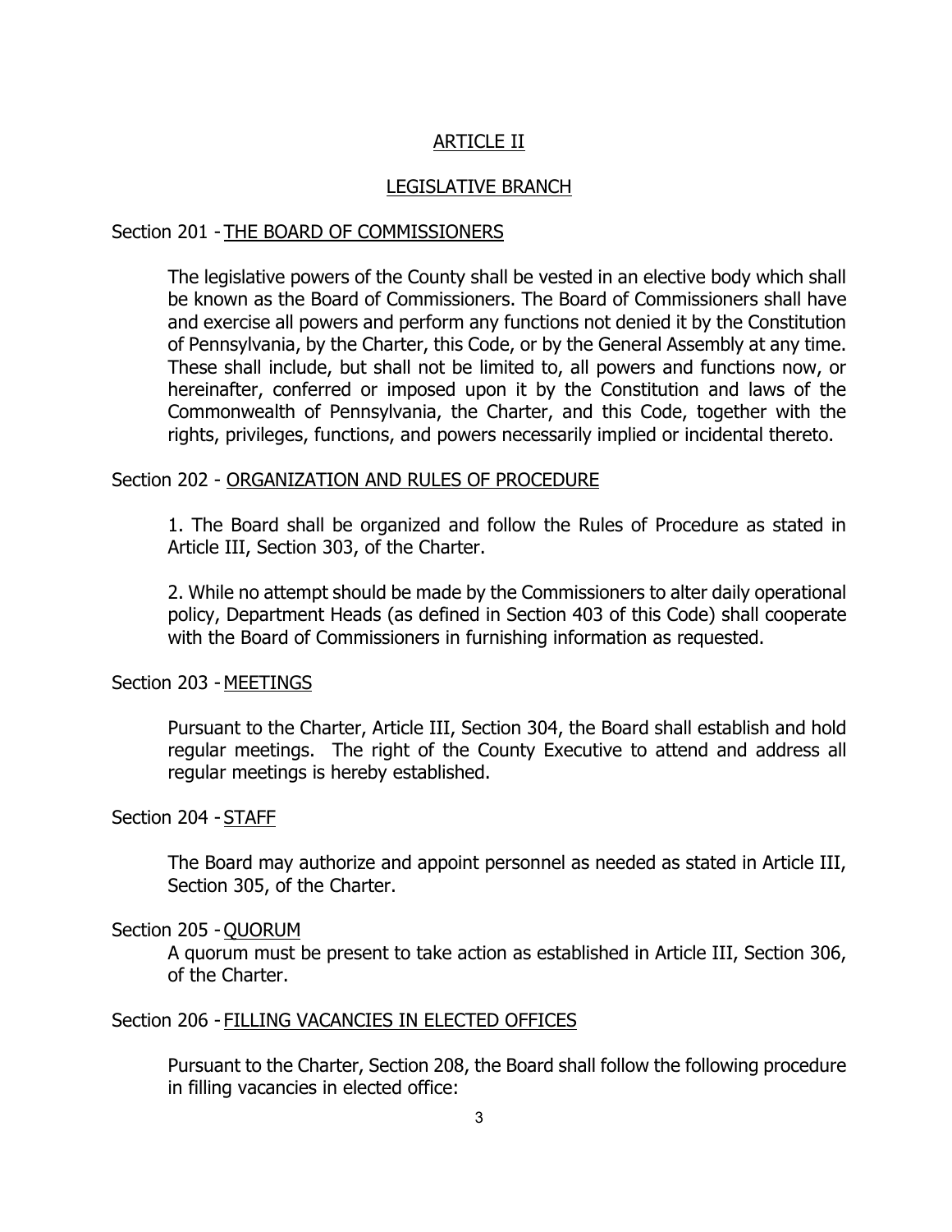# ARTICLE II

## LEGISLATIVE BRANCH

### Section 201 - THE BOARD OF COMMISSIONERS

The legislative powers of the County shall be vested in an elective body which shall be known as the Board of Commissioners. The Board of Commissioners shall have and exercise all powers and perform any functions not denied it by the Constitution of Pennsylvania, by the Charter, this Code, or by the General Assembly at any time. These shall include, but shall not be limited to, all powers and functions now, or hereinafter, conferred or imposed upon it by the Constitution and laws of the Commonwealth of Pennsylvania, the Charter, and this Code, together with the rights, privileges, functions, and powers necessarily implied or incidental thereto.

### Section 202 - ORGANIZATION AND RULES OF PROCEDURE

1. The Board shall be organized and follow the Rules of Procedure as stated in Article III, Section 303, of the Charter.

2. While no attempt should be made by the Commissioners to alter daily operational policy, Department Heads (as defined in Section 403 of this Code) shall cooperate with the Board of Commissioners in furnishing information as requested.

### Section 203 - MEETINGS

Pursuant to the Charter, Article III, Section 304, the Board shall establish and hold regular meetings. The right of the County Executive to attend and address all regular meetings is hereby established.

### Section 204 - STAFF

The Board may authorize and appoint personnel as needed as stated in Article III, Section 305, of the Charter.

### Section 205 - QUORUM

A quorum must be present to take action as established in Article III, Section 306, of the Charter.

### Section 206 - FILLING VACANCIES IN ELECTED OFFICES

Pursuant to the Charter, Section 208, the Board shall follow the following procedure in filling vacancies in elected office: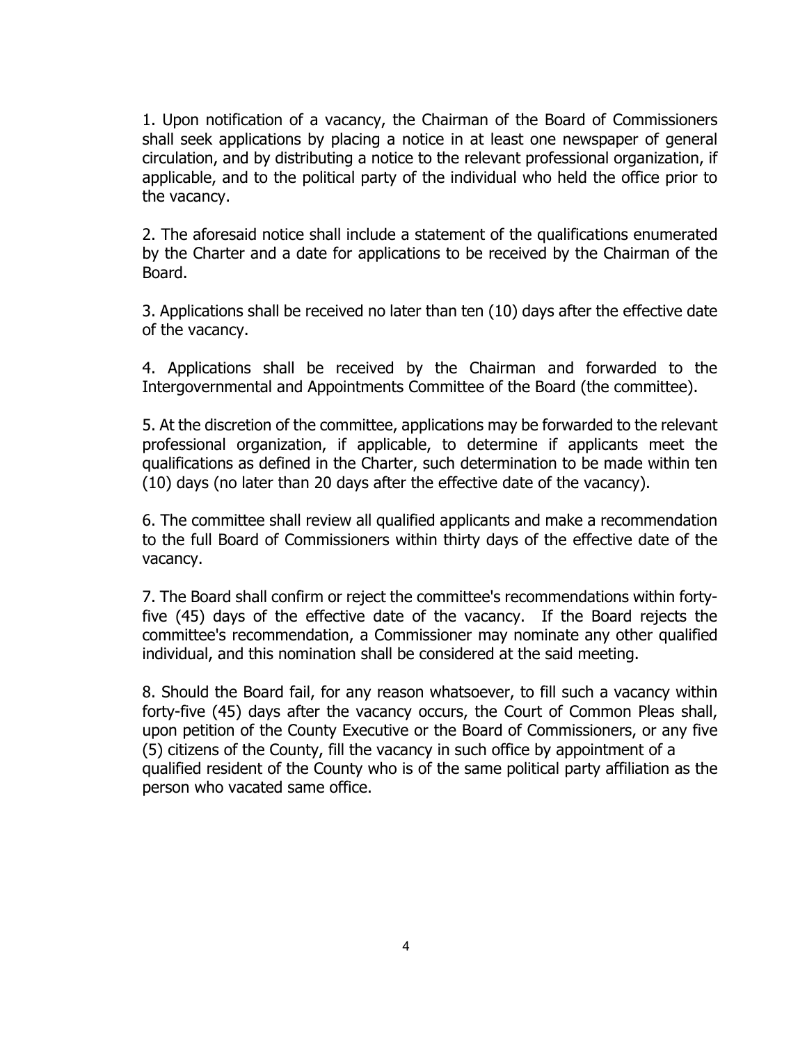1. Upon notification of a vacancy, the Chairman of the Board of Commissioners shall seek applications by placing a notice in at least one newspaper of general circulation, and by distributing a notice to the relevant professional organization, if applicable, and to the political party of the individual who held the office prior to the vacancy.

2. The aforesaid notice shall include a statement of the qualifications enumerated by the Charter and a date for applications to be received by the Chairman of the Board.

3. Applications shall be received no later than ten (10) days after the effective date of the vacancy.

4. Applications shall be received by the Chairman and forwarded to the Intergovernmental and Appointments Committee of the Board (the committee).

5. At the discretion of the committee, applications may be forwarded to the relevant professional organization, if applicable, to determine if applicants meet the qualifications as defined in the Charter, such determination to be made within ten (10) days (no later than 20 days after the effective date of the vacancy).

6. The committee shall review all qualified applicants and make a recommendation to the full Board of Commissioners within thirty days of the effective date of the vacancy.

7. The Board shall confirm or reject the committee's recommendations within forty-five (45) days of the effective date of the vacancy. If the Board rejects the committee's recommendation, a Commissioner may nominate any other qualified individual, and this nomination shall be considered at the said meeting.

8. Should the Board fail, for any reason whatsoever, to fill such a vacancy within forty-five (45) days after the vacancy occurs, the Court of Common Pleas shall, upon petition of the County Executive or the Board of Commissioners, or any five (5) citizens of the County, fill the vacancy in such office by appointment of a qualified resident of the County who is of the same political party affiliation as the person who vacated same office.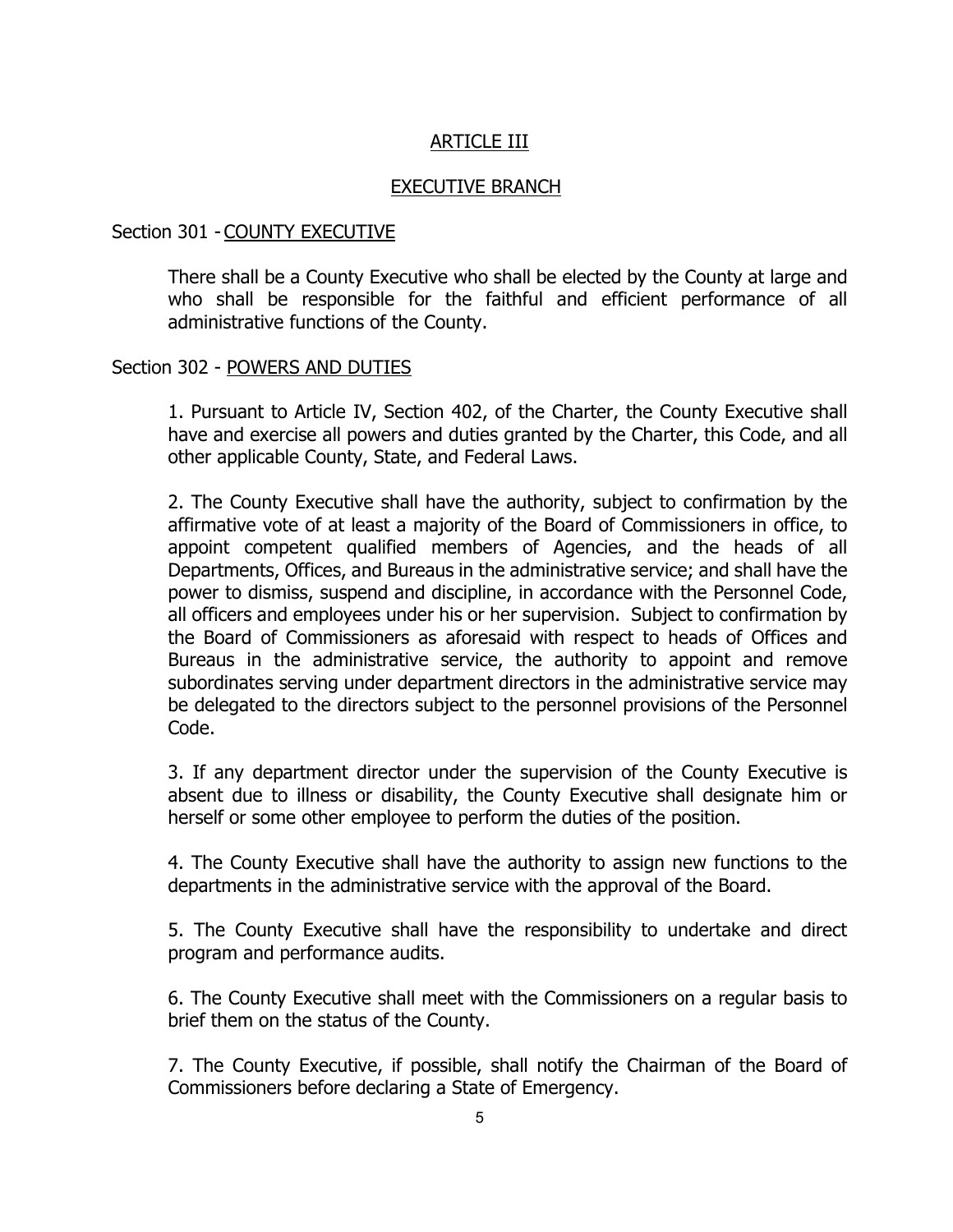## ARTICLE III

## EXECUTIVE BRANCH

### Section 301 - COUNTY EXECUTIVE

There shall be a County Executive who shall be elected by the County at large and who shall be responsible for the faithful and efficient performance of all administrative functions of the County.

### Section 302 - POWERS AND DUTIES

1. Pursuant to Article IV, Section 402, of the Charter, the County Executive shall have and exercise all powers and duties granted by the Charter, this Code, and all other applicable County, State, and Federal Laws.

2. The County Executive shall have the authority, subject to confirmation by the affirmative vote of at least a majority of the Board of Commissioners in office, to appoint competent qualified members of Agencies, and the heads of all Departments, Offices, and Bureaus in the administrative service; and shall have the power to dismiss, suspend and discipline, in accordance with the Personnel Code, all officers and employees under his or her supervision. Subject to confirmation by the Board of Commissioners as aforesaid with respect to heads of Offices and Bureaus in the administrative service, the authority to appoint and remove subordinates serving under department directors in the administrative service may be delegated to the directors subject to the personnel provisions of the Personnel Code.

3. If any department director under the supervision of the County Executive is absent due to illness or disability, the County Executive shall designate him or herself or some other employee to perform the duties of the position.

4. The County Executive shall have the authority to assign new functions to the departments in the administrative service with the approval of the Board.

5. The County Executive shall have the responsibility to undertake and direct program and performance audits.

6. The County Executive shall meet with the Commissioners on a regular basis to brief them on the status of the County.

7. The County Executive, if possible, shall notify the Chairman of the Board of Commissioners before declaring a State of Emergency.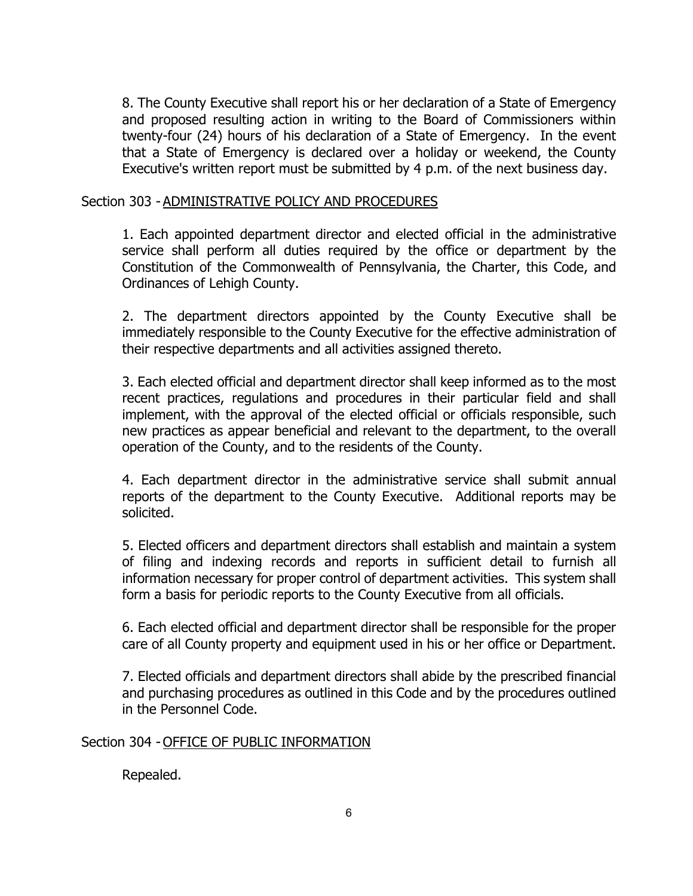8. The County Executive shall report his or her declaration of a State of Emergency and proposed resulting action in writing to the Board of Commissioners within twenty-four (24) hours of his declaration of a State of Emergency. In the event that a State of Emergency is declared over a holiday or weekend, the County Executive's written report must be submitted by 4 p.m. of the next business day.

## Section 303 - ADMINISTRATIVE POLICY AND PROCEDURES

1. Each appointed department director and elected official in the administrative service shall perform all duties required by the office or department by the Constitution of the Commonwealth of Pennsylvania, the Charter, this Code, and Ordinances of Lehigh County.

2. The department directors appointed by the County Executive shall be immediately responsible to the County Executive for the effective administration of their respective departments and all activities assigned thereto.

3. Each elected official and department director shall keep informed as to the most recent practices, regulations and procedures in their particular field and shall implement, with the approval of the elected official or officials responsible, such new practices as appear beneficial and relevant to the department, to the overall operation of the County, and to the residents of the County.

4. Each department director in the administrative service shall submit annual reports of the department to the County Executive. Additional reports may be solicited.

5. Elected officers and department directors shall establish and maintain a system of filing and indexing records and reports in sufficient detail to furnish all information necessary for proper control of department activities. This system shall form a basis for periodic reports to the County Executive from all officials.

6. Each elected official and department director shall be responsible for the proper care of all County property and equipment used in his or her office or Department.

7. Elected officials and department directors shall abide by the prescribed financial and purchasing procedures as outlined in this Code and by the procedures outlined in the Personnel Code.

## Section 304 - OFFICE OF PUBLIC INFORMATION

Repealed.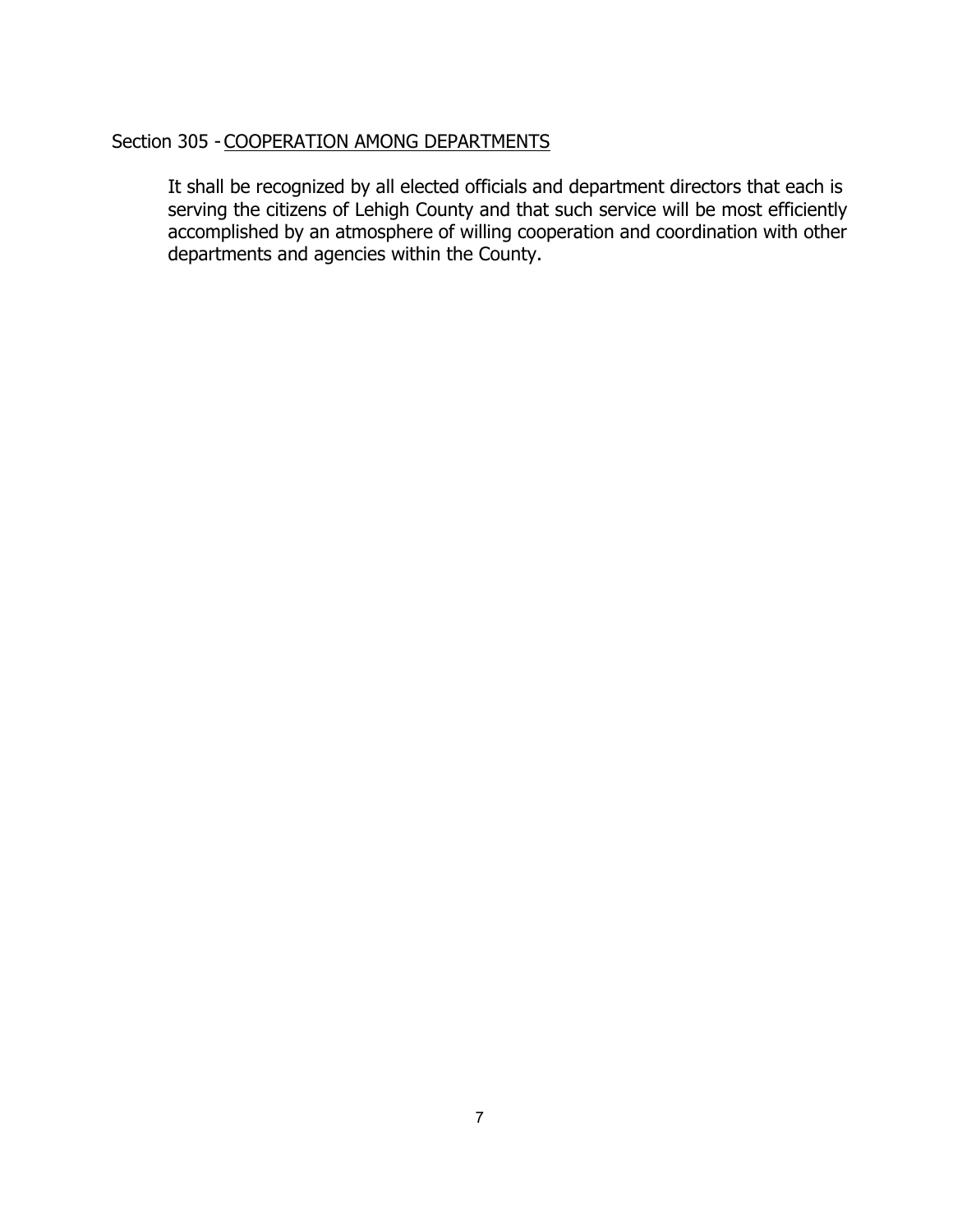Section 305 - <u>COOPERATION AMONG DEPARTMENTS</u>

It shall be recognized by all elected officials and department directors that each is serving the citizens of Lehigh County and that such service will be most efficiently accomplished by an atmosphere of willing cooperation and coordination with other departments and agencies within the County.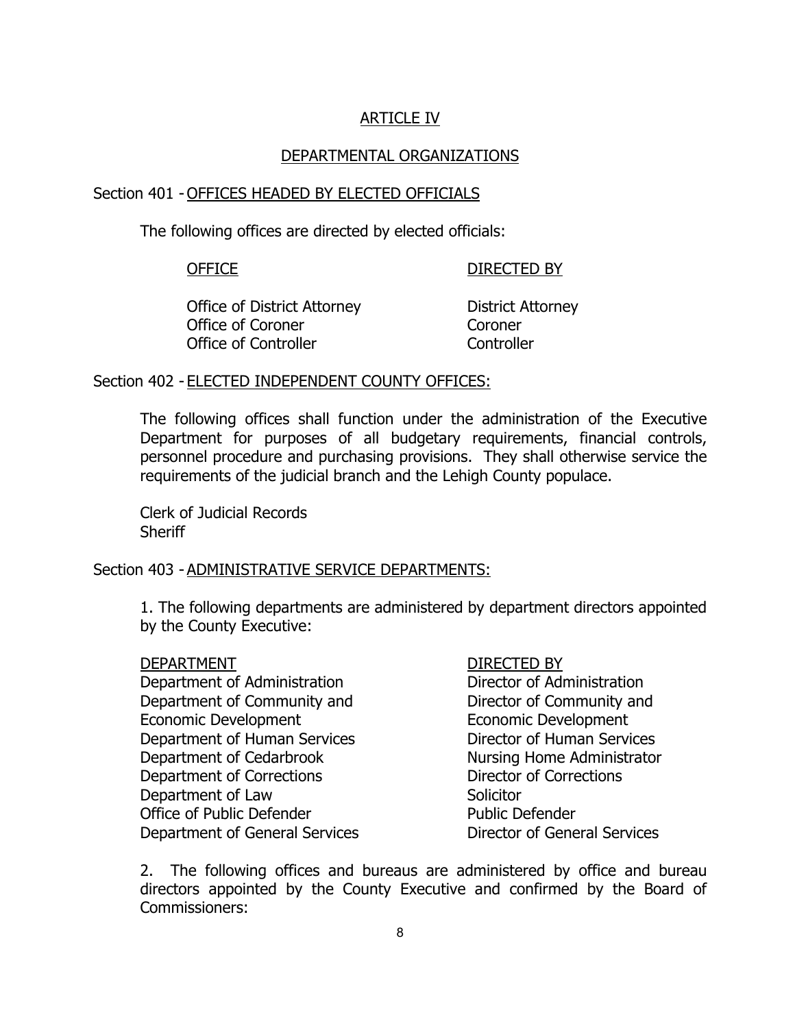# ARTICLE IV

## DEPARTMENTAL ORGANIZATIONS

### Section 401 - OFFICES HEADED BY ELECTED OFFICIALS

The following offices are directed by elected officials:

| OFFICE | DIRECTED BY |
|---|---|
| Office of District Attorney | District Attorney |
| Office of Coroner | Coroner |
| Office of Controller | Controller |

### Section 402 - ELECTED INDEPENDENT COUNTY OFFICES:

The following offices shall function under the administration of the Executive Department for purposes of all budgetary requirements, financial controls, personnel procedure and purchasing provisions. They shall otherwise service the requirements of the judicial branch and the Lehigh County populace.

Clerk of Judicial Records
Sheriff

### Section 403 - ADMINISTRATIVE SERVICE DEPARTMENTS:

1. The following departments are administered by department directors appointed by the County Executive:

| DEPARTMENT | DIRECTED BY |
|---|---|
| Department of Administration | Director of Administration |
| Department of Community and Economic Development | Director of Community and Economic Development |
| Department of Human Services | Director of Human Services |
| Department of Cedarbrook | Nursing Home Administrator |
| Department of Corrections | Director of Corrections |
| Department of Law | Solicitor |
| Office of Public Defender | Public Defender |
| Department of General Services | Director of General Services |

2. The following offices and bureaus are administered by office and bureau directors appointed by the County Executive and confirmed by the Board of Commissioners: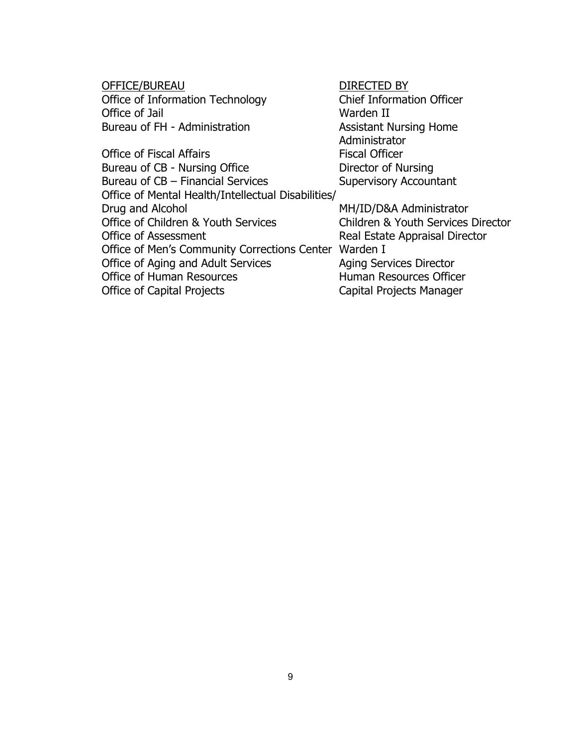| OFFICE/BUREAU | DIRECTED BY |
| --- | --- |
| Office of Information Technology | Chief Information Officer |
| Office of Jail | Warden II |
| Bureau of FH - Administration | Assistant Nursing Home Administrator |
| Office of Fiscal Affairs | Fiscal Officer |
| Bureau of CB - Nursing Office | Director of Nursing |
| Bureau of CB – Financial Services | Supervisory Accountant |
| Office of Mental Health/Intellectual Disabilities/ Drug and Alcohol | MH/ID/D&A Administrator |
| Office of Children & Youth Services | Children & Youth Services Director |
| Office of Assessment | Real Estate Appraisal Director |
| Office of Men's Community Corrections Center | Warden I |
| Office of Aging and Adult Services | Aging Services Director |
| Office of Human Resources | Human Resources Officer |
| Office of Capital Projects | Capital Projects Manager |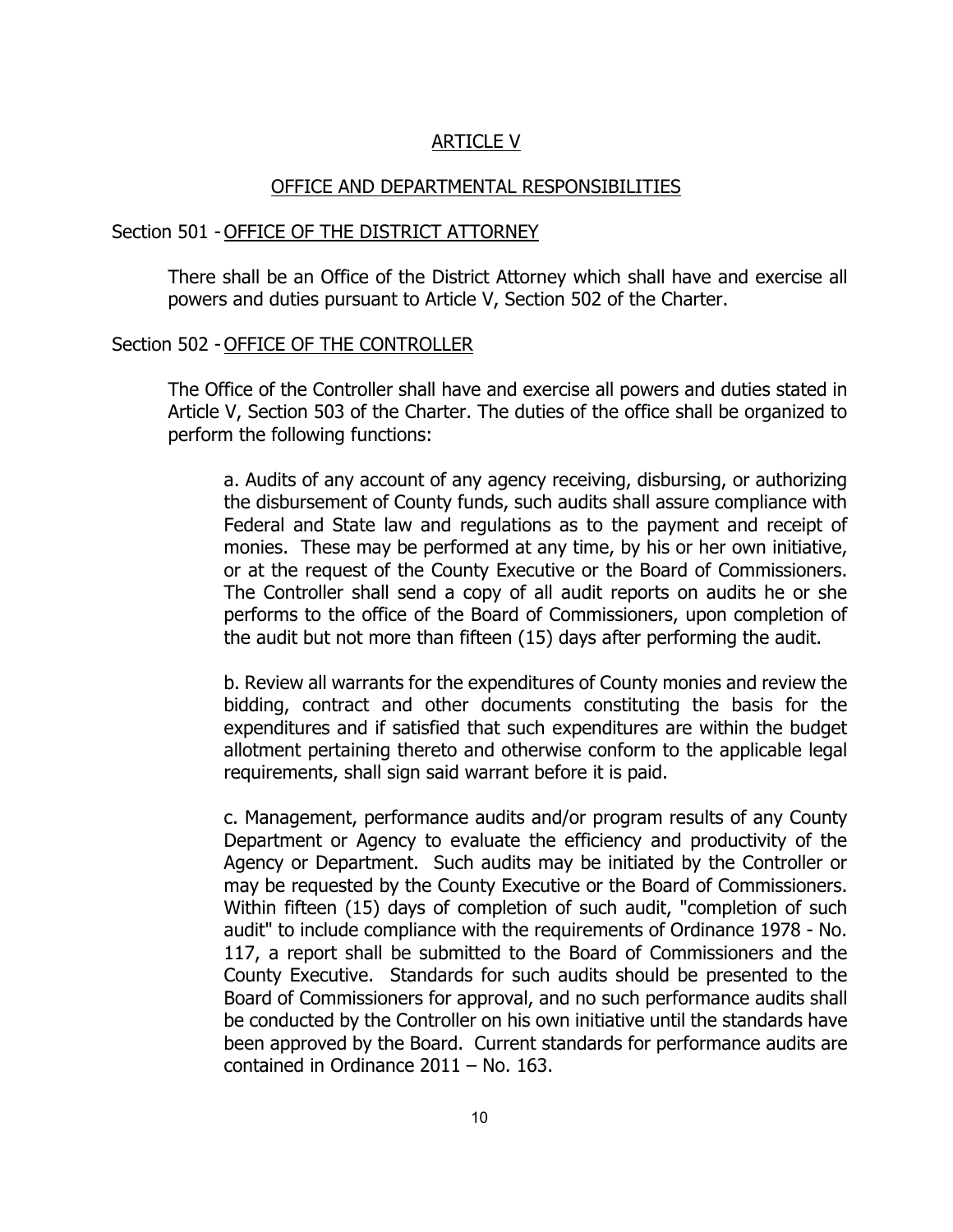# ARTICLE V

## OFFICE AND DEPARTMENTAL RESPONSIBILITIES

### Section 501 - OFFICE OF THE DISTRICT ATTORNEY

There shall be an Office of the District Attorney which shall have and exercise all powers and duties pursuant to Article V, Section 502 of the Charter.

### Section 502 - OFFICE OF THE CONTROLLER

The Office of the Controller shall have and exercise all powers and duties stated in Article V, Section 503 of the Charter. The duties of the office shall be organized to perform the following functions:

a. Audits of any account of any agency receiving, disbursing, or authorizing the disbursement of County funds, such audits shall assure compliance with Federal and State law and regulations as to the payment and receipt of monies. These may be performed at any time, by his or her own initiative, or at the request of the County Executive or the Board of Commissioners. The Controller shall send a copy of all audit reports on audits he or she performs to the office of the Board of Commissioners, upon completion of the audit but not more than fifteen (15) days after performing the audit.

b. Review all warrants for the expenditures of County monies and review the bidding, contract and other documents constituting the basis for the expenditures and if satisfied that such expenditures are within the budget allotment pertaining thereto and otherwise conform to the applicable legal requirements, shall sign said warrant before it is paid.

c. Management, performance audits and/or program results of any County Department or Agency to evaluate the efficiency and productivity of the Agency or Department. Such audits may be initiated by the Controller or may be requested by the County Executive or the Board of Commissioners. Within fifteen (15) days of completion of such audit, "completion of such audit" to include compliance with the requirements of Ordinance 1978 - No. 117, a report shall be submitted to the Board of Commissioners and the County Executive. Standards for such audits should be presented to the Board of Commissioners for approval, and no such performance audits shall be conducted by the Controller on his own initiative until the standards have been approved by the Board. Current standards for performance audits are contained in Ordinance 2011 – No. 163.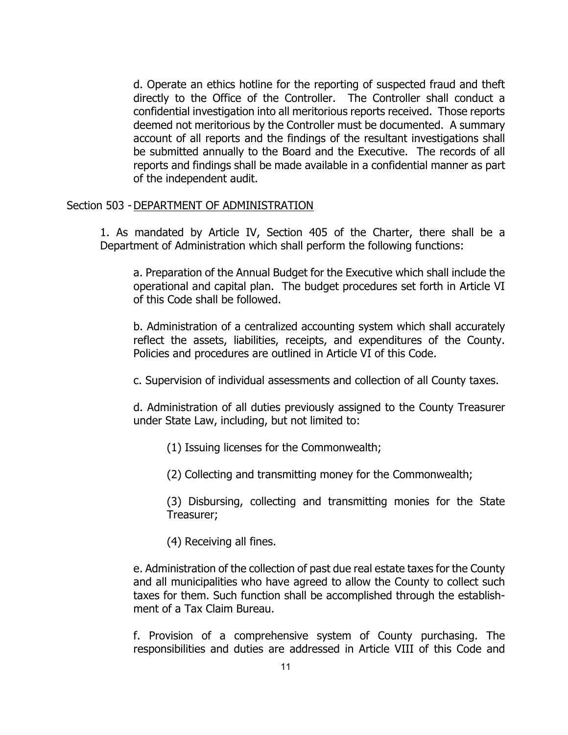d. Operate an ethics hotline for the reporting of suspected fraud and theft directly to the Office of the Controller. The Controller shall conduct a confidential investigation into all meritorious reports received. Those reports deemed not meritorious by the Controller must be documented. A summary account of all reports and the findings of the resultant investigations shall be submitted annually to the Board and the Executive. The records of all reports and findings shall be made available in a confidential manner as part of the independent audit.

Section 503 - DEPARTMENT OF ADMINISTRATION

1. As mandated by Article IV, Section 405 of the Charter, there shall be a Department of Administration which shall perform the following functions:

a. Preparation of the Annual Budget for the Executive which shall include the operational and capital plan. The budget procedures set forth in Article VI of this Code shall be followed.

b. Administration of a centralized accounting system which shall accurately reflect the assets, liabilities, receipts, and expenditures of the County. Policies and procedures are outlined in Article VI of this Code.

c. Supervision of individual assessments and collection of all County taxes.

d. Administration of all duties previously assigned to the County Treasurer under State Law, including, but not limited to:

(1) Issuing licenses for the Commonwealth;

(2) Collecting and transmitting money for the Commonwealth;

(3) Disbursing, collecting and transmitting monies for the State Treasurer;

(4) Receiving all fines.

e. Administration of the collection of past due real estate taxes for the County and all municipalities who have agreed to allow the County to collect such taxes for them. Such function shall be accomplished through the establishment of a Tax Claim Bureau.

f. Provision of a comprehensive system of County purchasing. The responsibilities and duties are addressed in Article VIII of this Code and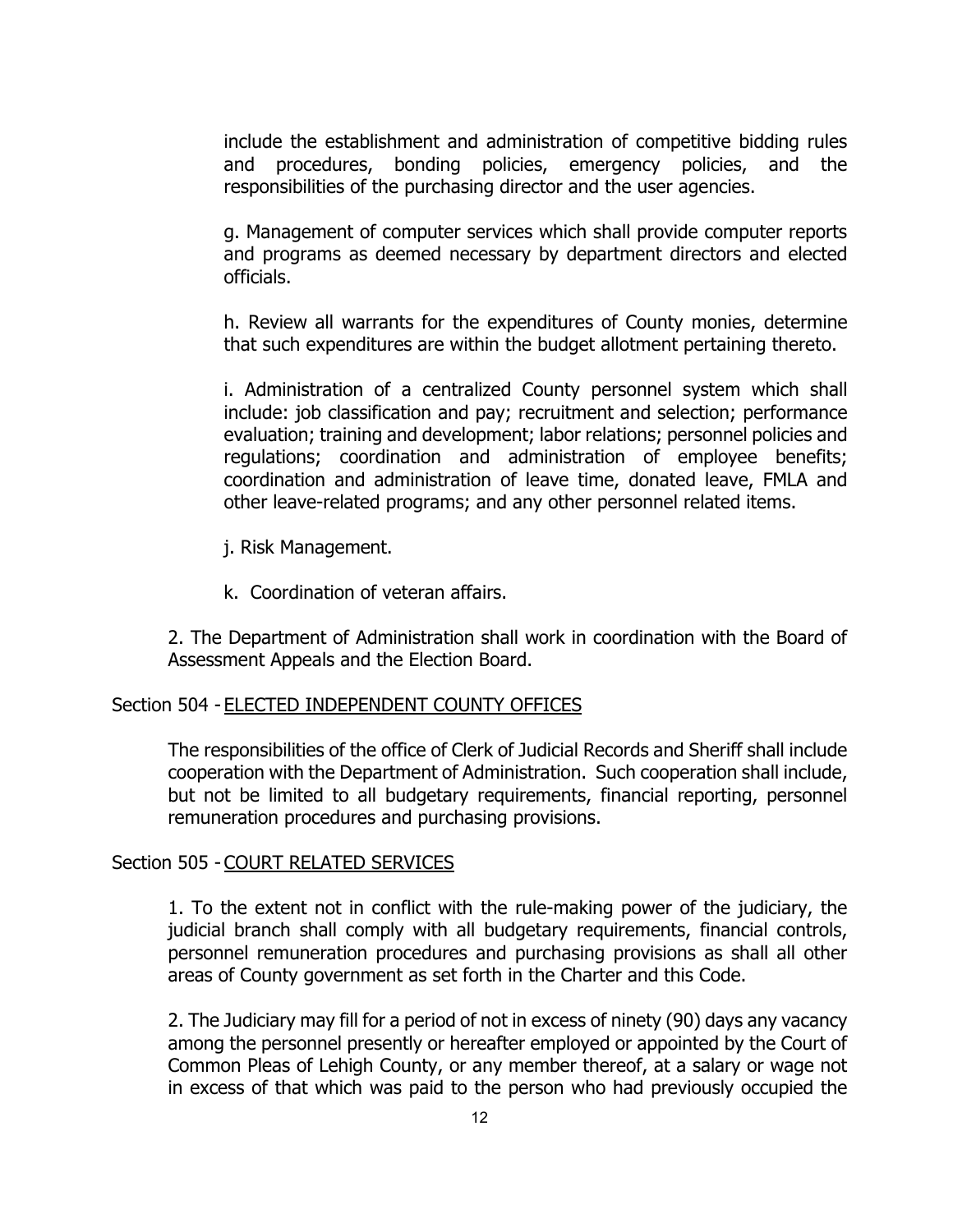include the establishment and administration of competitive bidding rules and procedures, bonding policies, emergency policies, and the responsibilities of the purchasing director and the user agencies.

g. Management of computer services which shall provide computer reports and programs as deemed necessary by department directors and elected officials.

h. Review all warrants for the expenditures of County monies, determine that such expenditures are within the budget allotment pertaining thereto.

i. Administration of a centralized County personnel system which shall include: job classification and pay; recruitment and selection; performance evaluation; training and development; labor relations; personnel policies and regulations; coordination and administration of employee benefits; coordination and administration of leave time, donated leave, FMLA and other leave-related programs; and any other personnel related items.

j. Risk Management.

k. Coordination of veteran affairs.

2. The Department of Administration shall work in coordination with the Board of Assessment Appeals and the Election Board.

Section 504 - ELECTED INDEPENDENT COUNTY OFFICES

The responsibilities of the office of Clerk of Judicial Records and Sheriff shall include cooperation with the Department of Administration. Such cooperation shall include, but not be limited to all budgetary requirements, financial reporting, personnel remuneration procedures and purchasing provisions.

Section 505 - COURT RELATED SERVICES

1. To the extent not in conflict with the rule-making power of the judiciary, the judicial branch shall comply with all budgetary requirements, financial controls, personnel remuneration procedures and purchasing provisions as shall all other areas of County government as set forth in the Charter and this Code.

2. The Judiciary may fill for a period of not in excess of ninety (90) days any vacancy among the personnel presently or hereafter employed or appointed by the Court of Common Pleas of Lehigh County, or any member thereof, at a salary or wage not in excess of that which was paid to the person who had previously occupied the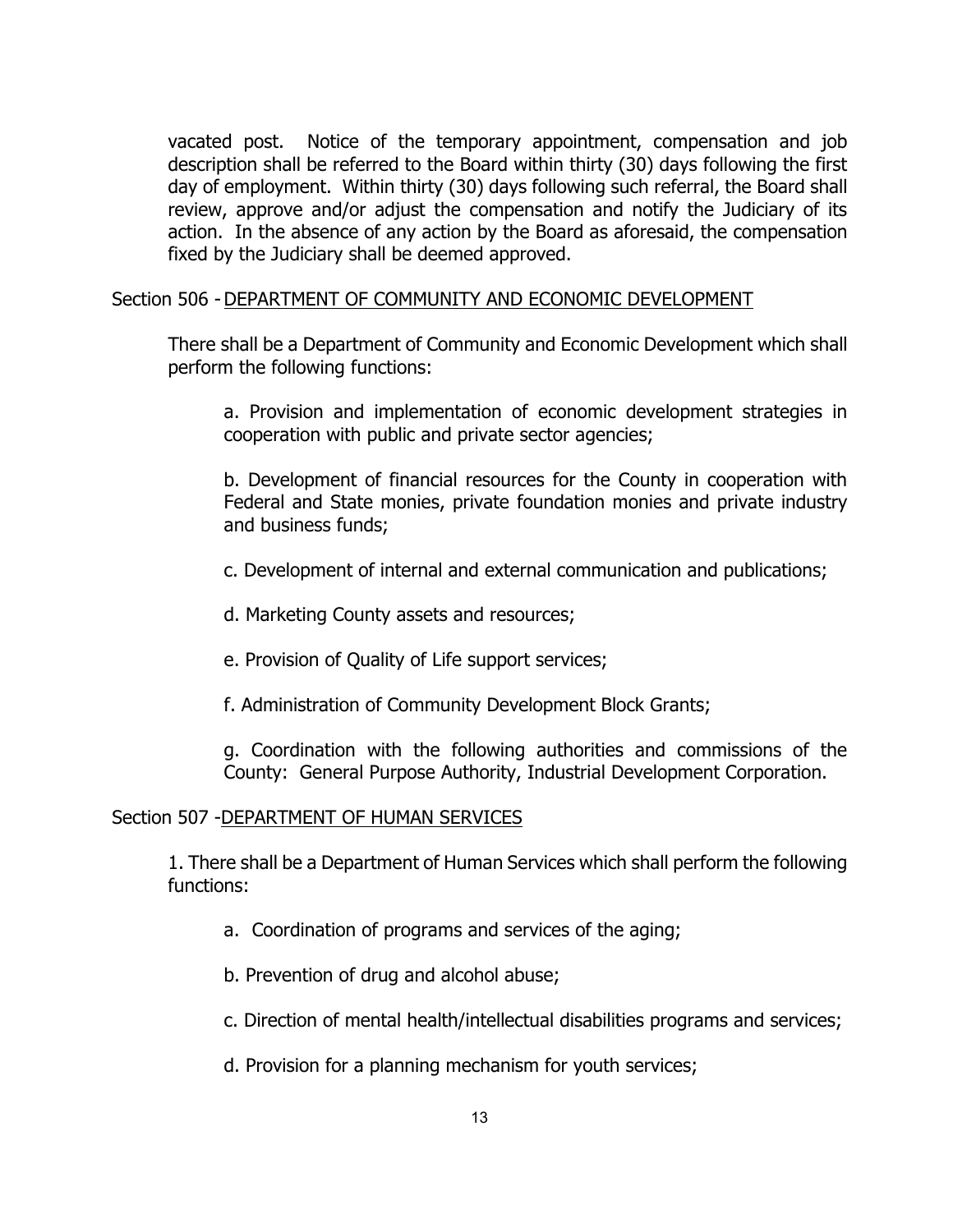vacated post. Notice of the temporary appointment, compensation and job description shall be referred to the Board within thirty (30) days following the first day of employment. Within thirty (30) days following such referral, the Board shall review, approve and/or adjust the compensation and notify the Judiciary of its action. In the absence of any action by the Board as aforesaid, the compensation fixed by the Judiciary shall be deemed approved.

Section 506 - <u>DEPARTMENT OF COMMUNITY AND ECONOMIC DEVELOPMENT</u>

There shall be a Department of Community and Economic Development which shall perform the following functions:

a. Provision and implementation of economic development strategies in cooperation with public and private sector agencies;

b. Development of financial resources for the County in cooperation with Federal and State monies, private foundation monies and private industry and business funds;

c. Development of internal and external communication and publications;

d. Marketing County assets and resources;

e. Provision of Quality of Life support services;

f. Administration of Community Development Block Grants;

g. Coordination with the following authorities and commissions of the County: General Purpose Authority, Industrial Development Corporation.

Section 507 -<u>DEPARTMENT OF HUMAN SERVICES</u>

1. There shall be a Department of Human Services which shall perform the following functions:

a. Coordination of programs and services of the aging;

b. Prevention of drug and alcohol abuse;

c. Direction of mental health/intellectual disabilities programs and services;

d. Provision for a planning mechanism for youth services;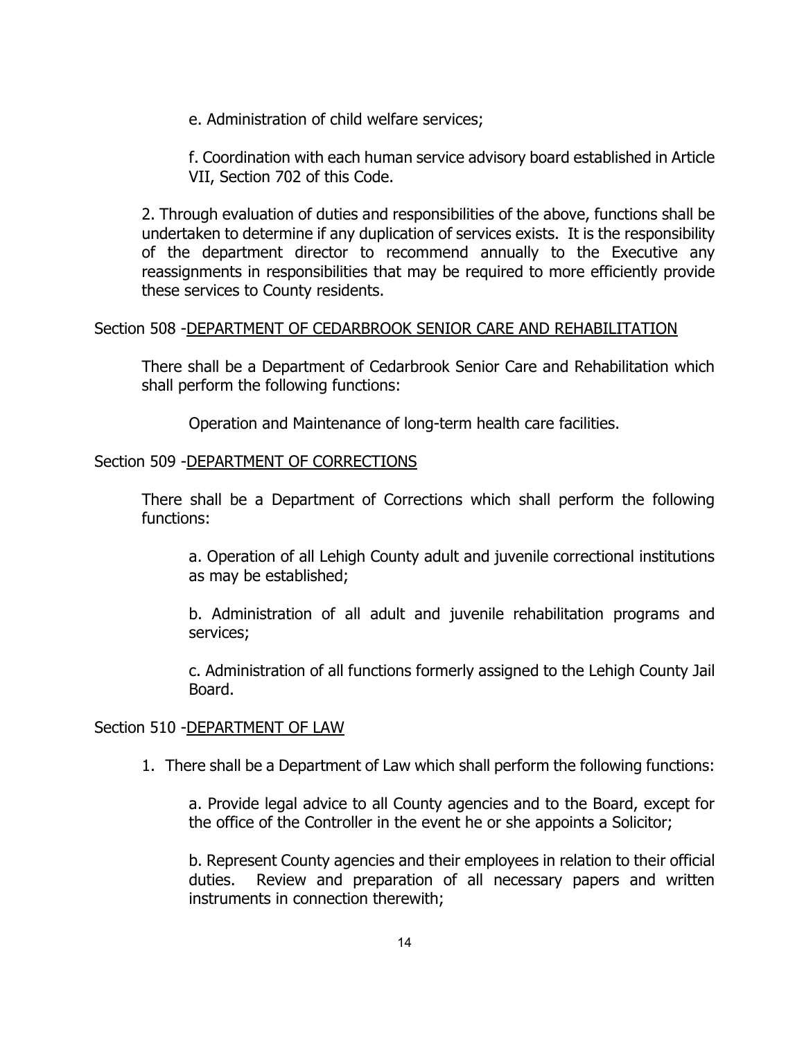e. Administration of child welfare services;

f. Coordination with each human service advisory board established in Article VII, Section 702 of this Code.

2. Through evaluation of duties and responsibilities of the above, functions shall be undertaken to determine if any duplication of services exists. It is the responsibility of the department director to recommend annually to the Executive any reassignments in responsibilities that may be required to more efficiently provide these services to County residents.

Section 508 -DEPARTMENT OF CEDARBROOK SENIOR CARE AND REHABILITATION

There shall be a Department of Cedarbrook Senior Care and Rehabilitation which shall perform the following functions:

Operation and Maintenance of long-term health care facilities.

Section 509 -DEPARTMENT OF CORRECTIONS

There shall be a Department of Corrections which shall perform the following functions:

a. Operation of all Lehigh County adult and juvenile correctional institutions as may be established;

b. Administration of all adult and juvenile rehabilitation programs and services;

c. Administration of all functions formerly assigned to the Lehigh County Jail Board.

Section 510 -DEPARTMENT OF LAW

1. There shall be a Department of Law which shall perform the following functions:

a. Provide legal advice to all County agencies and to the Board, except for the office of the Controller in the event he or she appoints a Solicitor;

b. Represent County agencies and their employees in relation to their official duties. Review and preparation of all necessary papers and written instruments in connection therewith;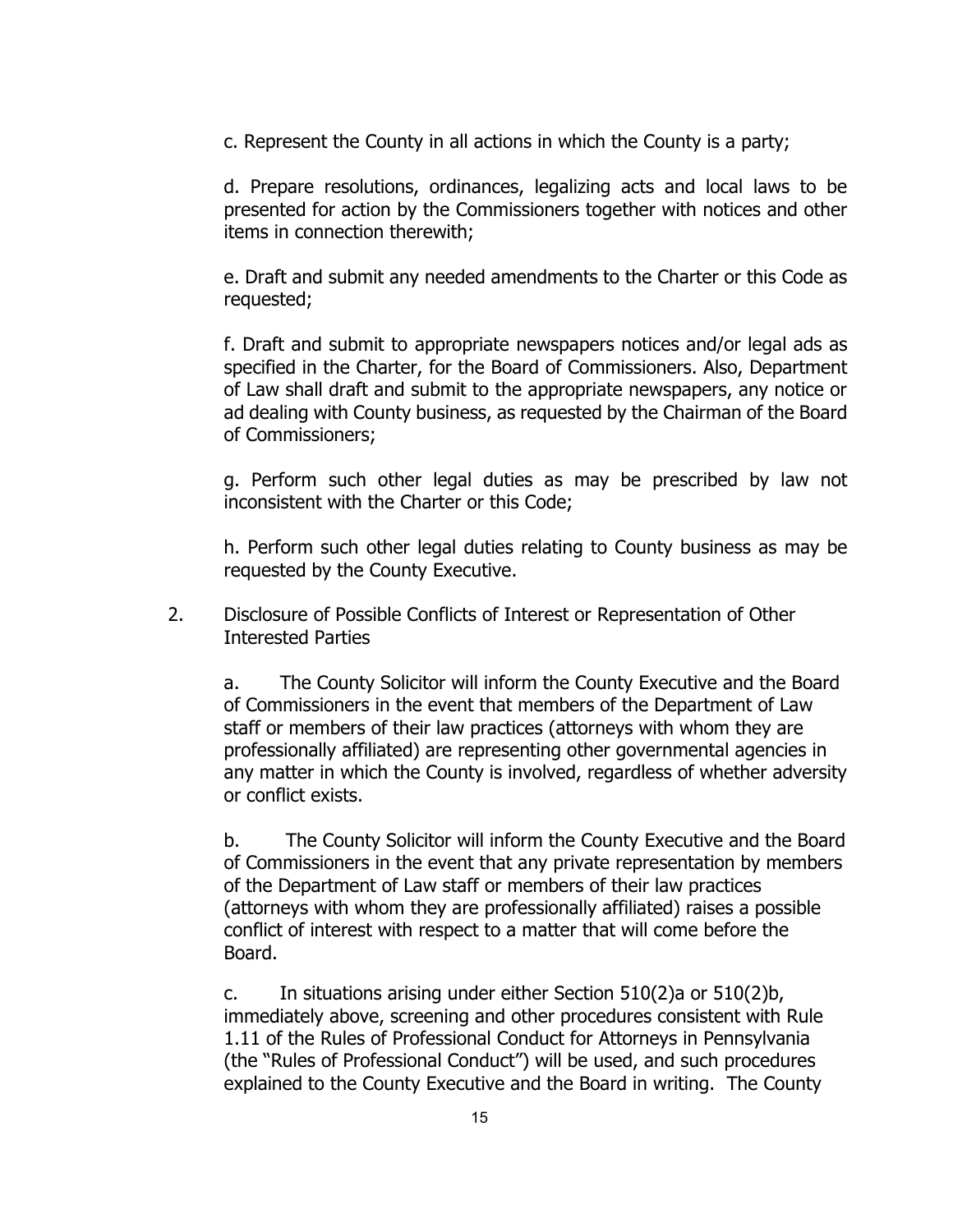c. Represent the County in all actions in which the County is a party;

d. Prepare resolutions, ordinances, legalizing acts and local laws to be presented for action by the Commissioners together with notices and other items in connection therewith;

e. Draft and submit any needed amendments to the Charter or this Code as requested;

f. Draft and submit to appropriate newspapers notices and/or legal ads as specified in the Charter, for the Board of Commissioners. Also, Department of Law shall draft and submit to the appropriate newspapers, any notice or ad dealing with County business, as requested by the Chairman of the Board of Commissioners;

g. Perform such other legal duties as may be prescribed by law not inconsistent with the Charter or this Code;

h. Perform such other legal duties relating to County business as may be requested by the County Executive.

2. Disclosure of Possible Conflicts of Interest or Representation of Other Interested Parties

   a. The County Solicitor will inform the County Executive and the Board of Commissioners in the event that members of the Department of Law staff or members of their law practices (attorneys with whom they are professionally affiliated) are representing other governmental agencies in any matter in which the County is involved, regardless of whether adversity or conflict exists.

   b. The County Solicitor will inform the County Executive and the Board of Commissioners in the event that any private representation by members of the Department of Law staff or members of their law practices (attorneys with whom they are professionally affiliated) raises a possible conflict of interest with respect to a matter that will come before the Board.

   c. In situations arising under either Section 510(2)a or 510(2)b, immediately above, screening and other procedures consistent with Rule 1.11 of the Rules of Professional Conduct for Attorneys in Pennsylvania (the "Rules of Professional Conduct") will be used, and such procedures explained to the County Executive and the Board in writing. The County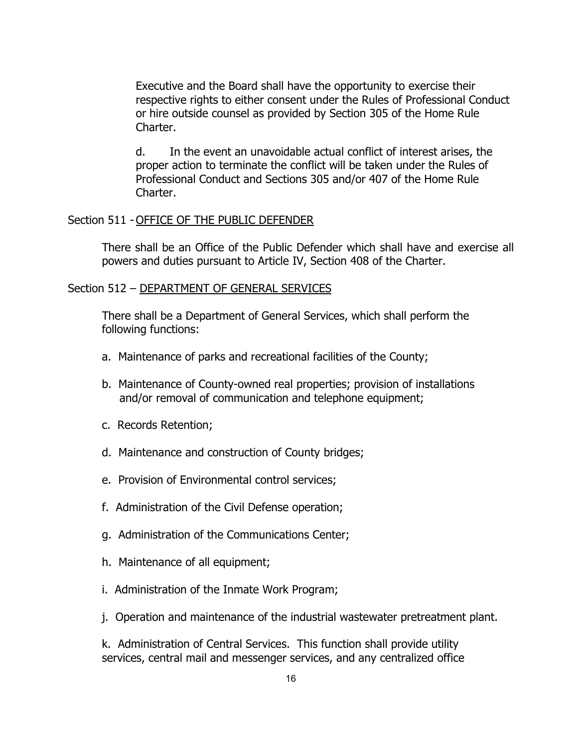Executive and the Board shall have the opportunity to exercise their respective rights to either consent under the Rules of Professional Conduct or hire outside counsel as provided by Section 305 of the Home Rule Charter.

d. In the event an unavoidable actual conflict of interest arises, the proper action to terminate the conflict will be taken under the Rules of Professional Conduct and Sections 305 and/or 407 of the Home Rule Charter.

Section 511 - <u>OFFICE OF THE PUBLIC DEFENDER</u>

There shall be an Office of the Public Defender which shall have and exercise all powers and duties pursuant to Article IV, Section 408 of the Charter.

Section 512 – <u>DEPARTMENT OF GENERAL SERVICES</u>

There shall be a Department of General Services, which shall perform the following functions:

a. Maintenance of parks and recreational facilities of the County;

b. Maintenance of County-owned real properties; provision of installations and/or removal of communication and telephone equipment;

c. Records Retention;

d. Maintenance and construction of County bridges;

e. Provision of Environmental control services;

f. Administration of the Civil Defense operation;

g. Administration of the Communications Center;

h. Maintenance of all equipment;

i. Administration of the Inmate Work Program;

j. Operation and maintenance of the industrial wastewater pretreatment plant.

k. Administration of Central Services. This function shall provide utility services, central mail and messenger services, and any centralized office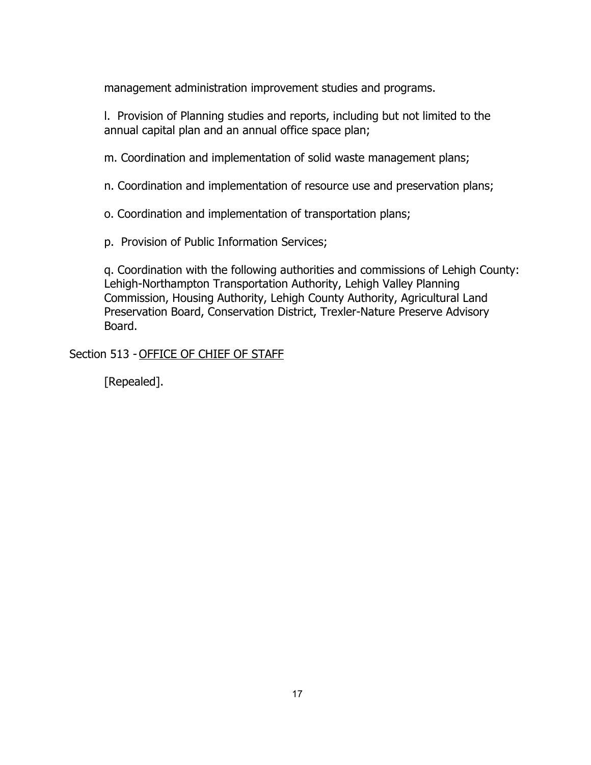management administration improvement studies and programs.

l. Provision of Planning studies and reports, including but not limited to the annual capital plan and an annual office space plan;

m. Coordination and implementation of solid waste management plans;

n. Coordination and implementation of resource use and preservation plans;

o. Coordination and implementation of transportation plans;

p. Provision of Public Information Services;

q. Coordination with the following authorities and commissions of Lehigh County: Lehigh-Northampton Transportation Authority, Lehigh Valley Planning Commission, Housing Authority, Lehigh County Authority, Agricultural Land Preservation Board, Conservation District, Trexler-Nature Preserve Advisory Board.

Section 513 - OFFICE OF CHIEF OF STAFF

[Repealed].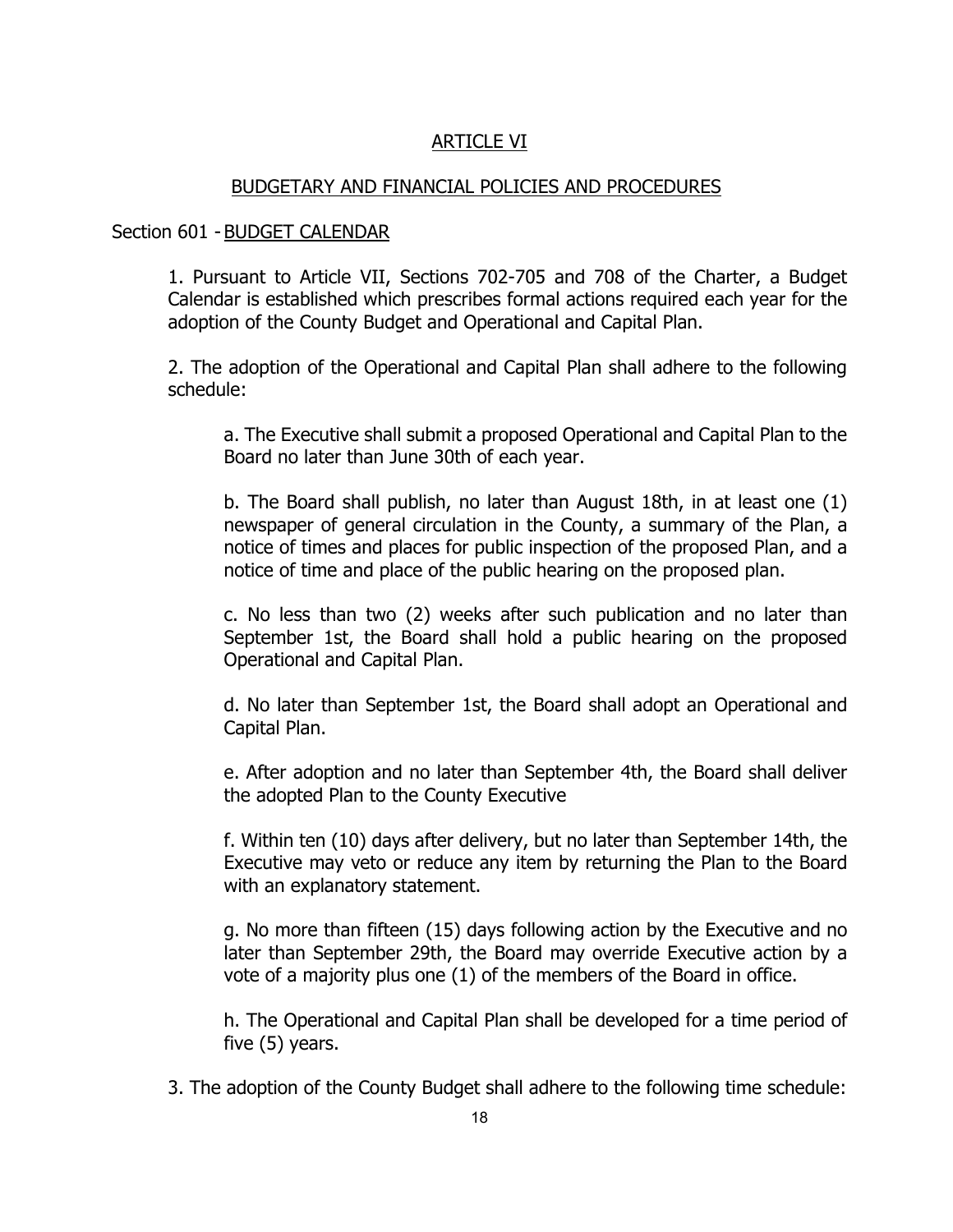# ARTICLE VI

## BUDGETARY AND FINANCIAL POLICIES AND PROCEDURES

### Section 601 - BUDGET CALENDAR

1. Pursuant to Article VII, Sections 702-705 and 708 of the Charter, a Budget Calendar is established which prescribes formal actions required each year for the adoption of the County Budget and Operational and Capital Plan.

2. The adoption of the Operational and Capital Plan shall adhere to the following schedule:

   a. The Executive shall submit a proposed Operational and Capital Plan to the Board no later than June 30th of each year.

   b. The Board shall publish, no later than August 18th, in at least one (1) newspaper of general circulation in the County, a summary of the Plan, a notice of times and places for public inspection of the proposed Plan, and a notice of time and place of the public hearing on the proposed plan.

   c. No less than two (2) weeks after such publication and no later than September 1st, the Board shall hold a public hearing on the proposed Operational and Capital Plan.

   d. No later than September 1st, the Board shall adopt an Operational and Capital Plan.

   e. After adoption and no later than September 4th, the Board shall deliver the adopted Plan to the County Executive

   f. Within ten (10) days after delivery, but no later than September 14th, the Executive may veto or reduce any item by returning the Plan to the Board with an explanatory statement.

   g. No more than fifteen (15) days following action by the Executive and no later than September 29th, the Board may override Executive action by a vote of a majority plus one (1) of the members of the Board in office.

   h. The Operational and Capital Plan shall be developed for a time period of five (5) years.

3. The adoption of the County Budget shall adhere to the following time schedule: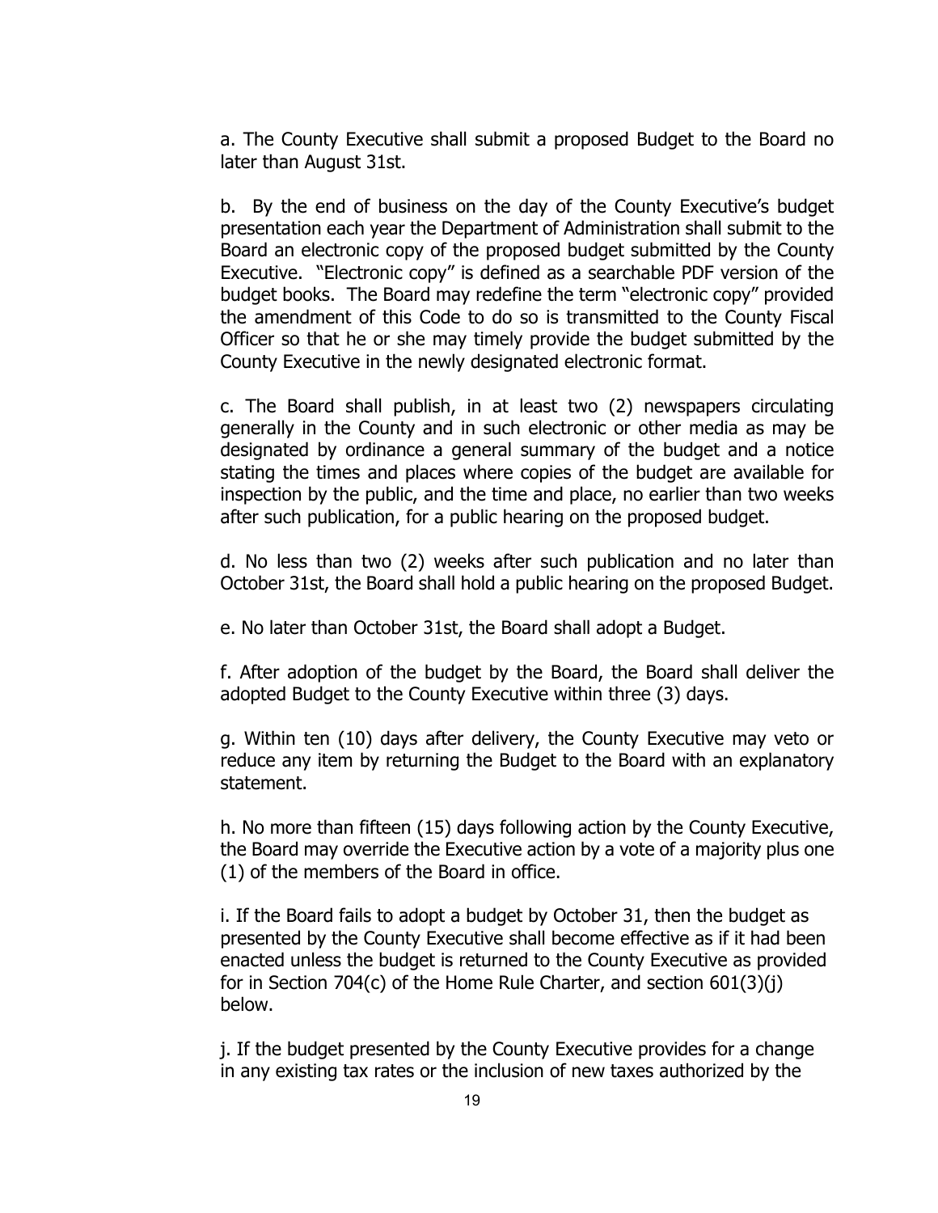a. The County Executive shall submit a proposed Budget to the Board no later than August 31st.

b. By the end of business on the day of the County Executive's budget presentation each year the Department of Administration shall submit to the Board an electronic copy of the proposed budget submitted by the County Executive. "Electronic copy" is defined as a searchable PDF version of the budget books. The Board may redefine the term "electronic copy" provided the amendment of this Code to do so is transmitted to the County Fiscal Officer so that he or she may timely provide the budget submitted by the County Executive in the newly designated electronic format.

c. The Board shall publish, in at least two (2) newspapers circulating generally in the County and in such electronic or other media as may be designated by ordinance a general summary of the budget and a notice stating the times and places where copies of the budget are available for inspection by the public, and the time and place, no earlier than two weeks after such publication, for a public hearing on the proposed budget.

d. No less than two (2) weeks after such publication and no later than October 31st, the Board shall hold a public hearing on the proposed Budget.

e. No later than October 31st, the Board shall adopt a Budget.

f. After adoption of the budget by the Board, the Board shall deliver the adopted Budget to the County Executive within three (3) days.

g. Within ten (10) days after delivery, the County Executive may veto or reduce any item by returning the Budget to the Board with an explanatory statement.

h. No more than fifteen (15) days following action by the County Executive, the Board may override the Executive action by a vote of a majority plus one (1) of the members of the Board in office.

i. If the Board fails to adopt a budget by October 31, then the budget as presented by the County Executive shall become effective as if it had been enacted unless the budget is returned to the County Executive as provided for in Section 704(c) of the Home Rule Charter, and section 601(3)(j) below.

j. If the budget presented by the County Executive provides for a change in any existing tax rates or the inclusion of new taxes authorized by the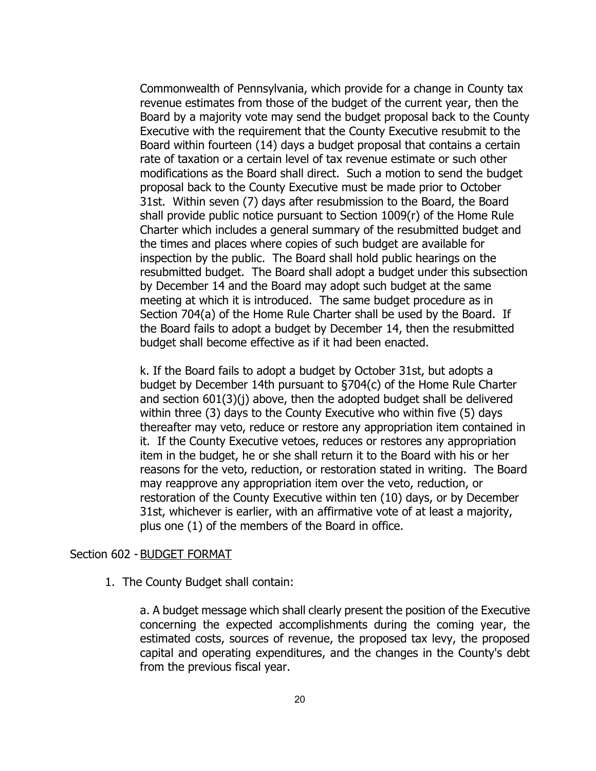Commonwealth of Pennsylvania, which provide for a change in County tax revenue estimates from those of the budget of the current year, then the Board by a majority vote may send the budget proposal back to the County Executive with the requirement that the County Executive resubmit to the Board within fourteen (14) days a budget proposal that contains a certain rate of taxation or a certain level of tax revenue estimate or such other modifications as the Board shall direct. Such a motion to send the budget proposal back to the County Executive must be made prior to October 31st. Within seven (7) days after resubmission to the Board, the Board shall provide public notice pursuant to Section 1009(r) of the Home Rule Charter which includes a general summary of the resubmitted budget and the times and places where copies of such budget are available for inspection by the public. The Board shall hold public hearings on the resubmitted budget. The Board shall adopt a budget under this subsection by December 14 and the Board may adopt such budget at the same meeting at which it is introduced. The same budget procedure as in Section 704(a) of the Home Rule Charter shall be used by the Board. If the Board fails to adopt a budget by December 14, then the resubmitted budget shall become effective as if it had been enacted.

k. If the Board fails to adopt a budget by October 31st, but adopts a budget by December 14th pursuant to §704(c) of the Home Rule Charter and section 601(3)(j) above, then the adopted budget shall be delivered within three (3) days to the County Executive who within five (5) days thereafter may veto, reduce or restore any appropriation item contained in it. If the County Executive vetoes, reduces or restores any appropriation item in the budget, he or she shall return it to the Board with his or her reasons for the veto, reduction, or restoration stated in writing. The Board may reapprove any appropriation item over the veto, reduction, or restoration of the County Executive within ten (10) days, or by December 31st, whichever is earlier, with an affirmative vote of at least a majority, plus one (1) of the members of the Board in office.

## Section 602 - BUDGET FORMAT

1. The County Budget shall contain:

   a. A budget message which shall clearly present the position of the Executive concerning the expected accomplishments during the coming year, the estimated costs, sources of revenue, the proposed tax levy, the proposed capital and operating expenditures, and the changes in the County's debt from the previous fiscal year.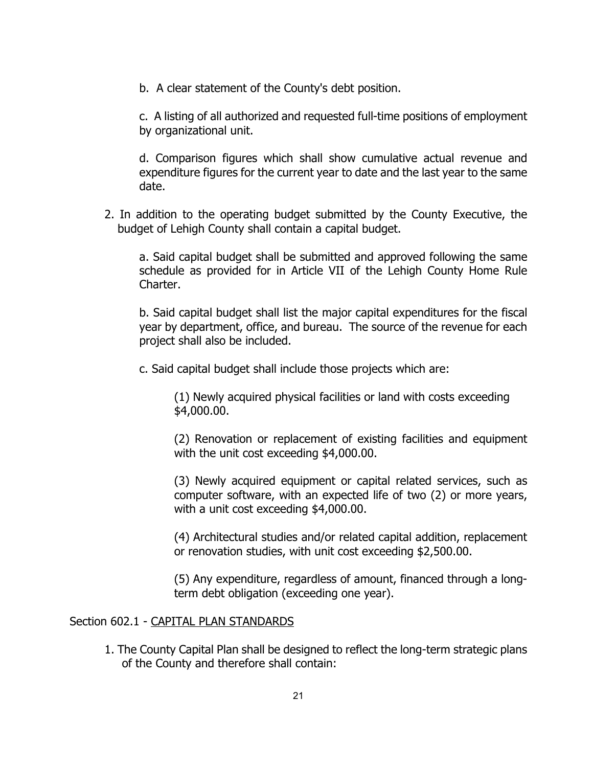b. A clear statement of the County's debt position.

c. A listing of all authorized and requested full-time positions of employment by organizational unit.

d. Comparison figures which shall show cumulative actual revenue and expenditure figures for the current year to date and the last year to the same date.

2. In addition to the operating budget submitted by the County Executive, the budget of Lehigh County shall contain a capital budget.

    a. Said capital budget shall be submitted and approved following the same schedule as provided for in Article VII of the Lehigh County Home Rule Charter.

    b. Said capital budget shall list the major capital expenditures for the fiscal year by department, office, and bureau. The source of the revenue for each project shall also be included.

    c. Said capital budget shall include those projects which are:

        (1) Newly acquired physical facilities or land with costs exceeding $4,000.00.

        (2) Renovation or replacement of existing facilities and equipment with the unit cost exceeding $4,000.00.

        (3) Newly acquired equipment or capital related services, such as computer software, with an expected life of two (2) or more years, with a unit cost exceeding $4,000.00.

        (4) Architectural studies and/or related capital addition, replacement or renovation studies, with unit cost exceeding $2,500.00.

        (5) Any expenditure, regardless of amount, financed through a long-term debt obligation (exceeding one year).

Section 602.1 - <u>CAPITAL PLAN STANDARDS</u>

1. The County Capital Plan shall be designed to reflect the long-term strategic plans of the County and therefore shall contain: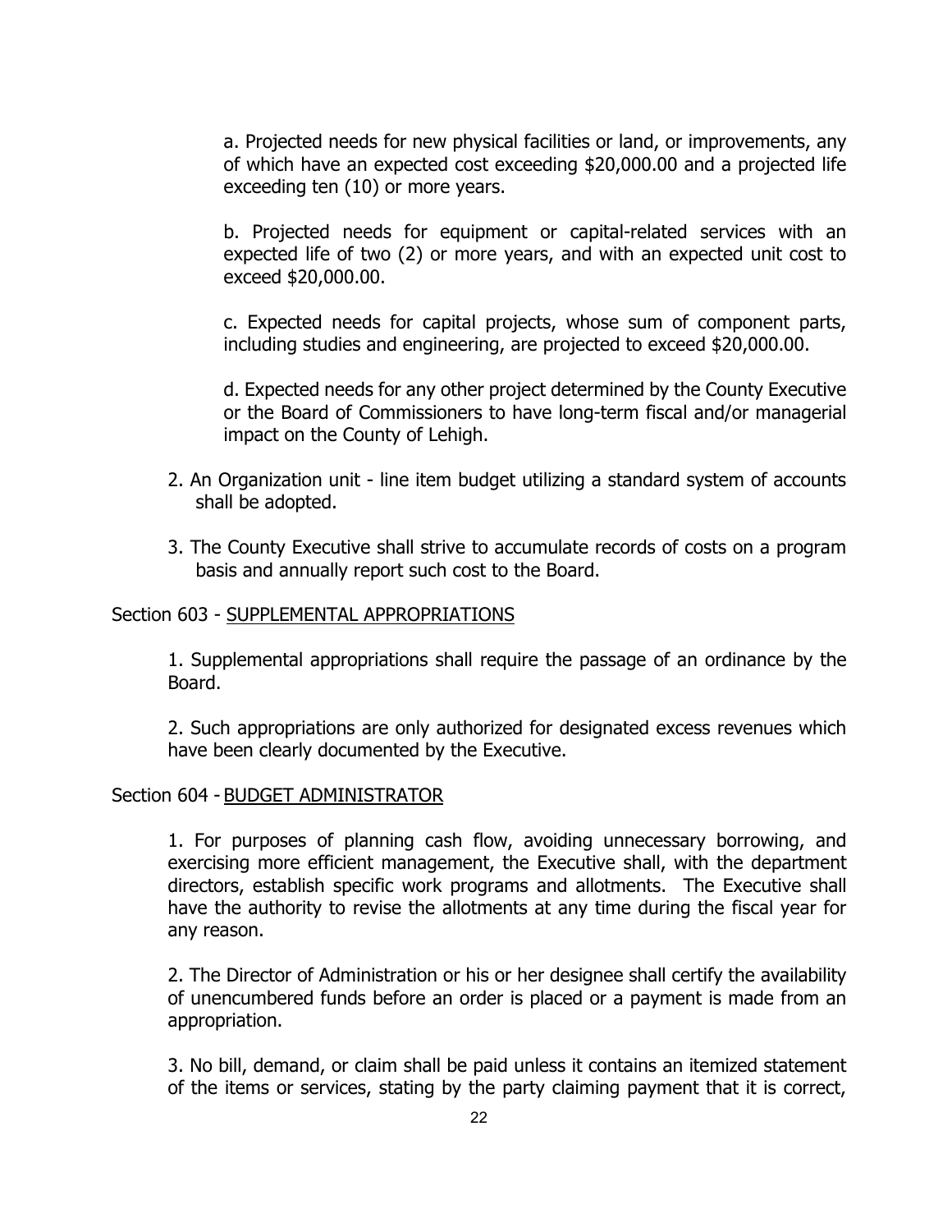a. Projected needs for new physical facilities or land, or improvements, any of which have an expected cost exceeding $20,000.00 and a projected life exceeding ten (10) or more years.

b. Projected needs for equipment or capital-related services with an expected life of two (2) or more years, and with an expected unit cost to exceed $20,000.00.

c. Expected needs for capital projects, whose sum of component parts, including studies and engineering, are projected to exceed $20,000.00.

d. Expected needs for any other project determined by the County Executive or the Board of Commissioners to have long-term fiscal and/or managerial impact on the County of Lehigh.

2. An Organization unit - line item budget utilizing a standard system of accounts shall be adopted.

3. The County Executive shall strive to accumulate records of costs on a program basis and annually report such cost to the Board.

Section 603 - <u>SUPPLEMENTAL APPROPRIATIONS</u>

1. Supplemental appropriations shall require the passage of an ordinance by the Board.

2. Such appropriations are only authorized for designated excess revenues which have been clearly documented by the Executive.

Section 604 - <u>BUDGET ADMINISTRATOR</u>

1. For purposes of planning cash flow, avoiding unnecessary borrowing, and exercising more efficient management, the Executive shall, with the department directors, establish specific work programs and allotments. The Executive shall have the authority to revise the allotments at any time during the fiscal year for any reason.

2. The Director of Administration or his or her designee shall certify the availability of unencumbered funds before an order is placed or a payment is made from an appropriation.

3. No bill, demand, or claim shall be paid unless it contains an itemized statement of the items or services, stating by the party claiming payment that it is correct,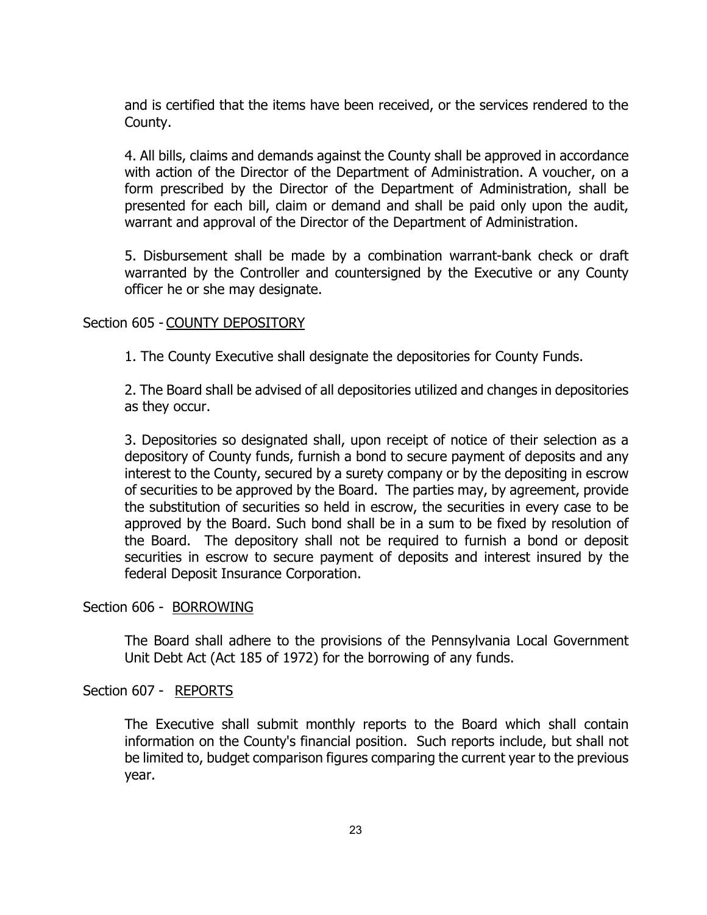and is certified that the items have been received, or the services rendered to the County.

4. All bills, claims and demands against the County shall be approved in accordance with action of the Director of the Department of Administration. A voucher, on a form prescribed by the Director of the Department of Administration, shall be presented for each bill, claim or demand and shall be paid only upon the audit, warrant and approval of the Director of the Department of Administration.

5. Disbursement shall be made by a combination warrant-bank check or draft warranted by the Controller and countersigned by the Executive or any County officer he or she may designate.

Section 605 - COUNTY DEPOSITORY

1. The County Executive shall designate the depositories for County Funds.

2. The Board shall be advised of all depositories utilized and changes in depositories as they occur.

3. Depositories so designated shall, upon receipt of notice of their selection as a depository of County funds, furnish a bond to secure payment of deposits and any interest to the County, secured by a surety company or by the depositing in escrow of securities to be approved by the Board. The parties may, by agreement, provide the substitution of securities so held in escrow, the securities in every case to be approved by the Board. Such bond shall be in a sum to be fixed by resolution of the Board. The depository shall not be required to furnish a bond or deposit securities in escrow to secure payment of deposits and interest insured by the federal Deposit Insurance Corporation.

Section 606 - BORROWING

The Board shall adhere to the provisions of the Pennsylvania Local Government Unit Debt Act (Act 185 of 1972) for the borrowing of any funds.

Section 607 - REPORTS

The Executive shall submit monthly reports to the Board which shall contain information on the County's financial position. Such reports include, but shall not be limited to, budget comparison figures comparing the current year to the previous year.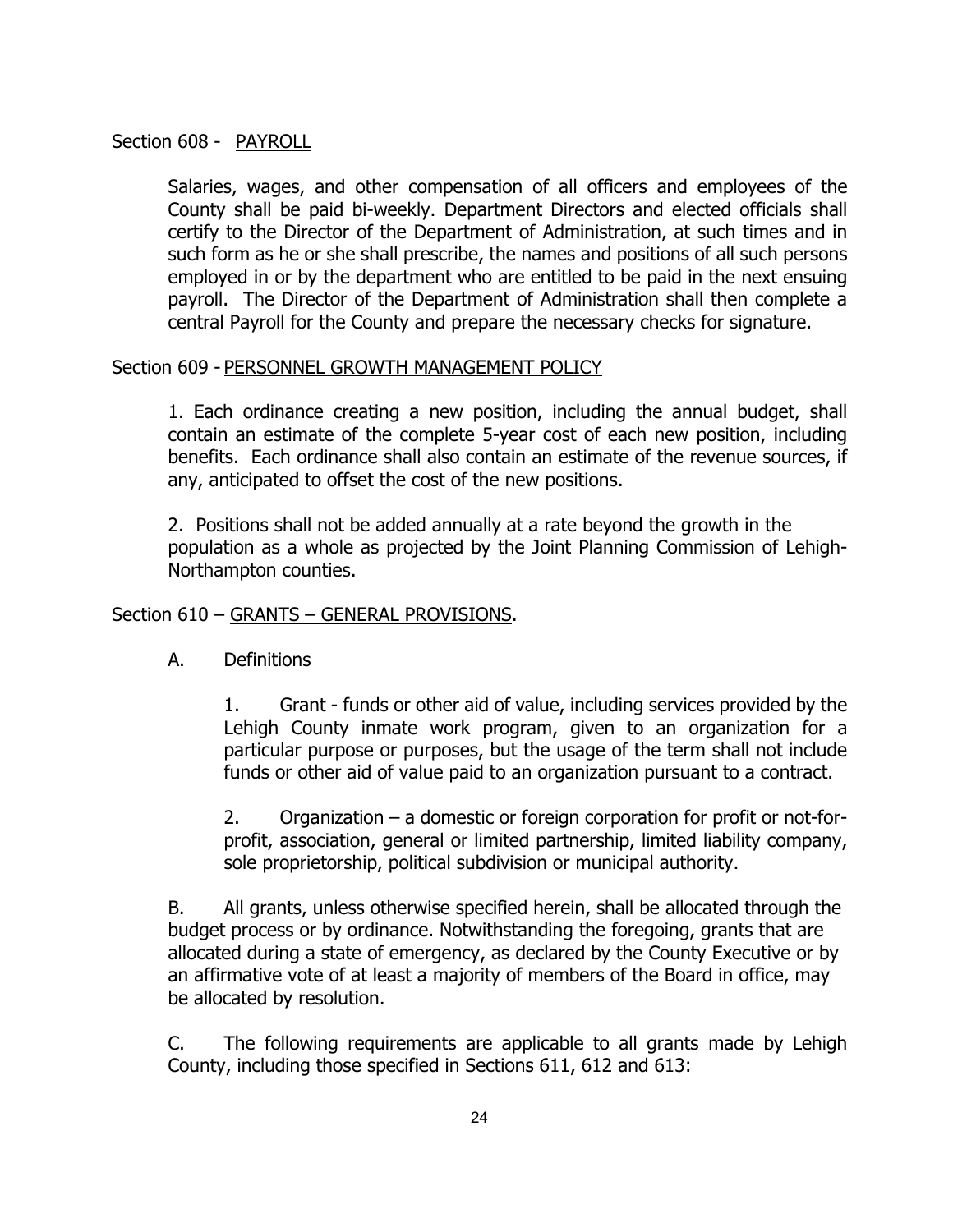Section 608 - PAYROLL

Salaries, wages, and other compensation of all officers and employees of the County shall be paid bi-weekly. Department Directors and elected officials shall certify to the Director of the Department of Administration, at such times and in such form as he or she shall prescribe, the names and positions of all such persons employed in or by the department who are entitled to be paid in the next ensuing payroll. The Director of the Department of Administration shall then complete a central Payroll for the County and prepare the necessary checks for signature.

Section 609 - PERSONNEL GROWTH MANAGEMENT POLICY

1. Each ordinance creating a new position, including the annual budget, shall contain an estimate of the complete 5-year cost of each new position, including benefits. Each ordinance shall also contain an estimate of the revenue sources, if any, anticipated to offset the cost of the new positions.

2. Positions shall not be added annually at a rate beyond the growth in the population as a whole as projected by the Joint Planning Commission of Lehigh-Northampton counties.

Section 610 – GRANTS – GENERAL PROVISIONS.

A. Definitions

1. Grant - funds or other aid of value, including services provided by the Lehigh County inmate work program, given to an organization for a particular purpose or purposes, but the usage of the term shall not include funds or other aid of value paid to an organization pursuant to a contract.

2. Organization – a domestic or foreign corporation for profit or not-for-profit, association, general or limited partnership, limited liability company, sole proprietorship, political subdivision or municipal authority.

B. All grants, unless otherwise specified herein, shall be allocated through the budget process or by ordinance. Notwithstanding the foregoing, grants that are allocated during a state of emergency, as declared by the County Executive or by an affirmative vote of at least a majority of members of the Board in office, may be allocated by resolution.

C. The following requirements are applicable to all grants made by Lehigh County, including those specified in Sections 611, 612 and 613: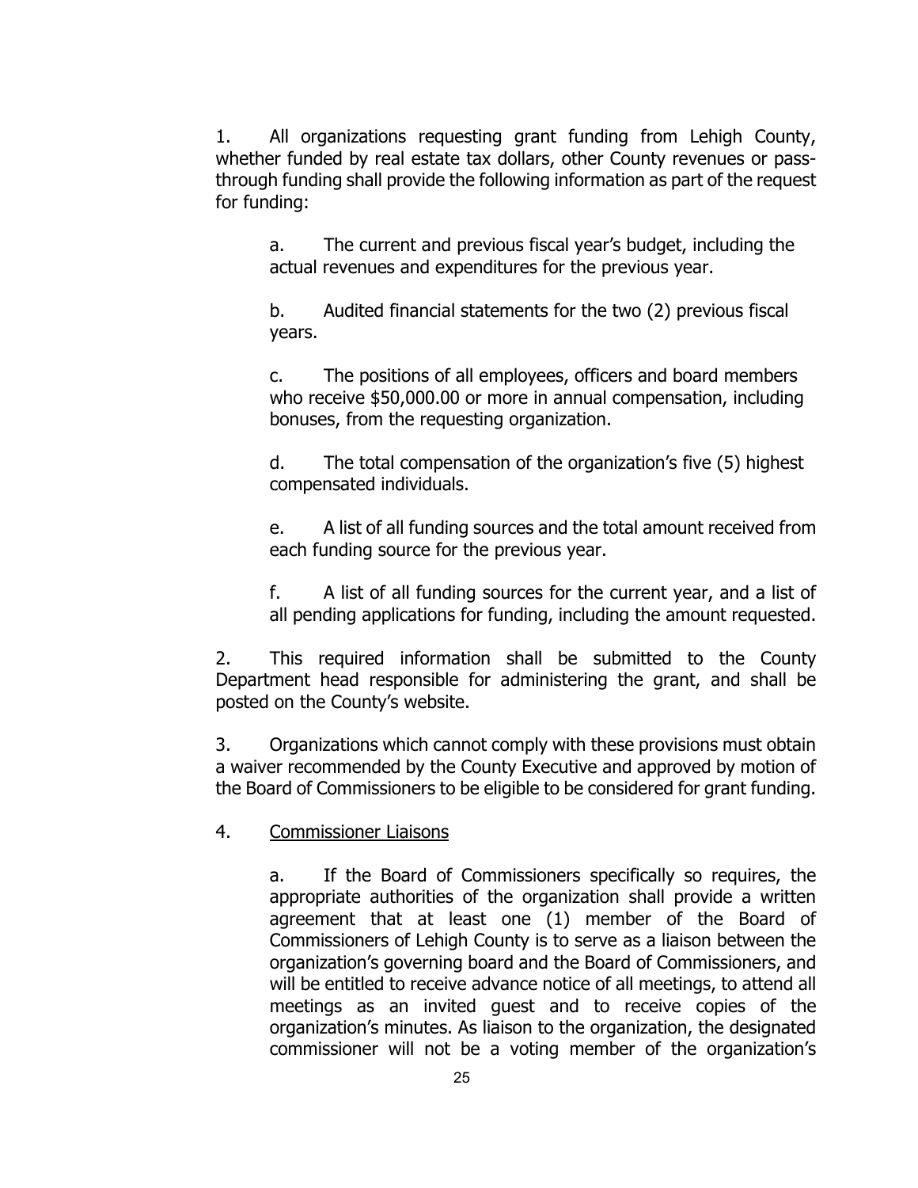1. All organizations requesting grant funding from Lehigh County, whether funded by real estate tax dollars, other County revenues or pass-through funding shall provide the following information as part of the request for funding:

   a. The current and previous fiscal year's budget, including the actual revenues and expenditures for the previous year.

   b. Audited financial statements for the two (2) previous fiscal years.

   c. The positions of all employees, officers and board members who receive $50,000.00 or more in annual compensation, including bonuses, from the requesting organization.

   d. The total compensation of the organization's five (5) highest compensated individuals.

   e. A list of all funding sources and the total amount received from each funding source for the previous year.

   f. A list of all funding sources for the current year, and a list of all pending applications for funding, including the amount requested.

2. This required information shall be submitted to the County Department head responsible for administering the grant, and shall be posted on the County's website.

3. Organizations which cannot comply with these provisions must obtain a waiver recommended by the County Executive and approved by motion of the Board of Commissioners to be eligible to be considered for grant funding.

4. <u>Commissioner Liaisons</u>

   a. If the Board of Commissioners specifically so requires, the appropriate authorities of the organization shall provide a written agreement that at least one (1) member of the Board of Commissioners of Lehigh County is to serve as a liaison between the organization's governing board and the Board of Commissioners, and will be entitled to receive advance notice of all meetings, to attend all meetings as an invited guest and to receive copies of the organization's minutes. As liaison to the organization, the designated commissioner will not be a voting member of the organization's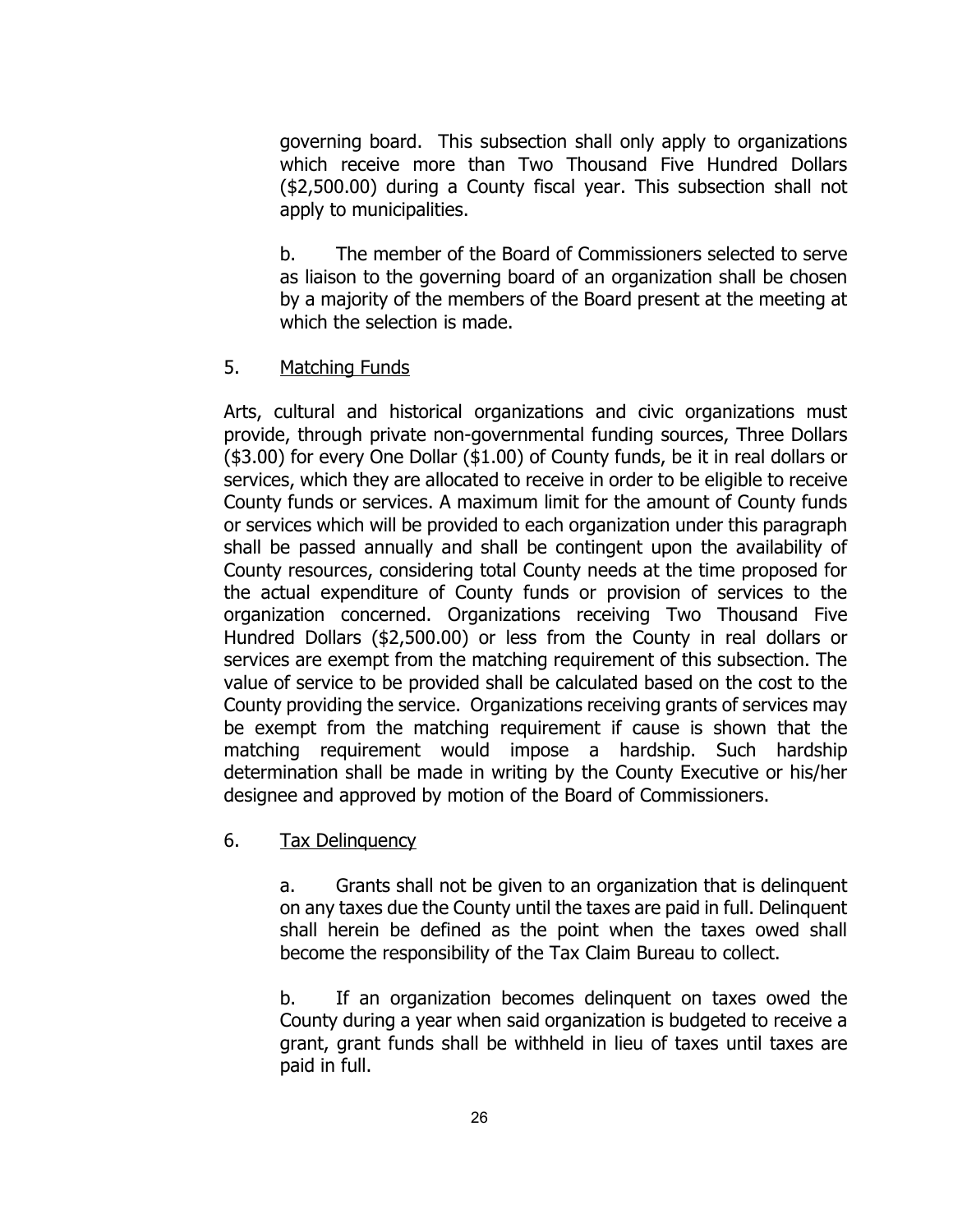governing board. This subsection shall only apply to organizations which receive more than Two Thousand Five Hundred Dollars ($2,500.00) during a County fiscal year. This subsection shall not apply to municipalities.

b. The member of the Board of Commissioners selected to serve as liaison to the governing board of an organization shall be chosen by a majority of the members of the Board present at the meeting at which the selection is made.

5. <u>Matching Funds</u>

Arts, cultural and historical organizations and civic organizations must provide, through private non-governmental funding sources, Three Dollars ($3.00) for every One Dollar ($1.00) of County funds, be it in real dollars or services, which they are allocated to receive in order to be eligible to receive County funds or services. A maximum limit for the amount of County funds or services which will be provided to each organization under this paragraph shall be passed annually and shall be contingent upon the availability of County resources, considering total County needs at the time proposed for the actual expenditure of County funds or provision of services to the organization concerned. Organizations receiving Two Thousand Five Hundred Dollars ($2,500.00) or less from the County in real dollars or services are exempt from the matching requirement of this subsection. The value of service to be provided shall be calculated based on the cost to the County providing the service. Organizations receiving grants of services may be exempt from the matching requirement if cause is shown that the matching requirement would impose a hardship. Such hardship determination shall be made in writing by the County Executive or his/her designee and approved by motion of the Board of Commissioners.

6. <u>Tax Delinquency</u>

a. Grants shall not be given to an organization that is delinquent on any taxes due the County until the taxes are paid in full. Delinquent shall herein be defined as the point when the taxes owed shall become the responsibility of the Tax Claim Bureau to collect.

b. If an organization becomes delinquent on taxes owed the County during a year when said organization is budgeted to receive a grant, grant funds shall be withheld in lieu of taxes until taxes are paid in full.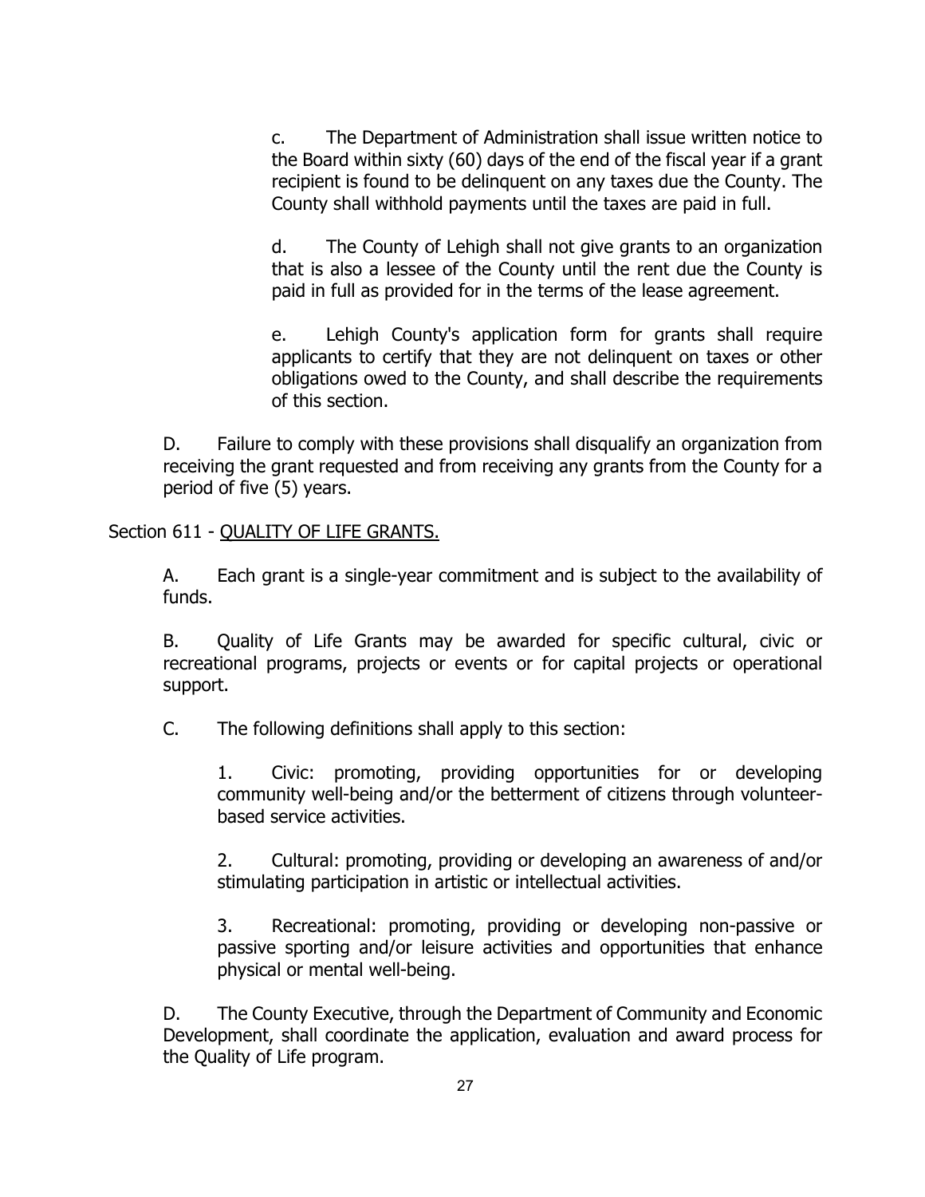c. The Department of Administration shall issue written notice to the Board within sixty (60) days of the end of the fiscal year if a grant recipient is found to be delinquent on any taxes due the County. The County shall withhold payments until the taxes are paid in full.

d. The County of Lehigh shall not give grants to an organization that is also a lessee of the County until the rent due the County is paid in full as provided for in the terms of the lease agreement.

e. Lehigh County's application form for grants shall require applicants to certify that they are not delinquent on taxes or other obligations owed to the County, and shall describe the requirements of this section.

D. Failure to comply with these provisions shall disqualify an organization from receiving the grant requested and from receiving any grants from the County for a period of five (5) years.

Section 611 - QUALITY OF LIFE GRANTS.

A. Each grant is a single-year commitment and is subject to the availability of funds.

B. Quality of Life Grants may be awarded for specific cultural, civic or recreational programs, projects or events or for capital projects or operational support.

C. The following definitions shall apply to this section:

1. Civic: promoting, providing opportunities for or developing community well-being and/or the betterment of citizens through volunteer-based service activities.

2. Cultural: promoting, providing or developing an awareness of and/or stimulating participation in artistic or intellectual activities.

3. Recreational: promoting, providing or developing non-passive or passive sporting and/or leisure activities and opportunities that enhance physical or mental well-being.

D. The County Executive, through the Department of Community and Economic Development, shall coordinate the application, evaluation and award process for the Quality of Life program.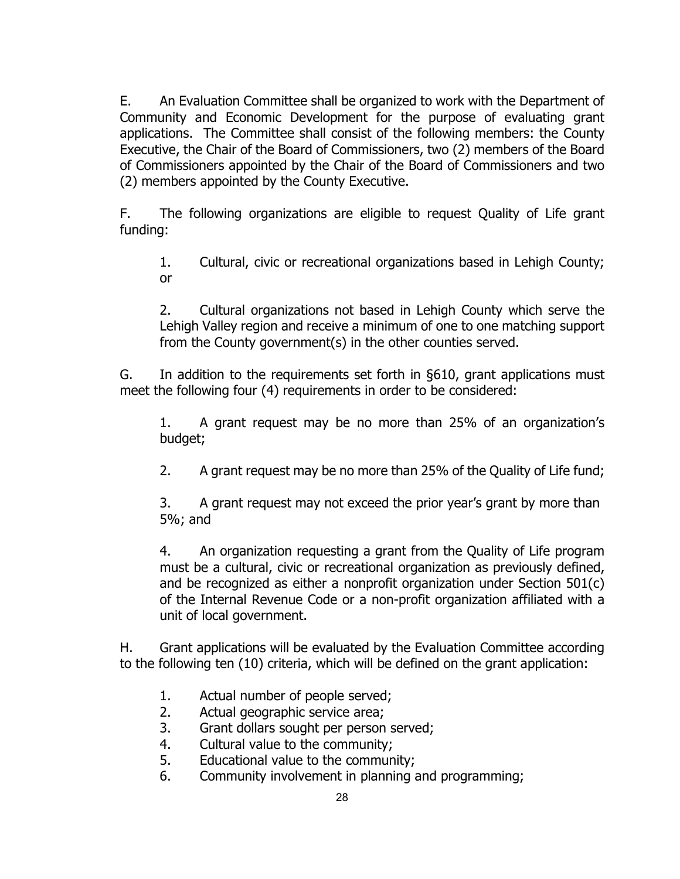E. An Evaluation Committee shall be organized to work with the Department of Community and Economic Development for the purpose of evaluating grant applications. The Committee shall consist of the following members: the County Executive, the Chair of the Board of Commissioners, two (2) members of the Board of Commissioners appointed by the Chair of the Board of Commissioners and two (2) members appointed by the County Executive.

F. The following organizations are eligible to request Quality of Life grant funding:

> 1. Cultural, civic or recreational organizations based in Lehigh County; or
>
> 2. Cultural organizations not based in Lehigh County which serve the Lehigh Valley region and receive a minimum of one to one matching support from the County government(s) in the other counties served.

G. In addition to the requirements set forth in §610, grant applications must meet the following four (4) requirements in order to be considered:

> 1. A grant request may be no more than 25% of an organization's budget;
>
> 2. A grant request may be no more than 25% of the Quality of Life fund;
>
> 3. A grant request may not exceed the prior year's grant by more than 5%; and
>
> 4. An organization requesting a grant from the Quality of Life program must be a cultural, civic or recreational organization as previously defined, and be recognized as either a nonprofit organization under Section 501(c) of the Internal Revenue Code or a non-profit organization affiliated with a unit of local government.

H. Grant applications will be evaluated by the Evaluation Committee according to the following ten (10) criteria, which will be defined on the grant application:

> 1. Actual number of people served;
> 2. Actual geographic service area;
> 3. Grant dollars sought per person served;
> 4. Cultural value to the community;
> 5. Educational value to the community;
> 6. Community involvement in planning and programming;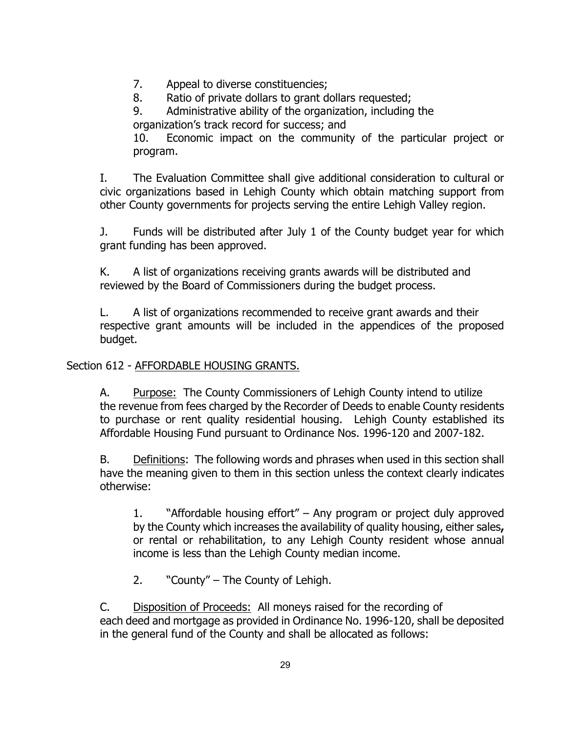7. Appeal to diverse constituencies;
8. Ratio of private dollars to grant dollars requested;
9. Administrative ability of the organization, including the organization's track record for success; and
10. Economic impact on the community of the particular project or program.

I. The Evaluation Committee shall give additional consideration to cultural or civic organizations based in Lehigh County which obtain matching support from other County governments for projects serving the entire Lehigh Valley region.

J. Funds will be distributed after July 1 of the County budget year for which grant funding has been approved.

K. A list of organizations receiving grants awards will be distributed and reviewed by the Board of Commissioners during the budget process.

L. A list of organizations recommended to receive grant awards and their respective grant amounts will be included in the appendices of the proposed budget.

Section 612 - AFFORDABLE HOUSING GRANTS.

A. Purpose: The County Commissioners of Lehigh County intend to utilize the revenue from fees charged by the Recorder of Deeds to enable County residents to purchase or rent quality residential housing. Lehigh County established its Affordable Housing Fund pursuant to Ordinance Nos. 1996-120 and 2007-182.

B. Definitions: The following words and phrases when used in this section shall have the meaning given to them in this section unless the context clearly indicates otherwise:

1. "Affordable housing effort" – Any program or project duly approved by the County which increases the availability of quality housing, either sales**,** or rental or rehabilitation, to any Lehigh County resident whose annual income is less than the Lehigh County median income.

2. "County" – The County of Lehigh.

C. Disposition of Proceeds: All moneys raised for the recording of each deed and mortgage as provided in Ordinance No. 1996-120, shall be deposited in the general fund of the County and shall be allocated as follows: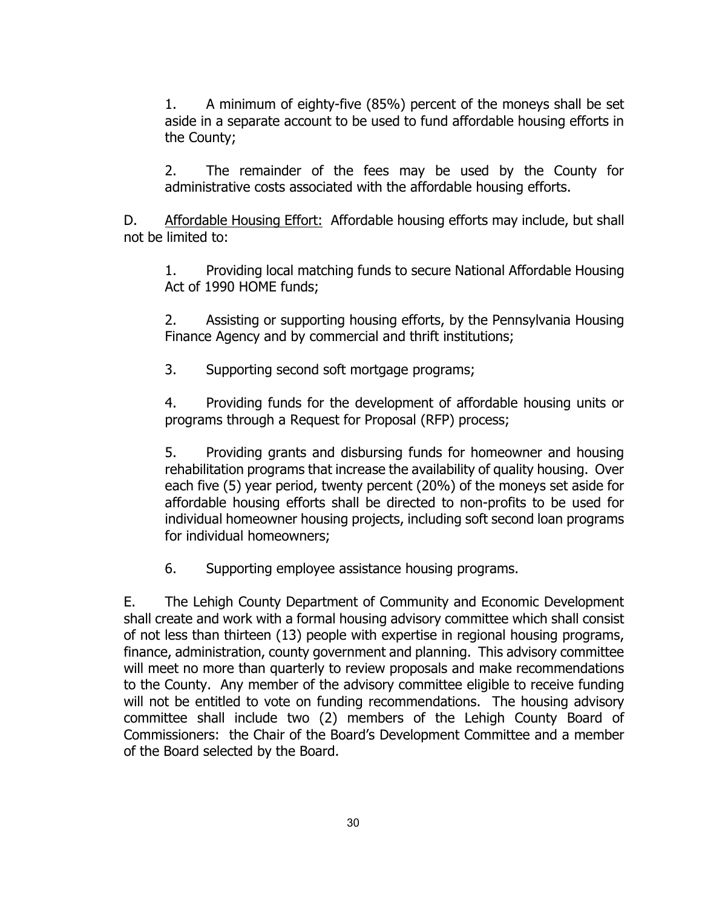1. A minimum of eighty-five (85%) percent of the moneys shall be set aside in a separate account to be used to fund affordable housing efforts in the County;

2. The remainder of the fees may be used by the County for administrative costs associated with the affordable housing efforts.

D. <u>Affordable Housing Effort:</u> Affordable housing efforts may include, but shall not be limited to:

1. Providing local matching funds to secure National Affordable Housing Act of 1990 HOME funds;

2. Assisting or supporting housing efforts, by the Pennsylvania Housing Finance Agency and by commercial and thrift institutions;

3. Supporting second soft mortgage programs;

4. Providing funds for the development of affordable housing units or programs through a Request for Proposal (RFP) process;

5. Providing grants and disbursing funds for homeowner and housing rehabilitation programs that increase the availability of quality housing. Over each five (5) year period, twenty percent (20%) of the moneys set aside for affordable housing efforts shall be directed to non-profits to be used for individual homeowner housing projects, including soft second loan programs for individual homeowners;

6. Supporting employee assistance housing programs.

E. The Lehigh County Department of Community and Economic Development shall create and work with a formal housing advisory committee which shall consist of not less than thirteen (13) people with expertise in regional housing programs, finance, administration, county government and planning. This advisory committee will meet no more than quarterly to review proposals and make recommendations to the County. Any member of the advisory committee eligible to receive funding will not be entitled to vote on funding recommendations. The housing advisory committee shall include two (2) members of the Lehigh County Board of Commissioners: the Chair of the Board's Development Committee and a member of the Board selected by the Board.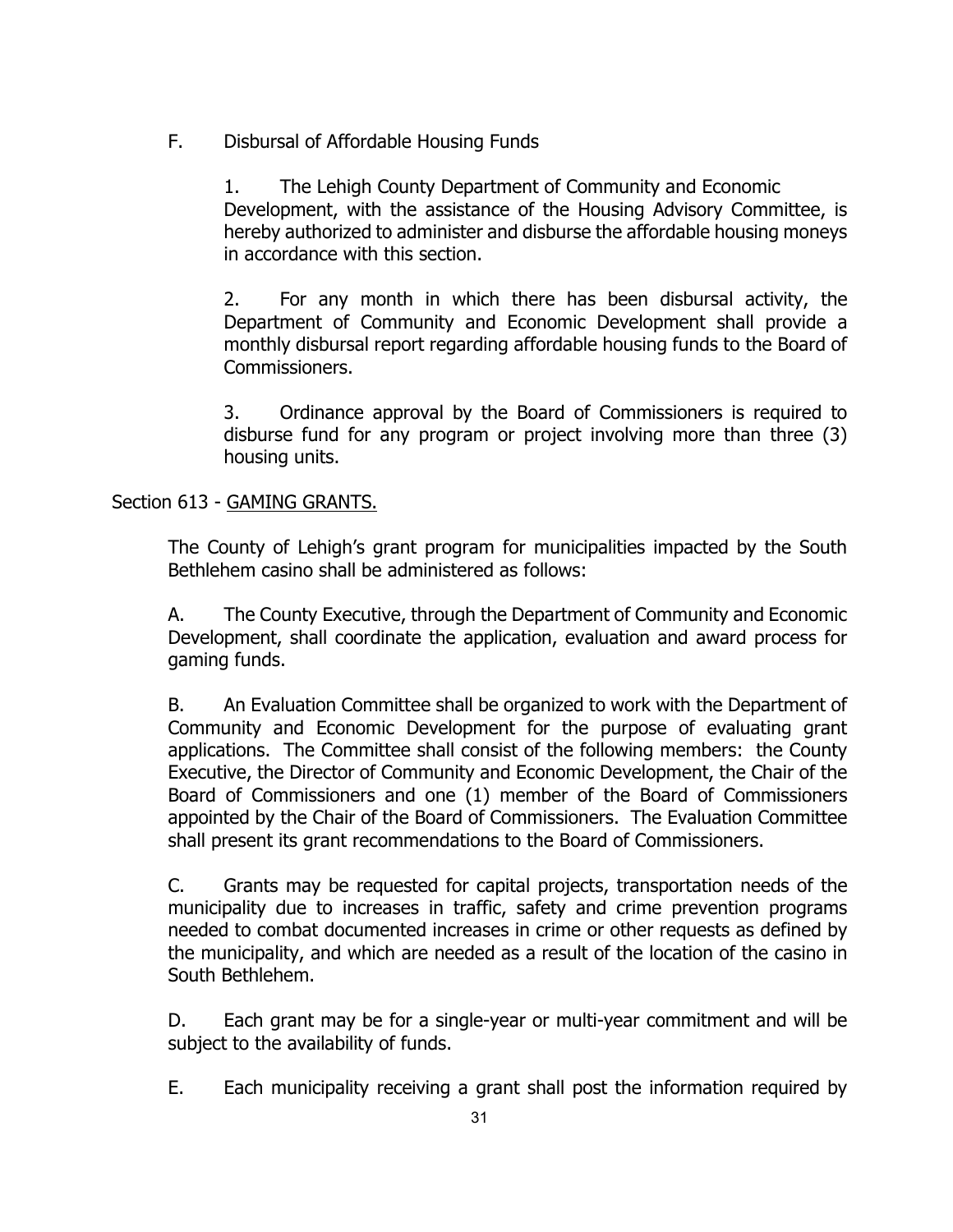F. Disbursal of Affordable Housing Funds

1. The Lehigh County Department of Community and Economic Development, with the assistance of the Housing Advisory Committee, is hereby authorized to administer and disburse the affordable housing moneys in accordance with this section.

2. For any month in which there has been disbursal activity, the Department of Community and Economic Development shall provide a monthly disbursal report regarding affordable housing funds to the Board of Commissioners.

3. Ordinance approval by the Board of Commissioners is required to disburse fund for any program or project involving more than three (3) housing units.

Section 613 - GAMING GRANTS.

The County of Lehigh's grant program for municipalities impacted by the South Bethlehem casino shall be administered as follows:

A. The County Executive, through the Department of Community and Economic Development, shall coordinate the application, evaluation and award process for gaming funds.

B. An Evaluation Committee shall be organized to work with the Department of Community and Economic Development for the purpose of evaluating grant applications. The Committee shall consist of the following members: the County Executive, the Director of Community and Economic Development, the Chair of the Board of Commissioners and one (1) member of the Board of Commissioners appointed by the Chair of the Board of Commissioners. The Evaluation Committee shall present its grant recommendations to the Board of Commissioners.

C. Grants may be requested for capital projects, transportation needs of the municipality due to increases in traffic, safety and crime prevention programs needed to combat documented increases in crime or other requests as defined by the municipality, and which are needed as a result of the location of the casino in South Bethlehem.

D. Each grant may be for a single-year or multi-year commitment and will be subject to the availability of funds.

E. Each municipality receiving a grant shall post the information required by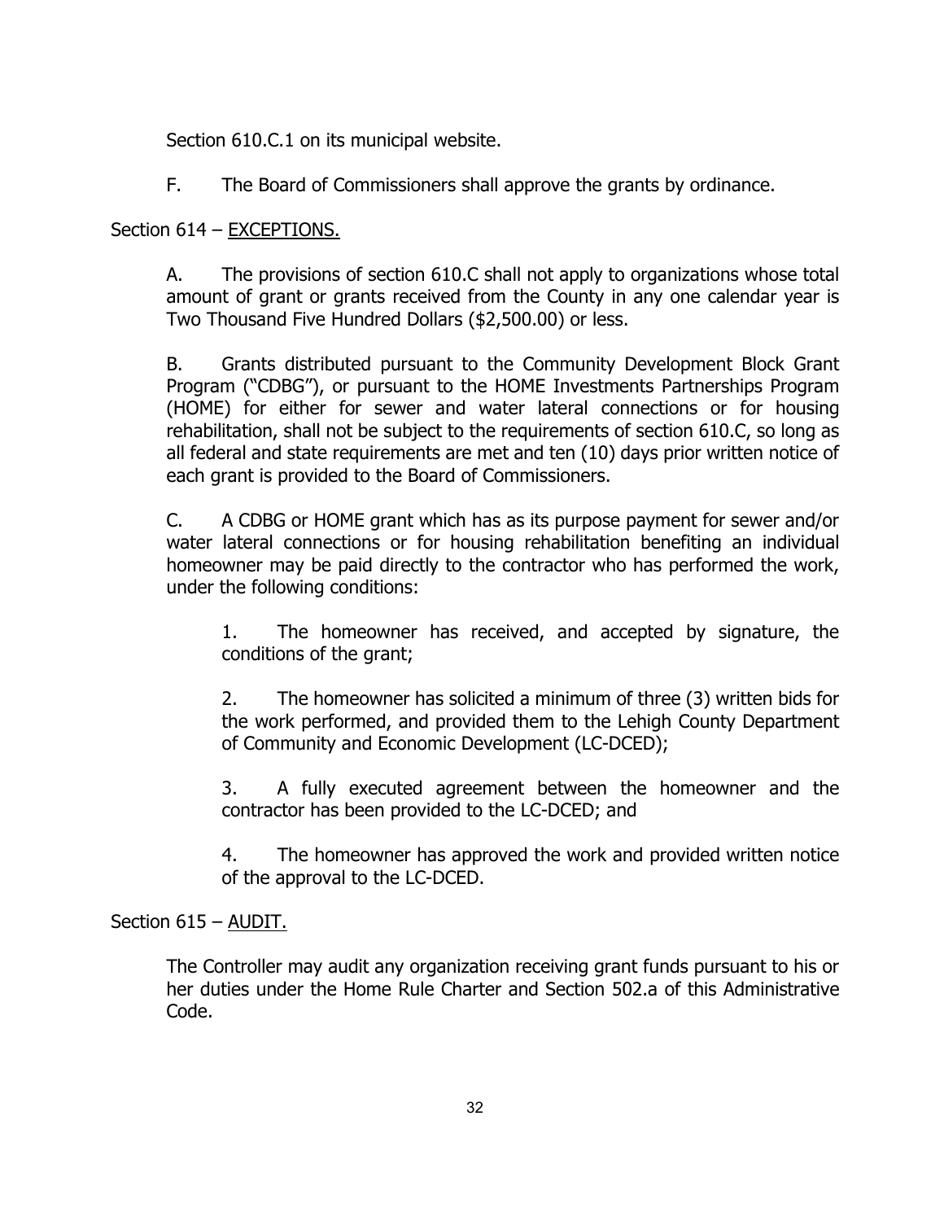Section 610.C.1 on its municipal website.

F. The Board of Commissioners shall approve the grants by ordinance.

Section 614 – EXCEPTIONS.

A. The provisions of section 610.C shall not apply to organizations whose total amount of grant or grants received from the County in any one calendar year is Two Thousand Five Hundred Dollars ($2,500.00) or less.

B. Grants distributed pursuant to the Community Development Block Grant Program ("CDBG"), or pursuant to the HOME Investments Partnerships Program (HOME) for either for sewer and water lateral connections or for housing rehabilitation, shall not be subject to the requirements of section 610.C, so long as all federal and state requirements are met and ten (10) days prior written notice of each grant is provided to the Board of Commissioners.

C. A CDBG or HOME grant which has as its purpose payment for sewer and/or water lateral connections or for housing rehabilitation benefiting an individual homeowner may be paid directly to the contractor who has performed the work, under the following conditions:

1. The homeowner has received, and accepted by signature, the conditions of the grant;

2. The homeowner has solicited a minimum of three (3) written bids for the work performed, and provided them to the Lehigh County Department of Community and Economic Development (LC-DCED);

3. A fully executed agreement between the homeowner and the contractor has been provided to the LC-DCED; and

4. The homeowner has approved the work and provided written notice of the approval to the LC-DCED.

Section 615 – AUDIT.

The Controller may audit any organization receiving grant funds pursuant to his or her duties under the Home Rule Charter and Section 502.a of this Administrative Code.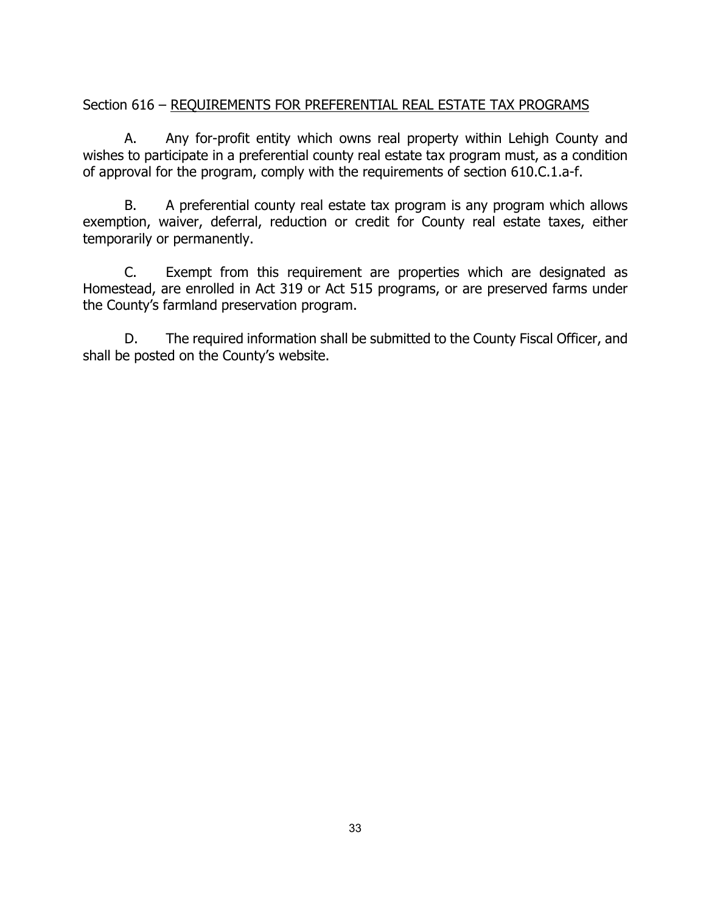Section 616 – REQUIREMENTS FOR PREFERENTIAL REAL ESTATE TAX PROGRAMS

A. Any for-profit entity which owns real property within Lehigh County and wishes to participate in a preferential county real estate tax program must, as a condition of approval for the program, comply with the requirements of section 610.C.1.a-f.

B. A preferential county real estate tax program is any program which allows exemption, waiver, deferral, reduction or credit for County real estate taxes, either temporarily or permanently.

C. Exempt from this requirement are properties which are designated as Homestead, are enrolled in Act 319 or Act 515 programs, or are preserved farms under the County's farmland preservation program.

D. The required information shall be submitted to the County Fiscal Officer, and shall be posted on the County's website.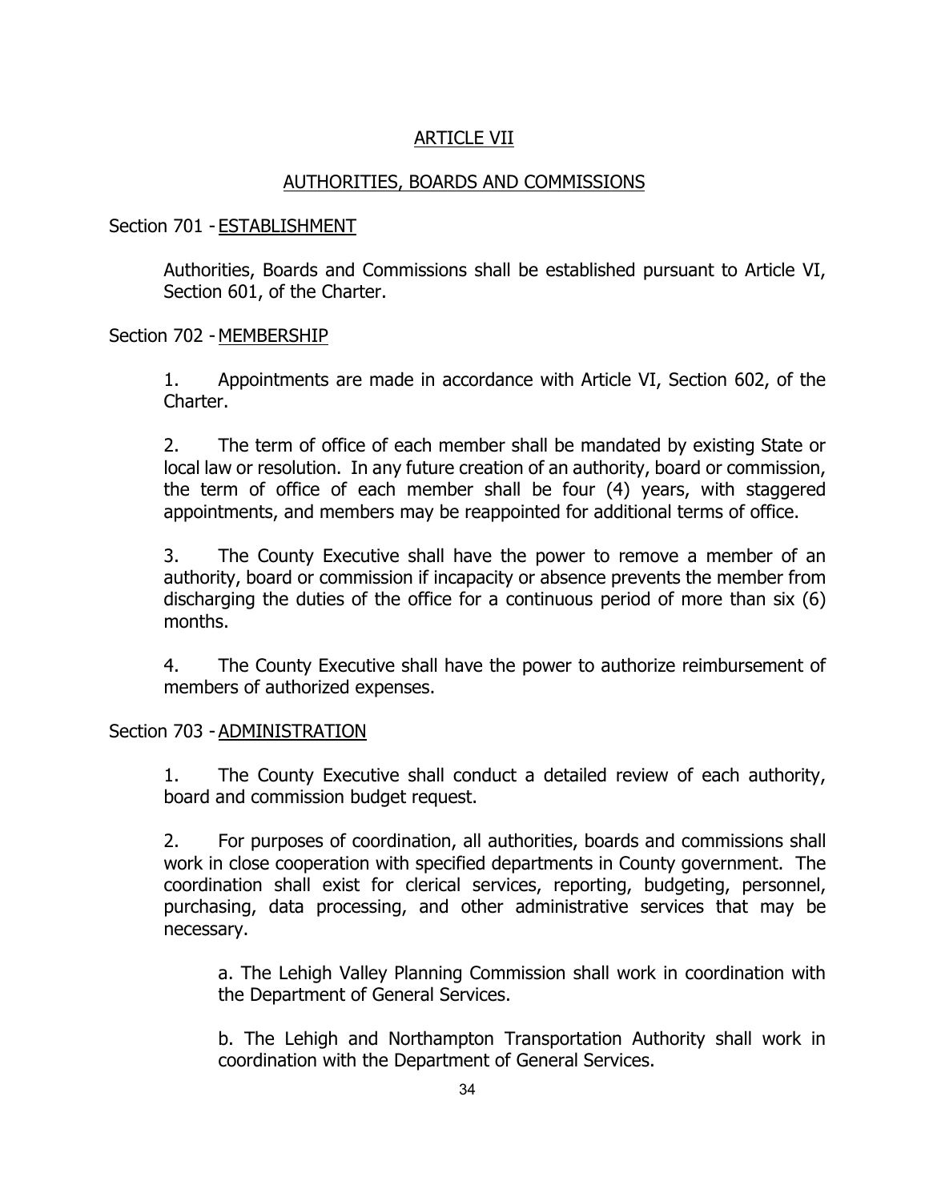# ARTICLE VII

## AUTHORITIES, BOARDS AND COMMISSIONS

### Section 701 - ESTABLISHMENT

Authorities, Boards and Commissions shall be established pursuant to Article VI, Section 601, of the Charter.

### Section 702 - MEMBERSHIP

1. Appointments are made in accordance with Article VI, Section 602, of the Charter.

2. The term of office of each member shall be mandated by existing State or local law or resolution. In any future creation of an authority, board or commission, the term of office of each member shall be four (4) years, with staggered appointments, and members may be reappointed for additional terms of office.

3. The County Executive shall have the power to remove a member of an authority, board or commission if incapacity or absence prevents the member from discharging the duties of the office for a continuous period of more than six (6) months.

4. The County Executive shall have the power to authorize reimbursement of members of authorized expenses.

### Section 703 - ADMINISTRATION

1. The County Executive shall conduct a detailed review of each authority, board and commission budget request.

2. For purposes of coordination, all authorities, boards and commissions shall work in close cooperation with specified departments in County government. The coordination shall exist for clerical services, reporting, budgeting, personnel, purchasing, data processing, and other administrative services that may be necessary.

   a. The Lehigh Valley Planning Commission shall work in coordination with the Department of General Services.

   b. The Lehigh and Northampton Transportation Authority shall work in coordination with the Department of General Services.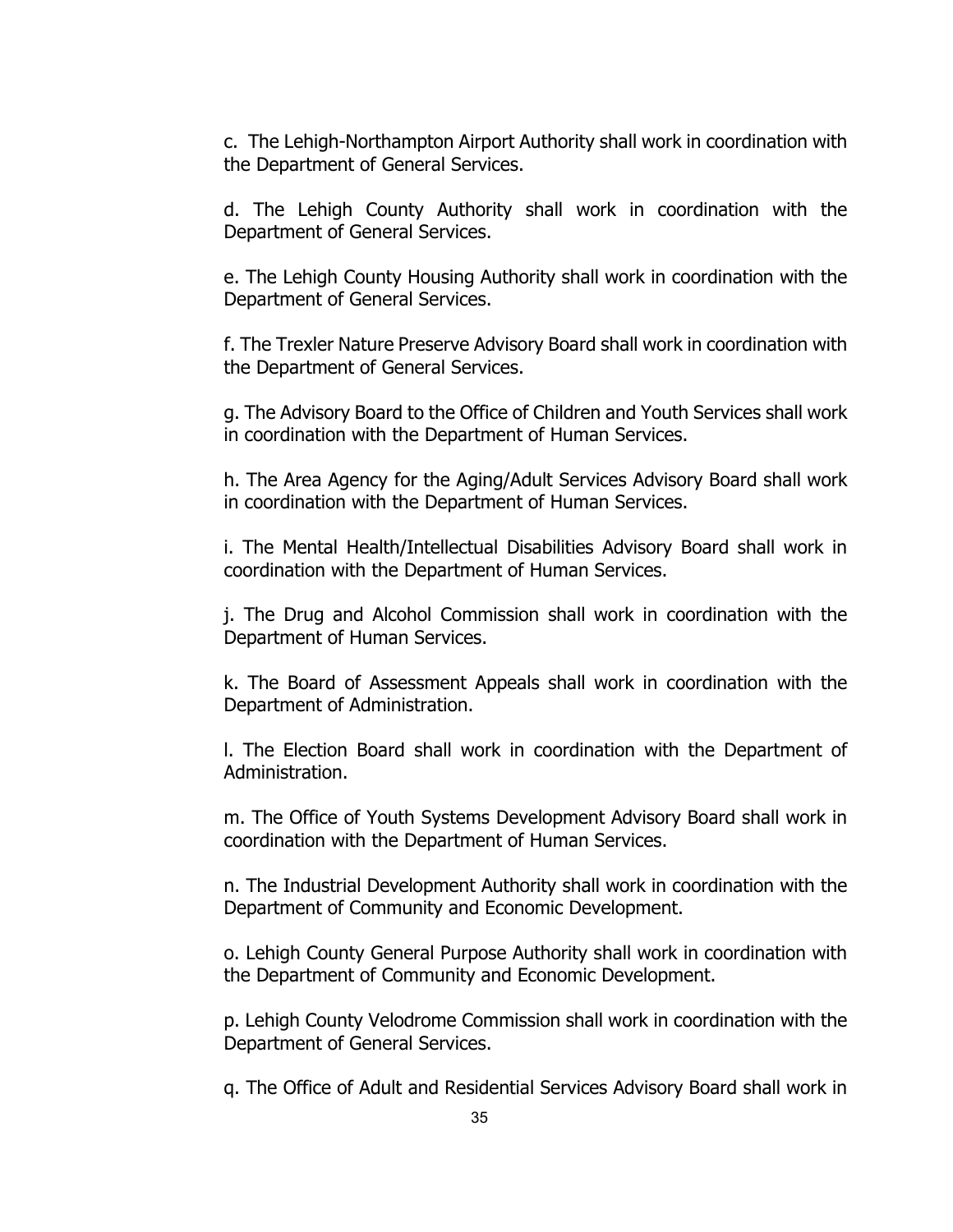c. The Lehigh-Northampton Airport Authority shall work in coordination with the Department of General Services.

d. The Lehigh County Authority shall work in coordination with the Department of General Services.

e. The Lehigh County Housing Authority shall work in coordination with the Department of General Services.

f. The Trexler Nature Preserve Advisory Board shall work in coordination with the Department of General Services.

g. The Advisory Board to the Office of Children and Youth Services shall work in coordination with the Department of Human Services.

h. The Area Agency for the Aging/Adult Services Advisory Board shall work in coordination with the Department of Human Services.

i. The Mental Health/Intellectual Disabilities Advisory Board shall work in coordination with the Department of Human Services.

j. The Drug and Alcohol Commission shall work in coordination with the Department of Human Services.

k. The Board of Assessment Appeals shall work in coordination with the Department of Administration.

l. The Election Board shall work in coordination with the Department of Administration.

m. The Office of Youth Systems Development Advisory Board shall work in coordination with the Department of Human Services.

n. The Industrial Development Authority shall work in coordination with the Department of Community and Economic Development.

o. Lehigh County General Purpose Authority shall work in coordination with the Department of Community and Economic Development.

p. Lehigh County Velodrome Commission shall work in coordination with the Department of General Services.

q. The Office of Adult and Residential Services Advisory Board shall work in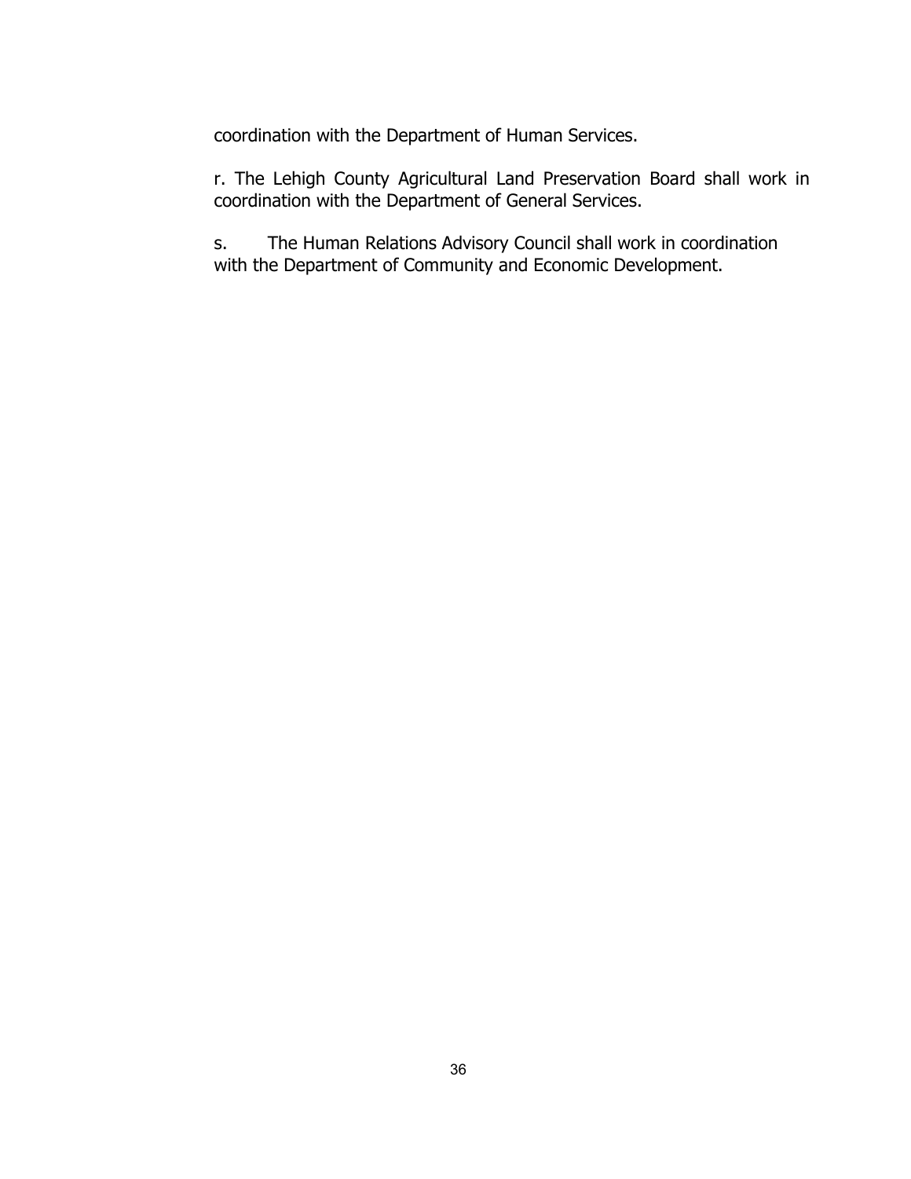coordination with the Department of Human Services.

r. The Lehigh County Agricultural Land Preservation Board shall work in coordination with the Department of General Services.

s. The Human Relations Advisory Council shall work in coordination with the Department of Community and Economic Development.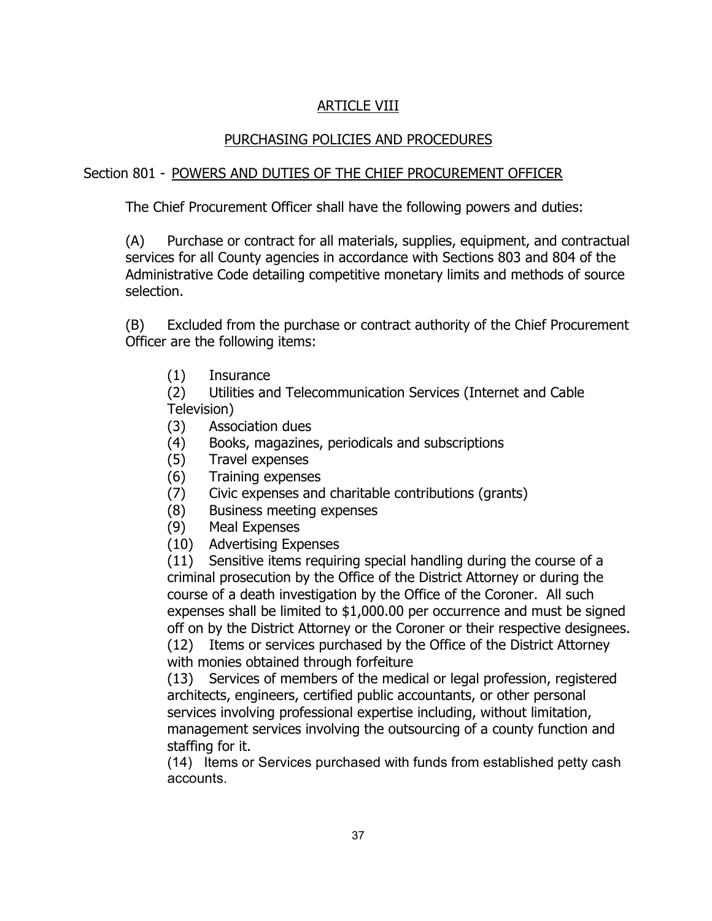# ARTICLE VIII

## PURCHASING POLICIES AND PROCEDURES

### Section 801 - POWERS AND DUTIES OF THE CHIEF PROCUREMENT OFFICER

The Chief Procurement Officer shall have the following powers and duties:

(A) Purchase or contract for all materials, supplies, equipment, and contractual services for all County agencies in accordance with Sections 803 and 804 of the Administrative Code detailing competitive monetary limits and methods of source selection.

(B) Excluded from the purchase or contract authority of the Chief Procurement Officer are the following items:

(1) Insurance
(2) Utilities and Telecommunication Services (Internet and Cable Television)
(3) Association dues
(4) Books, magazines, periodicals and subscriptions
(5) Travel expenses
(6) Training expenses
(7) Civic expenses and charitable contributions (grants)
(8) Business meeting expenses
(9) Meal Expenses
(10) Advertising Expenses
(11) Sensitive items requiring special handling during the course of a criminal prosecution by the Office of the District Attorney or during the course of a death investigation by the Office of the Coroner. All such expenses shall be limited to $1,000.00 per occurrence and must be signed off on by the District Attorney or the Coroner or their respective designees.
(12) Items or services purchased by the Office of the District Attorney with monies obtained through forfeiture
(13) Services of members of the medical or legal profession, registered architects, engineers, certified public accountants, or other personal services involving professional expertise including, without limitation, management services involving the outsourcing of a county function and staffing for it.
(14) Items or Services purchased with funds from established petty cash accounts.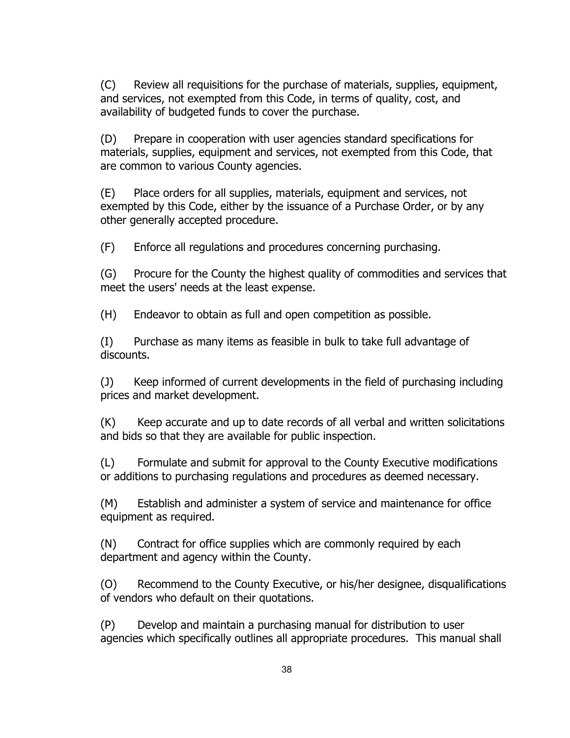(C) Review all requisitions for the purchase of materials, supplies, equipment, and services, not exempted from this Code, in terms of quality, cost, and availability of budgeted funds to cover the purchase.

(D) Prepare in cooperation with user agencies standard specifications for materials, supplies, equipment and services, not exempted from this Code, that are common to various County agencies.

(E) Place orders for all supplies, materials, equipment and services, not exempted by this Code, either by the issuance of a Purchase Order, or by any other generally accepted procedure.

(F) Enforce all regulations and procedures concerning purchasing.

(G) Procure for the County the highest quality of commodities and services that meet the users' needs at the least expense.

(H) Endeavor to obtain as full and open competition as possible.

(I) Purchase as many items as feasible in bulk to take full advantage of discounts.

(J) Keep informed of current developments in the field of purchasing including prices and market development.

(K) Keep accurate and up to date records of all verbal and written solicitations and bids so that they are available for public inspection.

(L) Formulate and submit for approval to the County Executive modifications or additions to purchasing regulations and procedures as deemed necessary.

(M) Establish and administer a system of service and maintenance for office equipment as required.

(N) Contract for office supplies which are commonly required by each department and agency within the County.

(O) Recommend to the County Executive, or his/her designee, disqualifications of vendors who default on their quotations.

(P) Develop and maintain a purchasing manual for distribution to user agencies which specifically outlines all appropriate procedures. This manual shall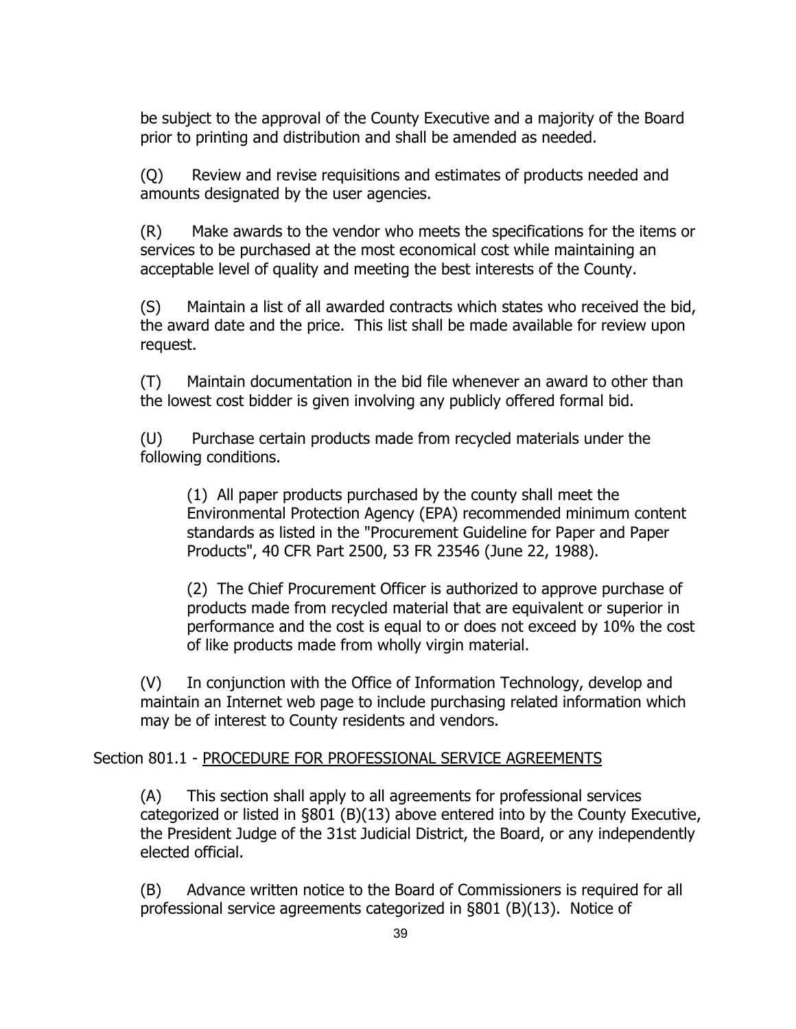be subject to the approval of the County Executive and a majority of the Board prior to printing and distribution and shall be amended as needed.

(Q) Review and revise requisitions and estimates of products needed and amounts designated by the user agencies.

(R) Make awards to the vendor who meets the specifications for the items or services to be purchased at the most economical cost while maintaining an acceptable level of quality and meeting the best interests of the County.

(S) Maintain a list of all awarded contracts which states who received the bid, the award date and the price. This list shall be made available for review upon request.

(T) Maintain documentation in the bid file whenever an award to other than the lowest cost bidder is given involving any publicly offered formal bid.

(U) Purchase certain products made from recycled materials under the following conditions.

> (1) All paper products purchased by the county shall meet the Environmental Protection Agency (EPA) recommended minimum content standards as listed in the "Procurement Guideline for Paper and Paper Products", 40 CFR Part 2500, 53 FR 23546 (June 22, 1988).
>
> (2) The Chief Procurement Officer is authorized to approve purchase of products made from recycled material that are equivalent or superior in performance and the cost is equal to or does not exceed by 10% the cost of like products made from wholly virgin material.

(V) In conjunction with the Office of Information Technology, develop and maintain an Internet web page to include purchasing related information which may be of interest to County residents and vendors.

Section 801.1 - PROCEDURE FOR PROFESSIONAL SERVICE AGREEMENTS

(A) This section shall apply to all agreements for professional services categorized or listed in §801 (B)(13) above entered into by the County Executive, the President Judge of the 31st Judicial District, the Board, or any independently elected official.

(B) Advance written notice to the Board of Commissioners is required for all professional service agreements categorized in §801 (B)(13). Notice of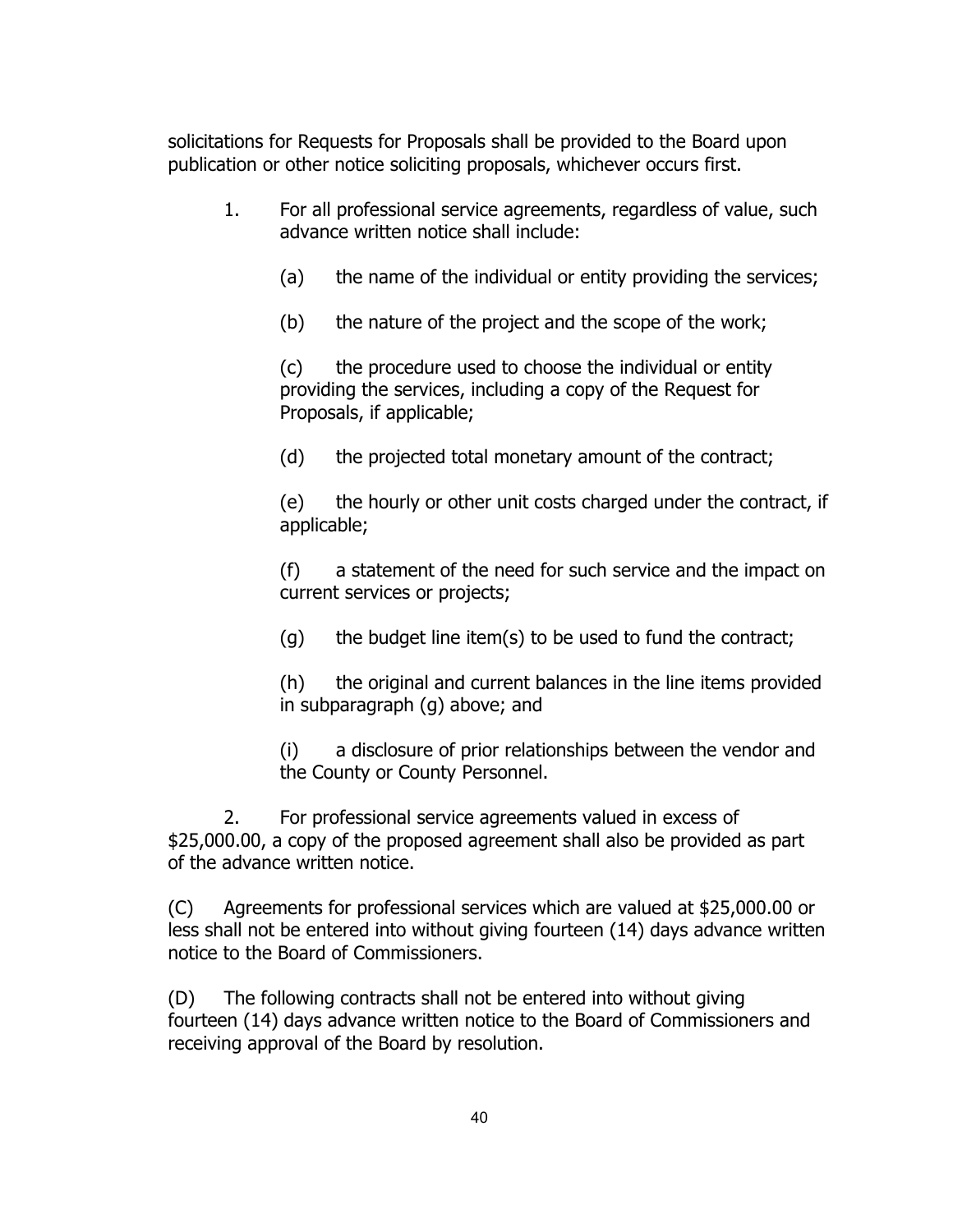solicitations for Requests for Proposals shall be provided to the Board upon publication or other notice soliciting proposals, whichever occurs first.

1. For all professional service agreements, regardless of value, such advance written notice shall include:

   (a) the name of the individual or entity providing the services;

   (b) the nature of the project and the scope of the work;

   (c) the procedure used to choose the individual or entity providing the services, including a copy of the Request for Proposals, if applicable;

   (d) the projected total monetary amount of the contract;

   (e) the hourly or other unit costs charged under the contract, if applicable;

   (f) a statement of the need for such service and the impact on current services or projects;

   (g) the budget line item(s) to be used to fund the contract;

   (h) the original and current balances in the line items provided in subparagraph (g) above; and

   (i) a disclosure of prior relationships between the vendor and the County or County Personnel.

2. For professional service agreements valued in excess of $25,000.00, a copy of the proposed agreement shall also be provided as part of the advance written notice.

(C) Agreements for professional services which are valued at $25,000.00 or less shall not be entered into without giving fourteen (14) days advance written notice to the Board of Commissioners.

(D) The following contracts shall not be entered into without giving fourteen (14) days advance written notice to the Board of Commissioners and receiving approval of the Board by resolution.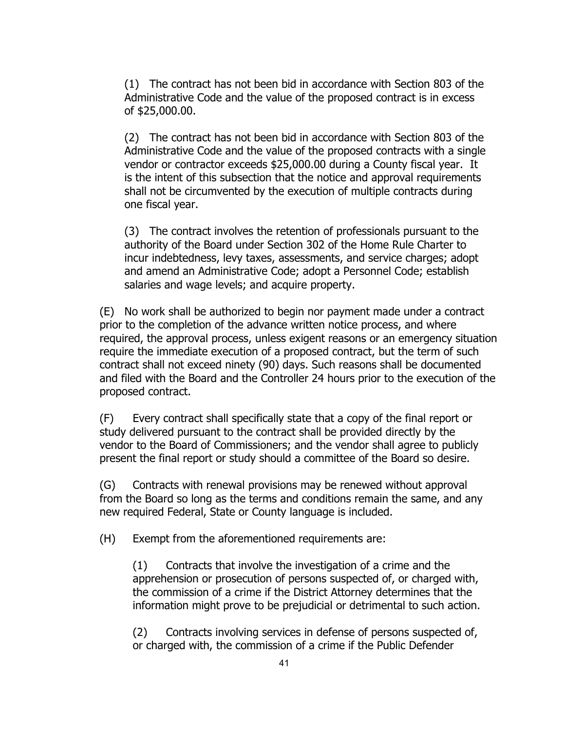(1) The contract has not been bid in accordance with Section 803 of the Administrative Code and the value of the proposed contract is in excess of $25,000.00.

(2) The contract has not been bid in accordance with Section 803 of the Administrative Code and the value of the proposed contracts with a single vendor or contractor exceeds $25,000.00 during a County fiscal year. It is the intent of this subsection that the notice and approval requirements shall not be circumvented by the execution of multiple contracts during one fiscal year.

(3) The contract involves the retention of professionals pursuant to the authority of the Board under Section 302 of the Home Rule Charter to incur indebtedness, levy taxes, assessments, and service charges; adopt and amend an Administrative Code; adopt a Personnel Code; establish salaries and wage levels; and acquire property.

(E) No work shall be authorized to begin nor payment made under a contract prior to the completion of the advance written notice process, and where required, the approval process, unless exigent reasons or an emergency situation require the immediate execution of a proposed contract, but the term of such contract shall not exceed ninety (90) days. Such reasons shall be documented and filed with the Board and the Controller 24 hours prior to the execution of the proposed contract.

(F) Every contract shall specifically state that a copy of the final report or study delivered pursuant to the contract shall be provided directly by the vendor to the Board of Commissioners; and the vendor shall agree to publicly present the final report or study should a committee of the Board so desire.

(G) Contracts with renewal provisions may be renewed without approval from the Board so long as the terms and conditions remain the same, and any new required Federal, State or County language is included.

(H) Exempt from the aforementioned requirements are:

(1) Contracts that involve the investigation of a crime and the apprehension or prosecution of persons suspected of, or charged with, the commission of a crime if the District Attorney determines that the information might prove to be prejudicial or detrimental to such action.

(2) Contracts involving services in defense of persons suspected of, or charged with, the commission of a crime if the Public Defender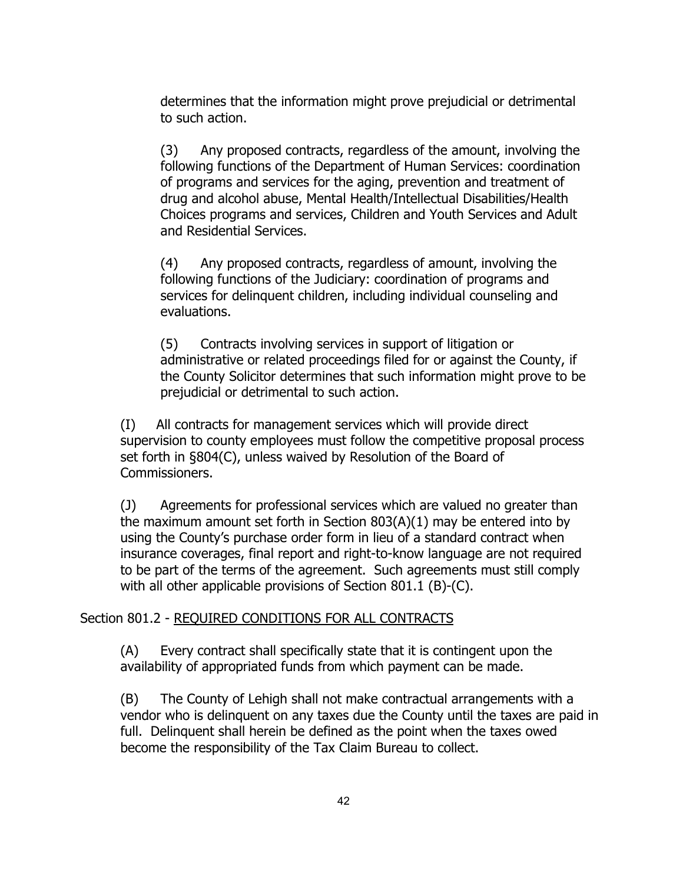determines that the information might prove prejudicial or detrimental to such action.

(3) Any proposed contracts, regardless of the amount, involving the following functions of the Department of Human Services: coordination of programs and services for the aging, prevention and treatment of drug and alcohol abuse, Mental Health/Intellectual Disabilities/Health Choices programs and services, Children and Youth Services and Adult and Residential Services.

(4) Any proposed contracts, regardless of amount, involving the following functions of the Judiciary: coordination of programs and services for delinquent children, including individual counseling and evaluations.

(5) Contracts involving services in support of litigation or administrative or related proceedings filed for or against the County, if the County Solicitor determines that such information might prove to be prejudicial or detrimental to such action.

(I) All contracts for management services which will provide direct supervision to county employees must follow the competitive proposal process set forth in §804(C), unless waived by Resolution of the Board of Commissioners.

(J) Agreements for professional services which are valued no greater than the maximum amount set forth in Section 803(A)(1) may be entered into by using the County's purchase order form in lieu of a standard contract when insurance coverages, final report and right-to-know language are not required to be part of the terms of the agreement. Such agreements must still comply with all other applicable provisions of Section 801.1 (B)-(C).

Section 801.2 - REQUIRED CONDITIONS FOR ALL CONTRACTS

(A) Every contract shall specifically state that it is contingent upon the availability of appropriated funds from which payment can be made.

(B) The County of Lehigh shall not make contractual arrangements with a vendor who is delinquent on any taxes due the County until the taxes are paid in full. Delinquent shall herein be defined as the point when the taxes owed become the responsibility of the Tax Claim Bureau to collect.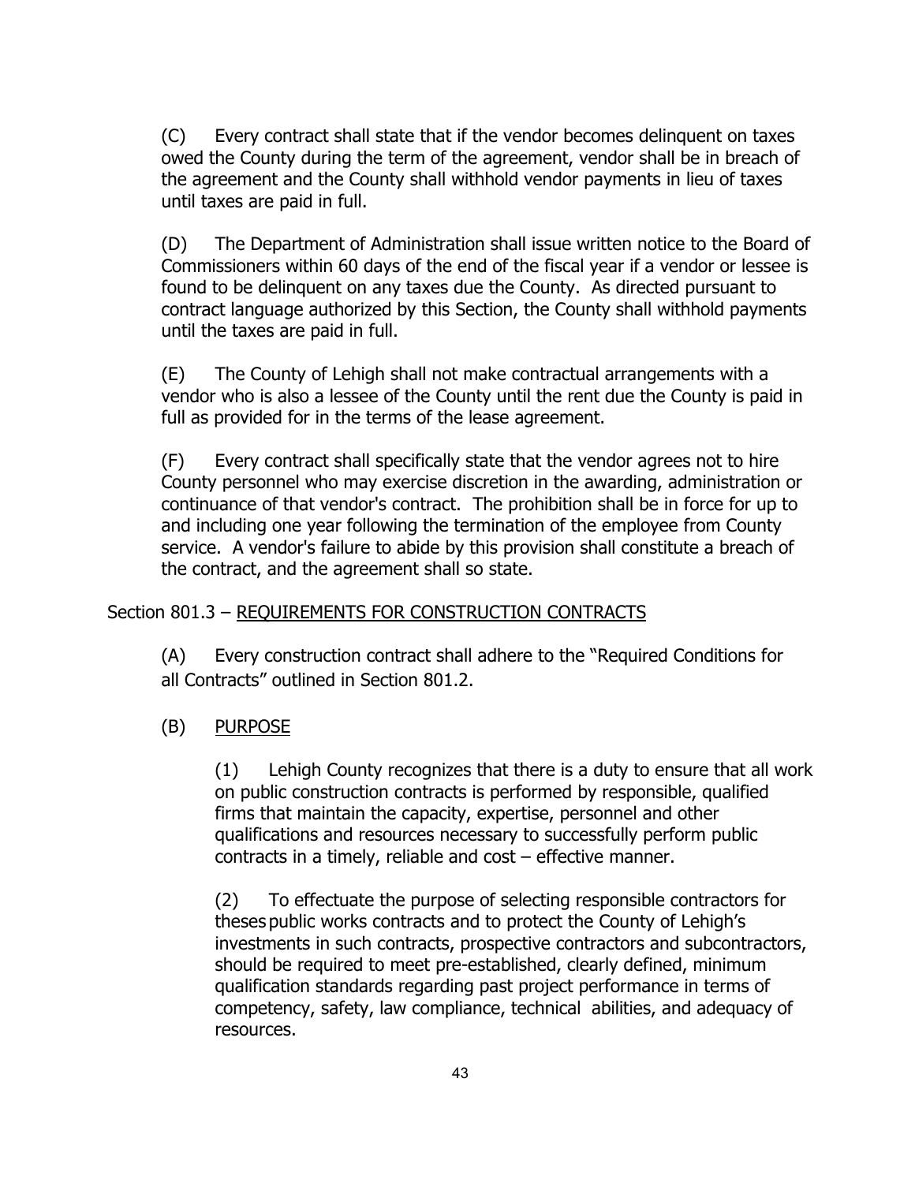(C) Every contract shall state that if the vendor becomes delinquent on taxes owed the County during the term of the agreement, vendor shall be in breach of the agreement and the County shall withhold vendor payments in lieu of taxes until taxes are paid in full.

(D) The Department of Administration shall issue written notice to the Board of Commissioners within 60 days of the end of the fiscal year if a vendor or lessee is found to be delinquent on any taxes due the County. As directed pursuant to contract language authorized by this Section, the County shall withhold payments until the taxes are paid in full.

(E) The County of Lehigh shall not make contractual arrangements with a vendor who is also a lessee of the County until the rent due the County is paid in full as provided for in the terms of the lease agreement.

(F) Every contract shall specifically state that the vendor agrees not to hire County personnel who may exercise discretion in the awarding, administration or continuance of that vendor's contract. The prohibition shall be in force for up to and including one year following the termination of the employee from County service. A vendor's failure to abide by this provision shall constitute a breach of the contract, and the agreement shall so state.

Section 801.3 – <u>REQUIREMENTS FOR CONSTRUCTION CONTRACTS</u>

(A) Every construction contract shall adhere to the "Required Conditions for all Contracts" outlined in Section 801.2.

(B) <u>PURPOSE</u>

(1) Lehigh County recognizes that there is a duty to ensure that all work on public construction contracts is performed by responsible, qualified firms that maintain the capacity, expertise, personnel and other qualifications and resources necessary to successfully perform public contracts in a timely, reliable and cost – effective manner.

(2) To effectuate the purpose of selecting responsible contractors for theses public works contracts and to protect the County of Lehigh's investments in such contracts, prospective contractors and subcontractors, should be required to meet pre-established, clearly defined, minimum qualification standards regarding past project performance in terms of competency, safety, law compliance, technical abilities, and adequacy of resources.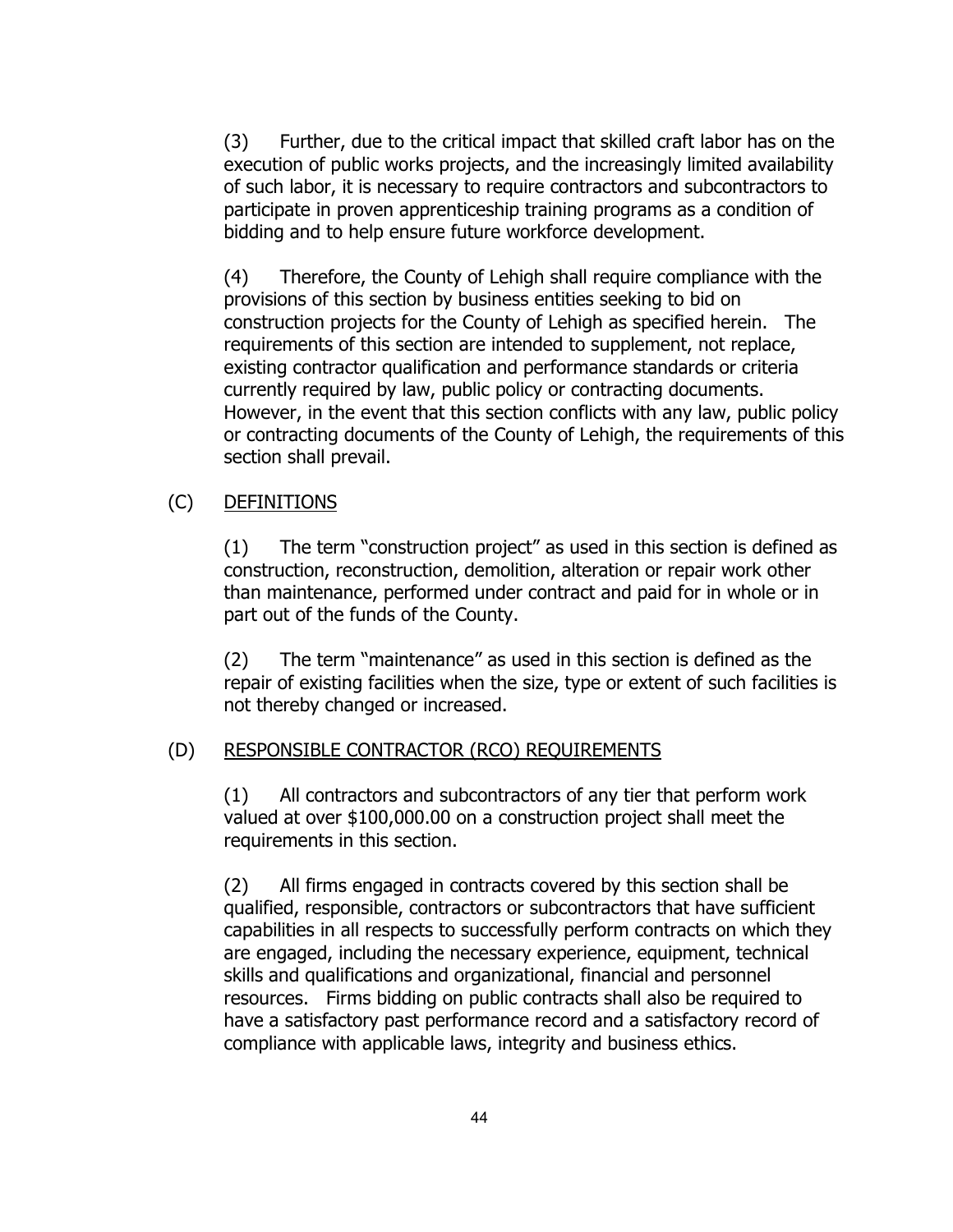(3) Further, due to the critical impact that skilled craft labor has on the execution of public works projects, and the increasingly limited availability of such labor, it is necessary to require contractors and subcontractors to participate in proven apprenticeship training programs as a condition of bidding and to help ensure future workforce development.

(4) Therefore, the County of Lehigh shall require compliance with the provisions of this section by business entities seeking to bid on construction projects for the County of Lehigh as specified herein. The requirements of this section are intended to supplement, not replace, existing contractor qualification and performance standards or criteria currently required by law, public policy or contracting documents. However, in the event that this section conflicts with any law, public policy or contracting documents of the County of Lehigh, the requirements of this section shall prevail.

(C) <u>DEFINITIONS</u>

(1) The term "construction project" as used in this section is defined as construction, reconstruction, demolition, alteration or repair work other than maintenance, performed under contract and paid for in whole or in part out of the funds of the County.

(2) The term "maintenance" as used in this section is defined as the repair of existing facilities when the size, type or extent of such facilities is not thereby changed or increased.

(D) <u>RESPONSIBLE CONTRACTOR (RCO) REQUIREMENTS</u>

(1) All contractors and subcontractors of any tier that perform work valued at over $100,000.00 on a construction project shall meet the requirements in this section.

(2) All firms engaged in contracts covered by this section shall be qualified, responsible, contractors or subcontractors that have sufficient capabilities in all respects to successfully perform contracts on which they are engaged, including the necessary experience, equipment, technical skills and qualifications and organizational, financial and personnel resources. Firms bidding on public contracts shall also be required to have a satisfactory past performance record and a satisfactory record of compliance with applicable laws, integrity and business ethics.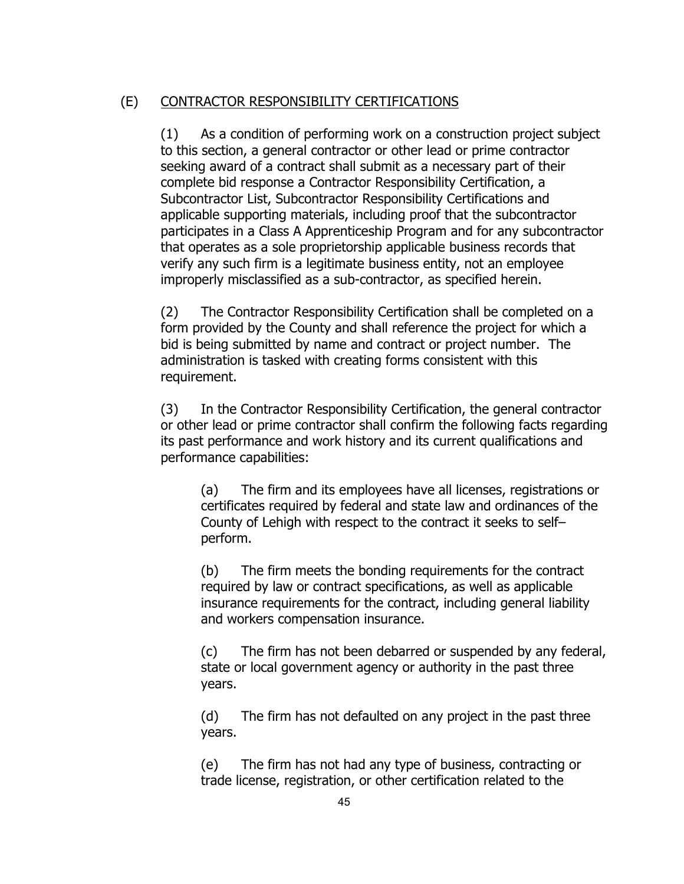## (E) CONTRACTOR RESPONSIBILITY CERTIFICATIONS

(1) As a condition of performing work on a construction project subject to this section, a general contractor or other lead or prime contractor seeking award of a contract shall submit as a necessary part of their complete bid response a Contractor Responsibility Certification, a Subcontractor List, Subcontractor Responsibility Certifications and applicable supporting materials, including proof that the subcontractor participates in a Class A Apprenticeship Program and for any subcontractor that operates as a sole proprietorship applicable business records that verify any such firm is a legitimate business entity, not an employee improperly misclassified as a sub-contractor, as specified herein.

(2) The Contractor Responsibility Certification shall be completed on a form provided by the County and shall reference the project for which a bid is being submitted by name and contract or project number. The administration is tasked with creating forms consistent with this requirement.

(3) In the Contractor Responsibility Certification, the general contractor or other lead or prime contractor shall confirm the following facts regarding its past performance and work history and its current qualifications and performance capabilities:

(a) The firm and its employees have all licenses, registrations or certificates required by federal and state law and ordinances of the County of Lehigh with respect to the contract it seeks to self–perform.

(b) The firm meets the bonding requirements for the contract required by law or contract specifications, as well as applicable insurance requirements for the contract, including general liability and workers compensation insurance.

(c) The firm has not been debarred or suspended by any federal, state or local government agency or authority in the past three years.

(d) The firm has not defaulted on any project in the past three years.

(e) The firm has not had any type of business, contracting or trade license, registration, or other certification related to the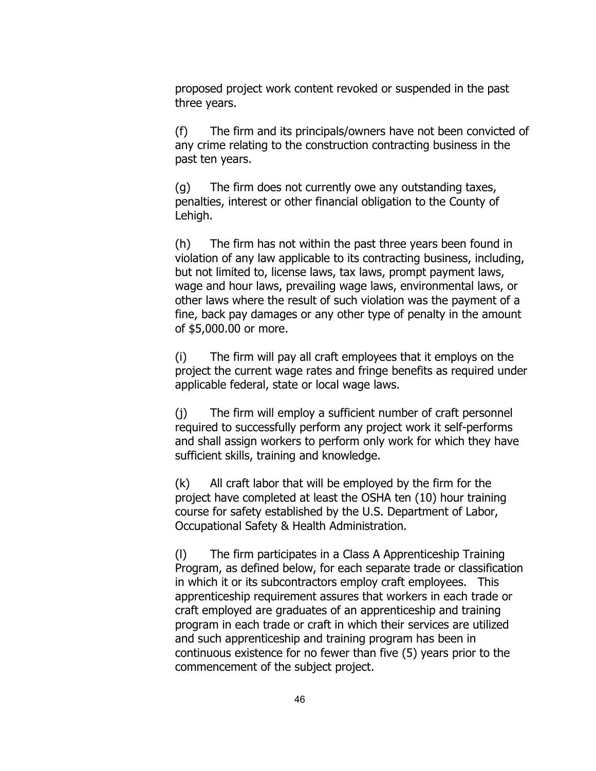proposed project work content revoked or suspended in the past three years.

(f) The firm and its principals/owners have not been convicted of any crime relating to the construction contracting business in the past ten years.

(g) The firm does not currently owe any outstanding taxes, penalties, interest or other financial obligation to the County of Lehigh.

(h) The firm has not within the past three years been found in violation of any law applicable to its contracting business, including, but not limited to, license laws, tax laws, prompt payment laws, wage and hour laws, prevailing wage laws, environmental laws, or other laws where the result of such violation was the payment of a fine, back pay damages or any other type of penalty in the amount of $5,000.00 or more.

(i) The firm will pay all craft employees that it employs on the project the current wage rates and fringe benefits as required under applicable federal, state or local wage laws.

(j) The firm will employ a sufficient number of craft personnel required to successfully perform any project work it self-performs and shall assign workers to perform only work for which they have sufficient skills, training and knowledge.

(k) All craft labor that will be employed by the firm for the project have completed at least the OSHA ten (10) hour training course for safety established by the U.S. Department of Labor, Occupational Safety & Health Administration.

(l) The firm participates in a Class A Apprenticeship Training Program, as defined below, for each separate trade or classification in which it or its subcontractors employ craft employees. This apprenticeship requirement assures that workers in each trade or craft employed are graduates of an apprenticeship and training program in each trade or craft in which their services are utilized and such apprenticeship and training program has been in continuous existence for no fewer than five (5) years prior to the commencement of the subject project.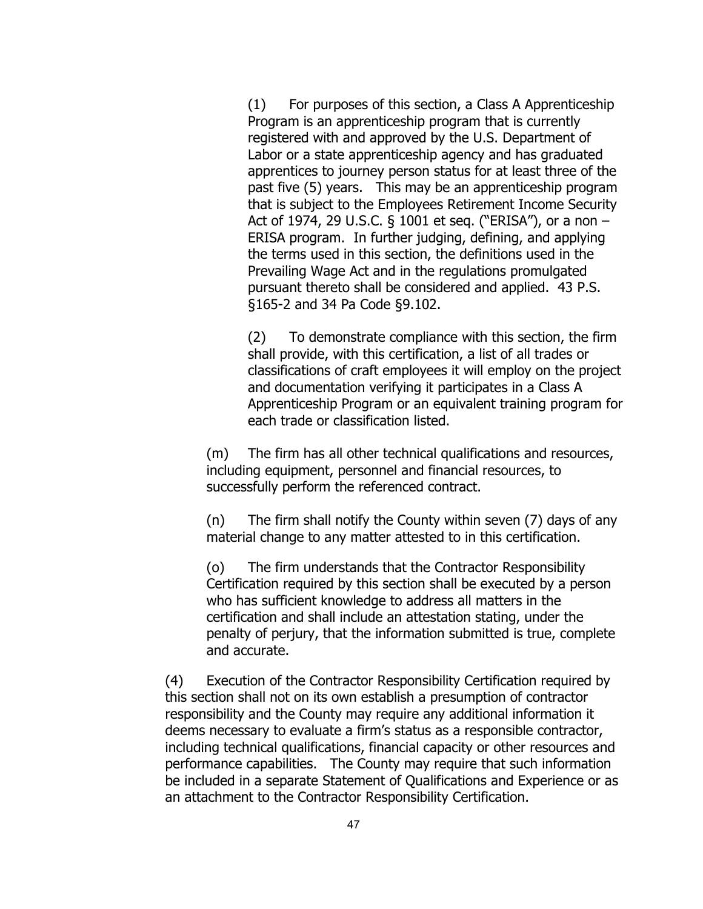(1) For purposes of this section, a Class A Apprenticeship Program is an apprenticeship program that is currently registered with and approved by the U.S. Department of Labor or a state apprenticeship agency and has graduated apprentices to journey person status for at least three of the past five (5) years. This may be an apprenticeship program that is subject to the Employees Retirement Income Security Act of 1974, 29 U.S.C. § 1001 et seq. ("ERISA"), or a non – ERISA program. In further judging, defining, and applying the terms used in this section, the definitions used in the Prevailing Wage Act and in the regulations promulgated pursuant thereto shall be considered and applied. 43 P.S. §165-2 and 34 Pa Code §9.102.

(2) To demonstrate compliance with this section, the firm shall provide, with this certification, a list of all trades or classifications of craft employees it will employ on the project and documentation verifying it participates in a Class A Apprenticeship Program or an equivalent training program for each trade or classification listed.

(m) The firm has all other technical qualifications and resources, including equipment, personnel and financial resources, to successfully perform the referenced contract.

(n) The firm shall notify the County within seven (7) days of any material change to any matter attested to in this certification.

(o) The firm understands that the Contractor Responsibility Certification required by this section shall be executed by a person who has sufficient knowledge to address all matters in the certification and shall include an attestation stating, under the penalty of perjury, that the information submitted is true, complete and accurate.

(4) Execution of the Contractor Responsibility Certification required by this section shall not on its own establish a presumption of contractor responsibility and the County may require any additional information it deems necessary to evaluate a firm's status as a responsible contractor, including technical qualifications, financial capacity or other resources and performance capabilities. The County may require that such information be included in a separate Statement of Qualifications and Experience or as an attachment to the Contractor Responsibility Certification.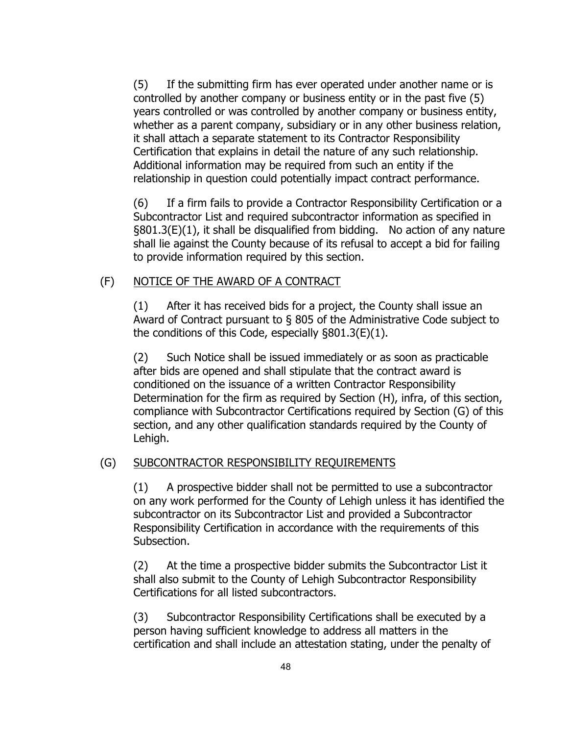(5) If the submitting firm has ever operated under another name or is controlled by another company or business entity or in the past five (5) years controlled or was controlled by another company or business entity, whether as a parent company, subsidiary or in any other business relation, it shall attach a separate statement to its Contractor Responsibility Certification that explains in detail the nature of any such relationship. Additional information may be required from such an entity if the relationship in question could potentially impact contract performance.

(6) If a firm fails to provide a Contractor Responsibility Certification or a Subcontractor List and required subcontractor information as specified in §801.3(E)(1), it shall be disqualified from bidding. No action of any nature shall lie against the County because of its refusal to accept a bid for failing to provide information required by this section.

(F) <u>NOTICE OF THE AWARD OF A CONTRACT</u>

(1) After it has received bids for a project, the County shall issue an Award of Contract pursuant to § 805 of the Administrative Code subject to the conditions of this Code, especially §801.3(E)(1).

(2) Such Notice shall be issued immediately or as soon as practicable after bids are opened and shall stipulate that the contract award is conditioned on the issuance of a written Contractor Responsibility Determination for the firm as required by Section (H), infra, of this section, compliance with Subcontractor Certifications required by Section (G) of this section, and any other qualification standards required by the County of Lehigh.

(G) <u>SUBCONTRACTOR RESPONSIBILITY REQUIREMENTS</u>

(1) A prospective bidder shall not be permitted to use a subcontractor on any work performed for the County of Lehigh unless it has identified the subcontractor on its Subcontractor List and provided a Subcontractor Responsibility Certification in accordance with the requirements of this Subsection.

(2) At the time a prospective bidder submits the Subcontractor List it shall also submit to the County of Lehigh Subcontractor Responsibility Certifications for all listed subcontractors.

(3) Subcontractor Responsibility Certifications shall be executed by a person having sufficient knowledge to address all matters in the certification and shall include an attestation stating, under the penalty of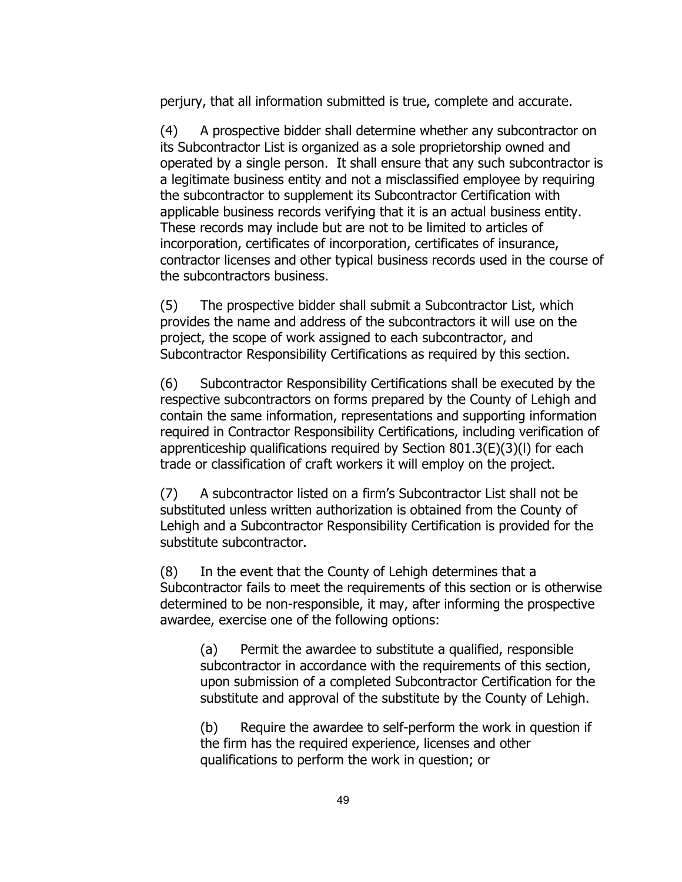perjury, that all information submitted is true, complete and accurate.

(4) A prospective bidder shall determine whether any subcontractor on its Subcontractor List is organized as a sole proprietorship owned and operated by a single person. It shall ensure that any such subcontractor is a legitimate business entity and not a misclassified employee by requiring the subcontractor to supplement its Subcontractor Certification with applicable business records verifying that it is an actual business entity. These records may include but are not to be limited to articles of incorporation, certificates of incorporation, certificates of insurance, contractor licenses and other typical business records used in the course of the subcontractors business.

(5) The prospective bidder shall submit a Subcontractor List, which provides the name and address of the subcontractors it will use on the project, the scope of work assigned to each subcontractor, and Subcontractor Responsibility Certifications as required by this section.

(6) Subcontractor Responsibility Certifications shall be executed by the respective subcontractors on forms prepared by the County of Lehigh and contain the same information, representations and supporting information required in Contractor Responsibility Certifications, including verification of apprenticeship qualifications required by Section 801.3(E)(3)(l) for each trade or classification of craft workers it will employ on the project.

(7) A subcontractor listed on a firm's Subcontractor List shall not be substituted unless written authorization is obtained from the County of Lehigh and a Subcontractor Responsibility Certification is provided for the substitute subcontractor.

(8) In the event that the County of Lehigh determines that a Subcontractor fails to meet the requirements of this section or is otherwise determined to be non-responsible, it may, after informing the prospective awardee, exercise one of the following options:

> (a) Permit the awardee to substitute a qualified, responsible subcontractor in accordance with the requirements of this section, upon submission of a completed Subcontractor Certification for the substitute and approval of the substitute by the County of Lehigh.
>
> (b) Require the awardee to self-perform the work in question if the firm has the required experience, licenses and other qualifications to perform the work in question; or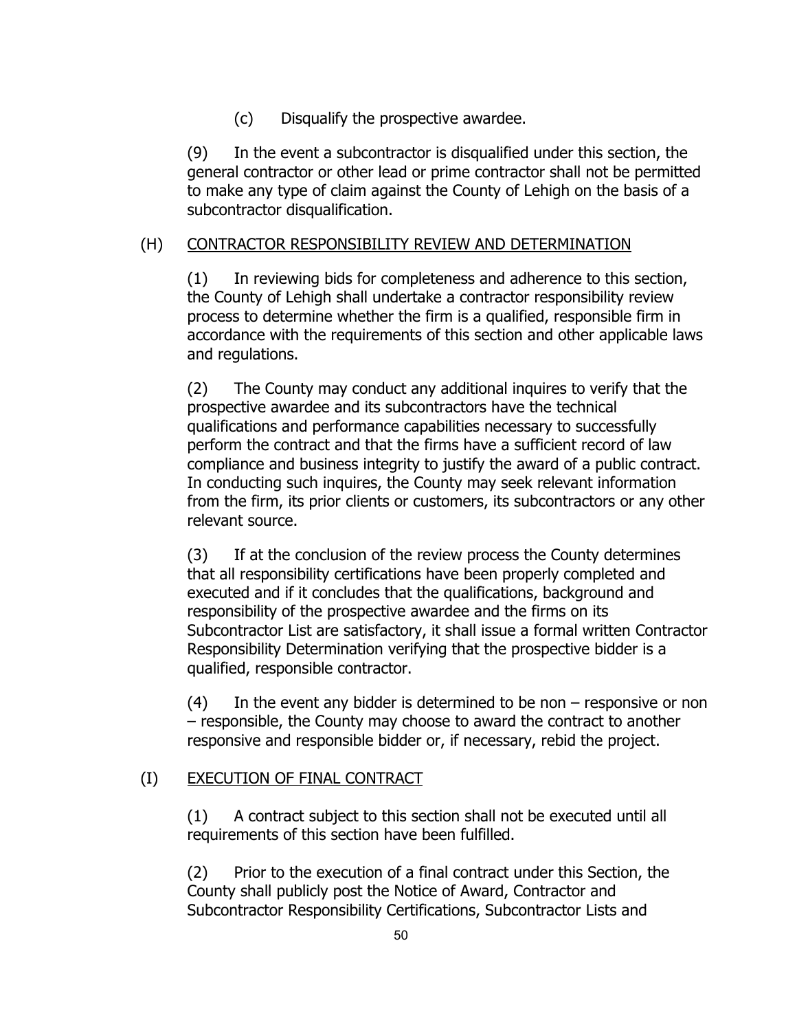(c) Disqualify the prospective awardee.

(9) In the event a subcontractor is disqualified under this section, the general contractor or other lead or prime contractor shall not be permitted to make any type of claim against the County of Lehigh on the basis of a subcontractor disqualification.

(H) <u>CONTRACTOR RESPONSIBILITY REVIEW AND DETERMINATION</u>

(1) In reviewing bids for completeness and adherence to this section, the County of Lehigh shall undertake a contractor responsibility review process to determine whether the firm is a qualified, responsible firm in accordance with the requirements of this section and other applicable laws and regulations.

(2) The County may conduct any additional inquires to verify that the prospective awardee and its subcontractors have the technical qualifications and performance capabilities necessary to successfully perform the contract and that the firms have a sufficient record of law compliance and business integrity to justify the award of a public contract. In conducting such inquires, the County may seek relevant information from the firm, its prior clients or customers, its subcontractors or any other relevant source.

(3) If at the conclusion of the review process the County determines that all responsibility certifications have been properly completed and executed and if it concludes that the qualifications, background and responsibility of the prospective awardee and the firms on its Subcontractor List are satisfactory, it shall issue a formal written Contractor Responsibility Determination verifying that the prospective bidder is a qualified, responsible contractor.

(4) In the event any bidder is determined to be non – responsive or non – responsible, the County may choose to award the contract to another responsive and responsible bidder or, if necessary, rebid the project.

(I) <u>EXECUTION OF FINAL CONTRACT</u>

(1) A contract subject to this section shall not be executed until all requirements of this section have been fulfilled.

(2) Prior to the execution of a final contract under this Section, the County shall publicly post the Notice of Award, Contractor and Subcontractor Responsibility Certifications, Subcontractor Lists and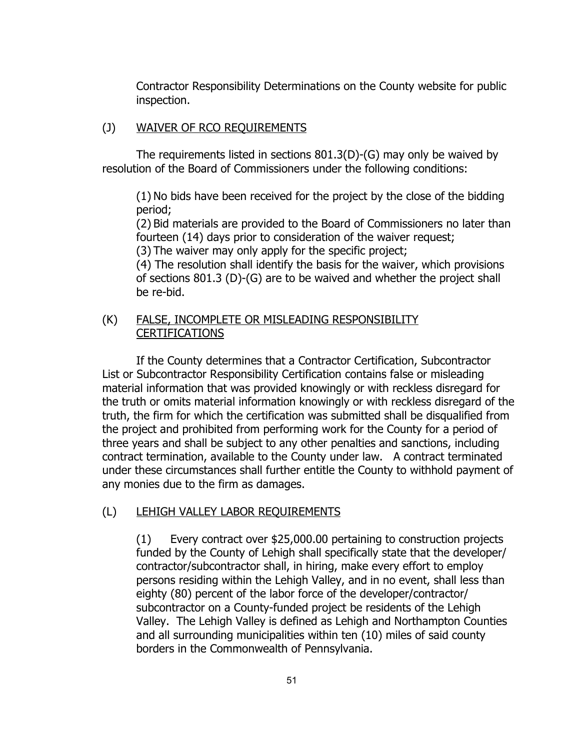Contractor Responsibility Determinations on the County website for public inspection.

(J) <u>WAIVER OF RCO REQUIREMENTS</u>

The requirements listed in sections 801.3(D)-(G) may only be waived by resolution of the Board of Commissioners under the following conditions:

(1) No bids have been received for the project by the close of the bidding period;
(2) Bid materials are provided to the Board of Commissioners no later than fourteen (14) days prior to consideration of the waiver request;
(3) The waiver may only apply for the specific project;
(4) The resolution shall identify the basis for the waiver, which provisions of sections 801.3 (D)-(G) are to be waived and whether the project shall be re-bid.

(K) <u>FALSE, INCOMPLETE OR MISLEADING RESPONSIBILITY CERTIFICATIONS</u>

If the County determines that a Contractor Certification, Subcontractor List or Subcontractor Responsibility Certification contains false or misleading material information that was provided knowingly or with reckless disregard for the truth or omits material information knowingly or with reckless disregard of the truth, the firm for which the certification was submitted shall be disqualified from the project and prohibited from performing work for the County for a period of three years and shall be subject to any other penalties and sanctions, including contract termination, available to the County under law. A contract terminated under these circumstances shall further entitle the County to withhold payment of any monies due to the firm as damages.

(L) <u>LEHIGH VALLEY LABOR REQUIREMENTS</u>

(1) Every contract over $25,000.00 pertaining to construction projects funded by the County of Lehigh shall specifically state that the developer/contractor/subcontractor shall, in hiring, make every effort to employ persons residing within the Lehigh Valley, and in no event, shall less than eighty (80) percent of the labor force of the developer/contractor/subcontractor on a County-funded project be residents of the Lehigh Valley. The Lehigh Valley is defined as Lehigh and Northampton Counties and all surrounding municipalities within ten (10) miles of said county borders in the Commonwealth of Pennsylvania.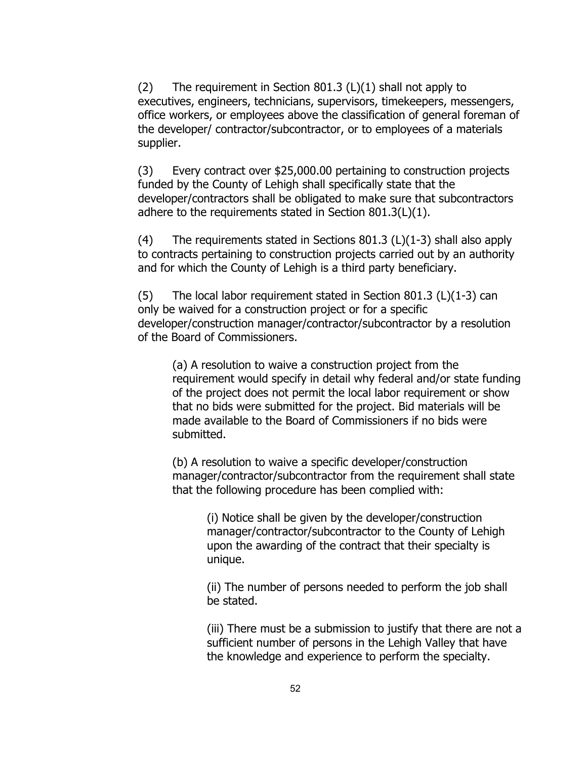(2) The requirement in Section 801.3 (L)(1) shall not apply to executives, engineers, technicians, supervisors, timekeepers, messengers, office workers, or employees above the classification of general foreman of the developer/ contractor/subcontractor, or to employees of a materials supplier.

(3) Every contract over $25,000.00 pertaining to construction projects funded by the County of Lehigh shall specifically state that the developer/contractors shall be obligated to make sure that subcontractors adhere to the requirements stated in Section 801.3(L)(1).

(4) The requirements stated in Sections 801.3 (L)(1-3) shall also apply to contracts pertaining to construction projects carried out by an authority and for which the County of Lehigh is a third party beneficiary.

(5) The local labor requirement stated in Section 801.3 (L)(1-3) can only be waived for a construction project or for a specific developer/construction manager/contractor/subcontractor by a resolution of the Board of Commissioners.

> (a) A resolution to waive a construction project from the requirement would specify in detail why federal and/or state funding of the project does not permit the local labor requirement or show that no bids were submitted for the project. Bid materials will be made available to the Board of Commissioners if no bids were submitted.
>
> (b) A resolution to waive a specific developer/construction manager/contractor/subcontractor from the requirement shall state that the following procedure has been complied with:
>
> > (i) Notice shall be given by the developer/construction manager/contractor/subcontractor to the County of Lehigh upon the awarding of the contract that their specialty is unique.
> >
> > (ii) The number of persons needed to perform the job shall be stated.
> >
> > (iii) There must be a submission to justify that there are not a sufficient number of persons in the Lehigh Valley that have the knowledge and experience to perform the specialty.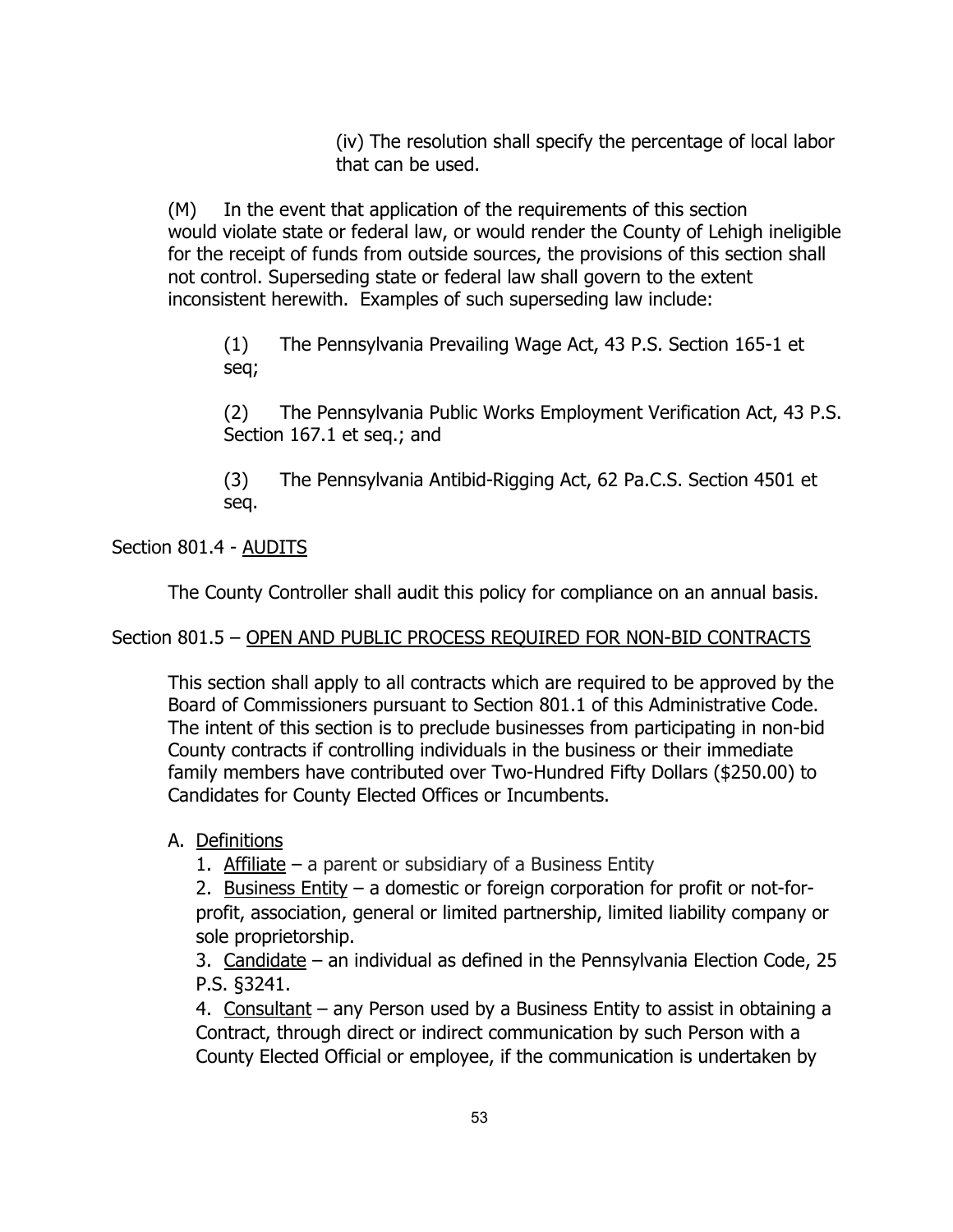(iv) The resolution shall specify the percentage of local labor that can be used.

(M) In the event that application of the requirements of this section would violate state or federal law, or would render the County of Lehigh ineligible for the receipt of funds from outside sources, the provisions of this section shall not control. Superseding state or federal law shall govern to the extent inconsistent herewith. Examples of such superseding law include:

(1) The Pennsylvania Prevailing Wage Act, 43 P.S. Section 165-1 et seq;

(2) The Pennsylvania Public Works Employment Verification Act, 43 P.S. Section 167.1 et seq.; and

(3) The Pennsylvania Antibid-Rigging Act, 62 Pa.C.S. Section 4501 et seq.

Section 801.4 - <u>AUDITS</u>

The County Controller shall audit this policy for compliance on an annual basis.

Section 801.5 – <u>OPEN AND PUBLIC PROCESS REQUIRED FOR NON-BID CONTRACTS</u>

This section shall apply to all contracts which are required to be approved by the Board of Commissioners pursuant to Section 801.1 of this Administrative Code. The intent of this section is to preclude businesses from participating in non-bid County contracts if controlling individuals in the business or their immediate family members have contributed over Two-Hundred Fifty Dollars ($250.00) to Candidates for County Elected Offices or Incumbents.

A. <u>Definitions</u>

1. <u>Affiliate</u> – a parent or subsidiary of a Business Entity

2. <u>Business Entity</u> – a domestic or foreign corporation for profit or not-for-profit, association, general or limited partnership, limited liability company or sole proprietorship.

3. <u>Candidate</u> – an individual as defined in the Pennsylvania Election Code, 25 P.S. §3241.

4. <u>Consultant</u> – any Person used by a Business Entity to assist in obtaining a Contract, through direct or indirect communication by such Person with a County Elected Official or employee, if the communication is undertaken by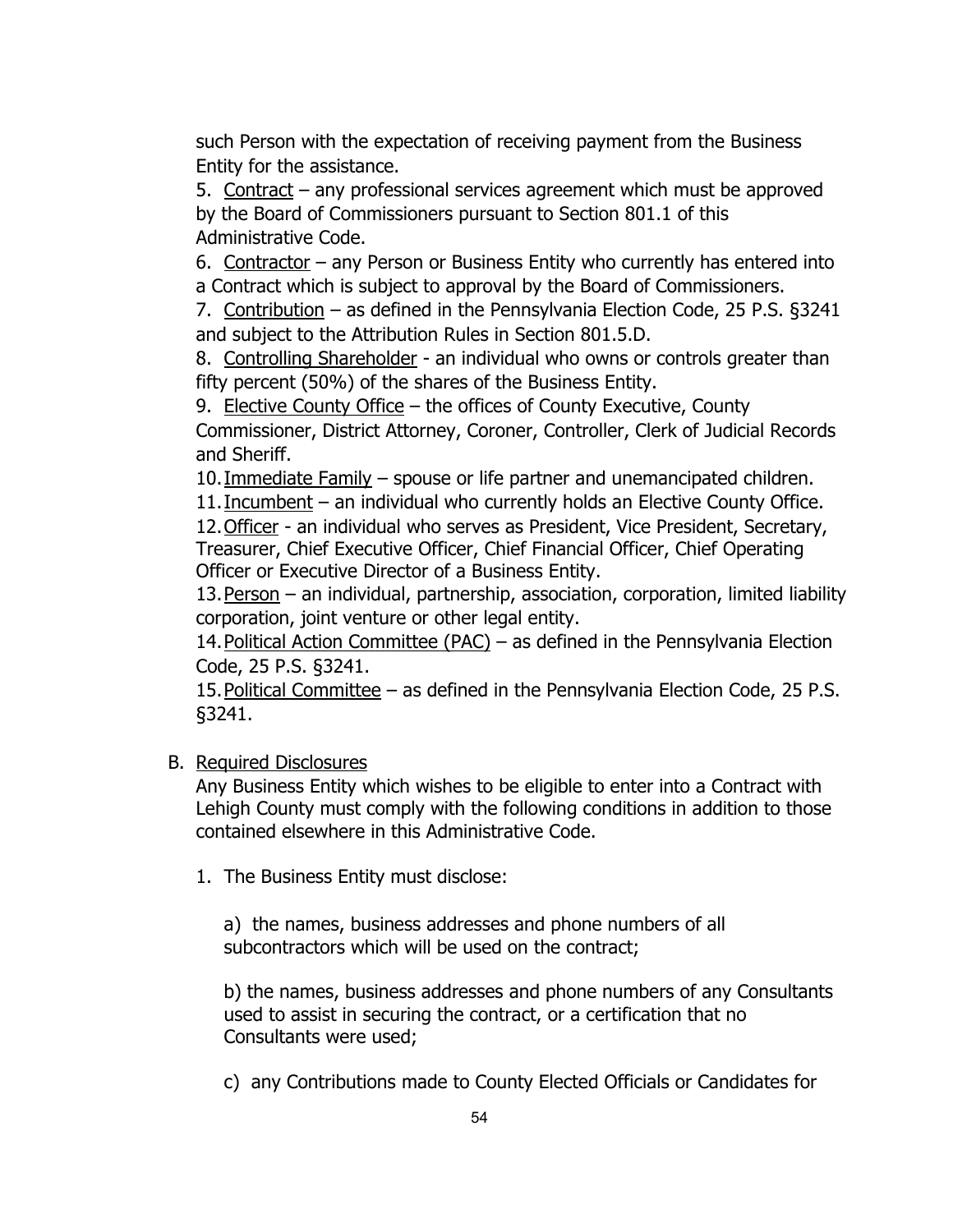such Person with the expectation of receiving payment from the Business Entity for the assistance.

5. Contract – any professional services agreement which must be approved by the Board of Commissioners pursuant to Section 801.1 of this Administrative Code.
6. Contractor – any Person or Business Entity who currently has entered into a Contract which is subject to approval by the Board of Commissioners.
7. Contribution – as defined in the Pennsylvania Election Code, 25 P.S. §3241 and subject to the Attribution Rules in Section 801.5.D.
8. Controlling Shareholder - an individual who owns or controls greater than fifty percent (50%) of the shares of the Business Entity.
9. Elective County Office – the offices of County Executive, County Commissioner, District Attorney, Coroner, Controller, Clerk of Judicial Records and Sheriff.
10. Immediate Family – spouse or life partner and unemancipated children.
11. Incumbent – an individual who currently holds an Elective County Office.
12. Officer - an individual who serves as President, Vice President, Secretary, Treasurer, Chief Executive Officer, Chief Financial Officer, Chief Operating Officer or Executive Director of a Business Entity.
13. Person – an individual, partnership, association, corporation, limited liability corporation, joint venture or other legal entity.
14. Political Action Committee (PAC) – as defined in the Pennsylvania Election Code, 25 P.S. §3241.
15. Political Committee – as defined in the Pennsylvania Election Code, 25 P.S. §3241.

B. Required Disclosures

Any Business Entity which wishes to be eligible to enter into a Contract with Lehigh County must comply with the following conditions in addition to those contained elsewhere in this Administrative Code.

1. The Business Entity must disclose:

a) the names, business addresses and phone numbers of all subcontractors which will be used on the contract;

b) the names, business addresses and phone numbers of any Consultants used to assist in securing the contract, or a certification that no Consultants were used;

c) any Contributions made to County Elected Officials or Candidates for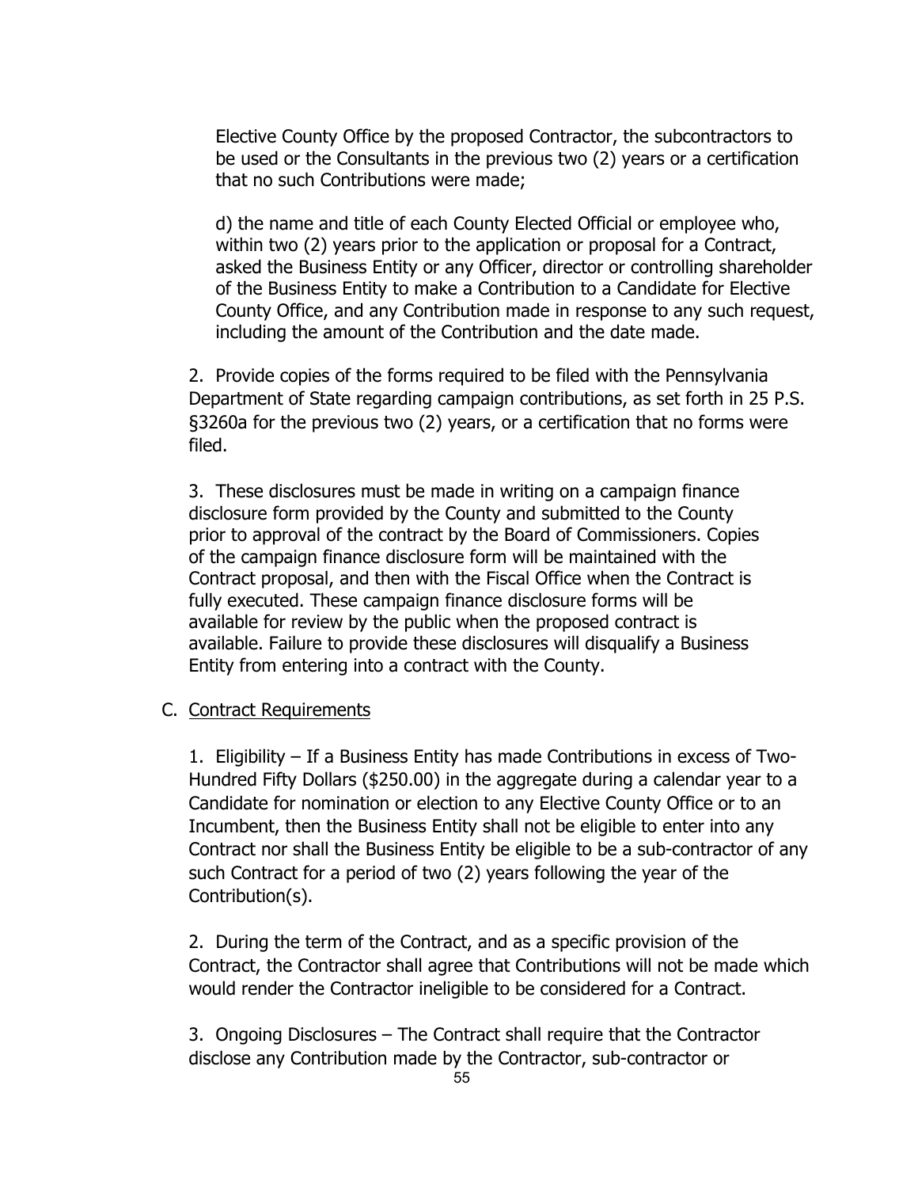Elective County Office by the proposed Contractor, the subcontractors to be used or the Consultants in the previous two (2) years or a certification that no such Contributions were made;

d) the name and title of each County Elected Official or employee who, within two (2) years prior to the application or proposal for a Contract, asked the Business Entity or any Officer, director or controlling shareholder of the Business Entity to make a Contribution to a Candidate for Elective County Office, and any Contribution made in response to any such request, including the amount of the Contribution and the date made.

2. Provide copies of the forms required to be filed with the Pennsylvania Department of State regarding campaign contributions, as set forth in 25 P.S. §3260a for the previous two (2) years, or a certification that no forms were filed.

3. These disclosures must be made in writing on a campaign finance disclosure form provided by the County and submitted to the County prior to approval of the contract by the Board of Commissioners. Copies of the campaign finance disclosure form will be maintained with the Contract proposal, and then with the Fiscal Office when the Contract is fully executed. These campaign finance disclosure forms will be available for review by the public when the proposed contract is available. Failure to provide these disclosures will disqualify a Business Entity from entering into a contract with the County.

C. Contract Requirements

1. Eligibility – If a Business Entity has made Contributions in excess of Two-Hundred Fifty Dollars ($250.00) in the aggregate during a calendar year to a Candidate for nomination or election to any Elective County Office or to an Incumbent, then the Business Entity shall not be eligible to enter into any Contract nor shall the Business Entity be eligible to be a sub-contractor of any such Contract for a period of two (2) years following the year of the Contribution(s).

2. During the term of the Contract, and as a specific provision of the Contract, the Contractor shall agree that Contributions will not be made which would render the Contractor ineligible to be considered for a Contract.

3. Ongoing Disclosures – The Contract shall require that the Contractor disclose any Contribution made by the Contractor, sub-contractor or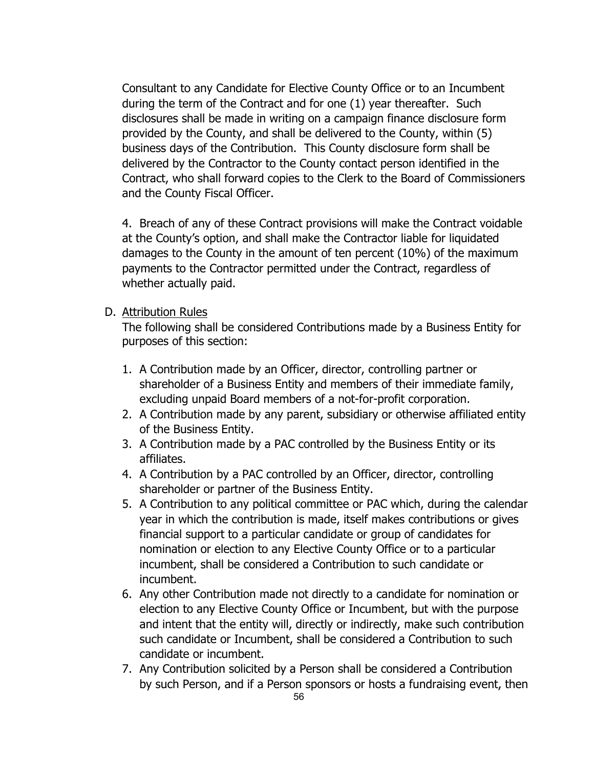Consultant to any Candidate for Elective County Office or to an Incumbent during the term of the Contract and for one (1) year thereafter. Such disclosures shall be made in writing on a campaign finance disclosure form provided by the County, and shall be delivered to the County, within (5) business days of the Contribution. This County disclosure form shall be delivered by the Contractor to the County contact person identified in the Contract, who shall forward copies to the Clerk to the Board of Commissioners and the County Fiscal Officer.

4. Breach of any of these Contract provisions will make the Contract voidable at the County's option, and shall make the Contractor liable for liquidated damages to the County in the amount of ten percent (10%) of the maximum payments to the Contractor permitted under the Contract, regardless of whether actually paid.

D. Attribution Rules

The following shall be considered Contributions made by a Business Entity for purposes of this section:

1. A Contribution made by an Officer, director, controlling partner or shareholder of a Business Entity and members of their immediate family, excluding unpaid Board members of a not-for-profit corporation.
2. A Contribution made by any parent, subsidiary or otherwise affiliated entity of the Business Entity.
3. A Contribution made by a PAC controlled by the Business Entity or its affiliates.
4. A Contribution by a PAC controlled by an Officer, director, controlling shareholder or partner of the Business Entity.
5. A Contribution to any political committee or PAC which, during the calendar year in which the contribution is made, itself makes contributions or gives financial support to a particular candidate or group of candidates for nomination or election to any Elective County Office or to a particular incumbent, shall be considered a Contribution to such candidate or incumbent.
6. Any other Contribution made not directly to a candidate for nomination or election to any Elective County Office or Incumbent, but with the purpose and intent that the entity will, directly or indirectly, make such contribution such candidate or Incumbent, shall be considered a Contribution to such candidate or incumbent.
7. Any Contribution solicited by a Person shall be considered a Contribution by such Person, and if a Person sponsors or hosts a fundraising event, then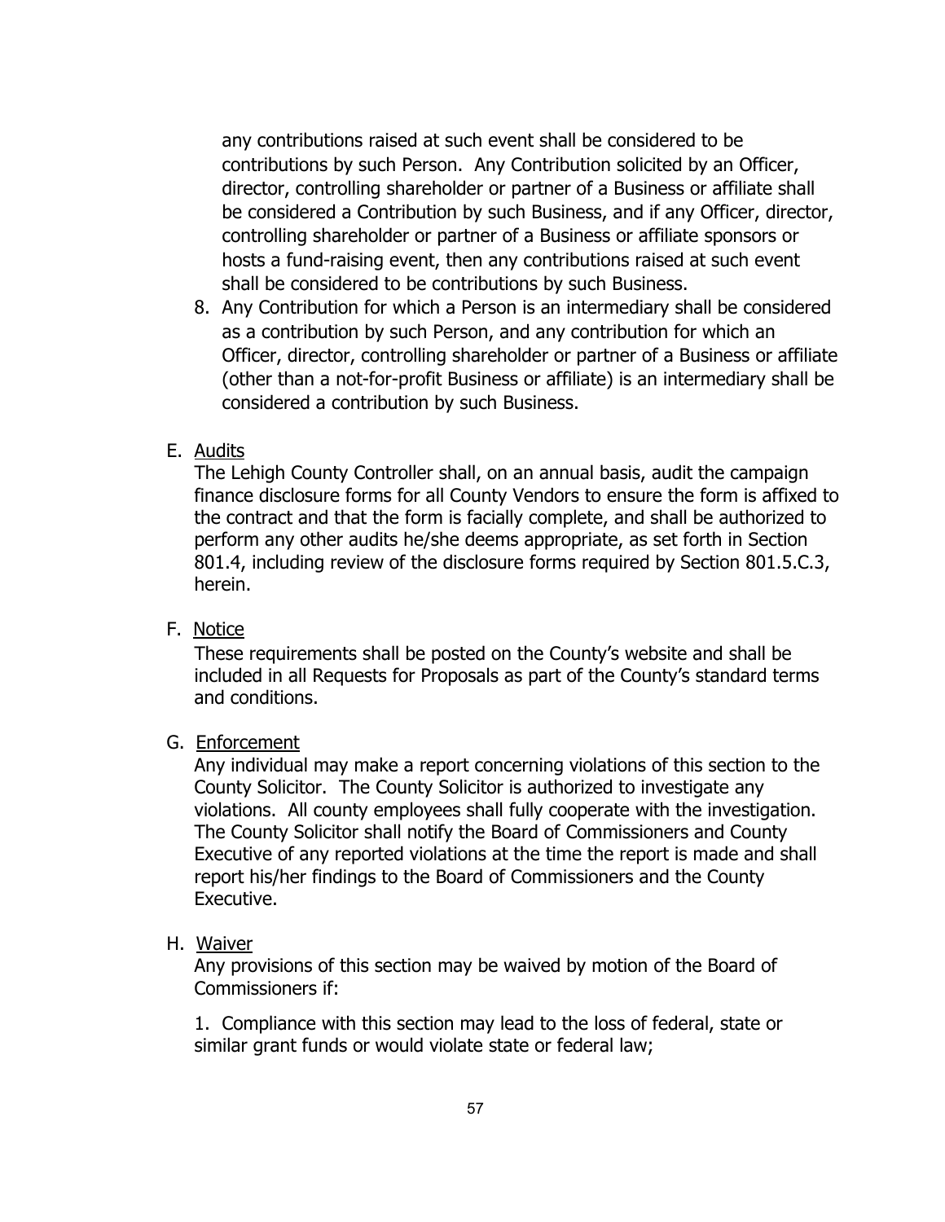any contributions raised at such event shall be considered to be contributions by such Person. Any Contribution solicited by an Officer, director, controlling shareholder or partner of a Business or affiliate shall be considered a Contribution by such Business, and if any Officer, director, controlling shareholder or partner of a Business or affiliate sponsors or hosts a fund-raising event, then any contributions raised at such event shall be considered to be contributions by such Business.

8. Any Contribution for which a Person is an intermediary shall be considered as a contribution by such Person, and any contribution for which an Officer, director, controlling shareholder or partner of a Business or affiliate (other than a not-for-profit Business or affiliate) is an intermediary shall be considered a contribution by such Business.

E. <u>Audits</u>

The Lehigh County Controller shall, on an annual basis, audit the campaign finance disclosure forms for all County Vendors to ensure the form is affixed to the contract and that the form is facially complete, and shall be authorized to perform any other audits he/she deems appropriate, as set forth in Section 801.4, including review of the disclosure forms required by Section 801.5.C.3, herein.

F. <u>Notice</u>

These requirements shall be posted on the County's website and shall be included in all Requests for Proposals as part of the County's standard terms and conditions.

G. <u>Enforcement</u>

Any individual may make a report concerning violations of this section to the County Solicitor. The County Solicitor is authorized to investigate any violations. All county employees shall fully cooperate with the investigation. The County Solicitor shall notify the Board of Commissioners and County Executive of any reported violations at the time the report is made and shall report his/her findings to the Board of Commissioners and the County Executive.

H. <u>Waiver</u>

Any provisions of this section may be waived by motion of the Board of Commissioners if:

1. Compliance with this section may lead to the loss of federal, state or similar grant funds or would violate state or federal law;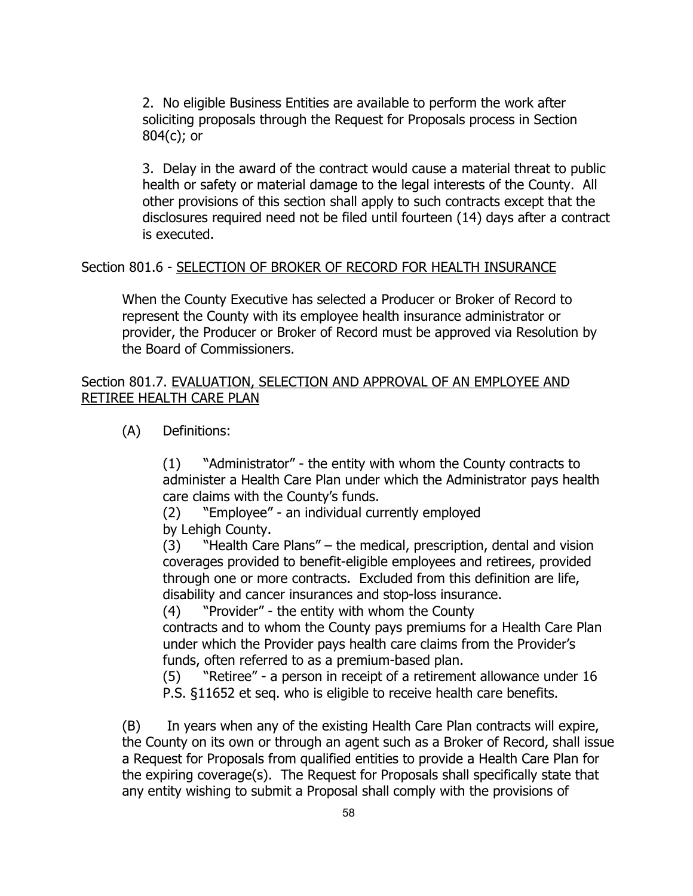2. No eligible Business Entities are available to perform the work after soliciting proposals through the Request for Proposals process in Section 804(c); or

3. Delay in the award of the contract would cause a material threat to public health or safety or material damage to the legal interests of the County. All other provisions of this section shall apply to such contracts except that the disclosures required need not be filed until fourteen (14) days after a contract is executed.

Section 801.6 - SELECTION OF BROKER OF RECORD FOR HEALTH INSURANCE

When the County Executive has selected a Producer or Broker of Record to represent the County with its employee health insurance administrator or provider, the Producer or Broker of Record must be approved via Resolution by the Board of Commissioners.

Section 801.7. EVALUATION, SELECTION AND APPROVAL OF AN EMPLOYEE AND RETIREE HEALTH CARE PLAN

(A) Definitions:

(1) "Administrator" - the entity with whom the County contracts to administer a Health Care Plan under which the Administrator pays health care claims with the County's funds.
(2) "Employee" - an individual currently employed by Lehigh County.
(3) "Health Care Plans" – the medical, prescription, dental and vision coverages provided to benefit-eligible employees and retirees, provided through one or more contracts. Excluded from this definition are life, disability and cancer insurances and stop-loss insurance.
(4) "Provider" - the entity with whom the County contracts and to whom the County pays premiums for a Health Care Plan under which the Provider pays health care claims from the Provider's funds, often referred to as a premium-based plan.
(5) "Retiree" - a person in receipt of a retirement allowance under 16 P.S. §11652 et seq. who is eligible to receive health care benefits.

(B) In years when any of the existing Health Care Plan contracts will expire, the County on its own or through an agent such as a Broker of Record, shall issue a Request for Proposals from qualified entities to provide a Health Care Plan for the expiring coverage(s). The Request for Proposals shall specifically state that any entity wishing to submit a Proposal shall comply with the provisions of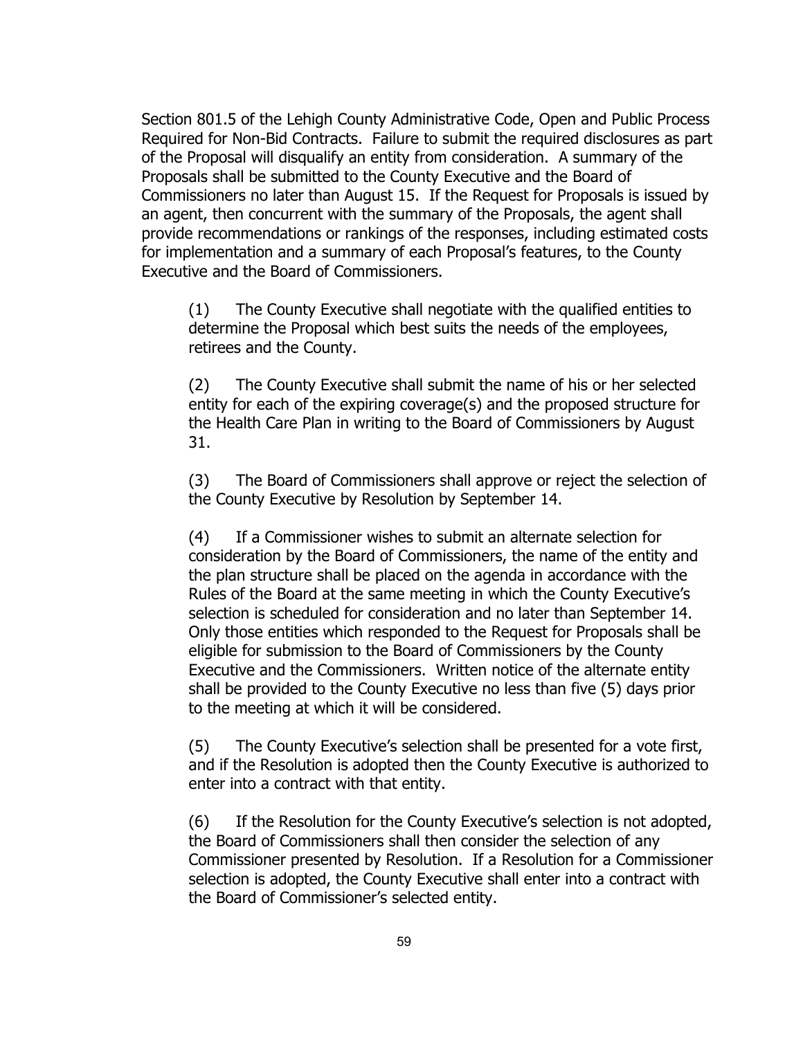Section 801.5 of the Lehigh County Administrative Code, Open and Public Process Required for Non-Bid Contracts. Failure to submit the required disclosures as part of the Proposal will disqualify an entity from consideration. A summary of the Proposals shall be submitted to the County Executive and the Board of Commissioners no later than August 15. If the Request for Proposals is issued by an agent, then concurrent with the summary of the Proposals, the agent shall provide recommendations or rankings of the responses, including estimated costs for implementation and a summary of each Proposal's features, to the County Executive and the Board of Commissioners.

(1) The County Executive shall negotiate with the qualified entities to determine the Proposal which best suits the needs of the employees, retirees and the County.

(2) The County Executive shall submit the name of his or her selected entity for each of the expiring coverage(s) and the proposed structure for the Health Care Plan in writing to the Board of Commissioners by August 31.

(3) The Board of Commissioners shall approve or reject the selection of the County Executive by Resolution by September 14.

(4) If a Commissioner wishes to submit an alternate selection for consideration by the Board of Commissioners, the name of the entity and the plan structure shall be placed on the agenda in accordance with the Rules of the Board at the same meeting in which the County Executive's selection is scheduled for consideration and no later than September 14. Only those entities which responded to the Request for Proposals shall be eligible for submission to the Board of Commissioners by the County Executive and the Commissioners. Written notice of the alternate entity shall be provided to the County Executive no less than five (5) days prior to the meeting at which it will be considered.

(5) The County Executive's selection shall be presented for a vote first, and if the Resolution is adopted then the County Executive is authorized to enter into a contract with that entity.

(6) If the Resolution for the County Executive's selection is not adopted, the Board of Commissioners shall then consider the selection of any Commissioner presented by Resolution. If a Resolution for a Commissioner selection is adopted, the County Executive shall enter into a contract with the Board of Commissioner's selected entity.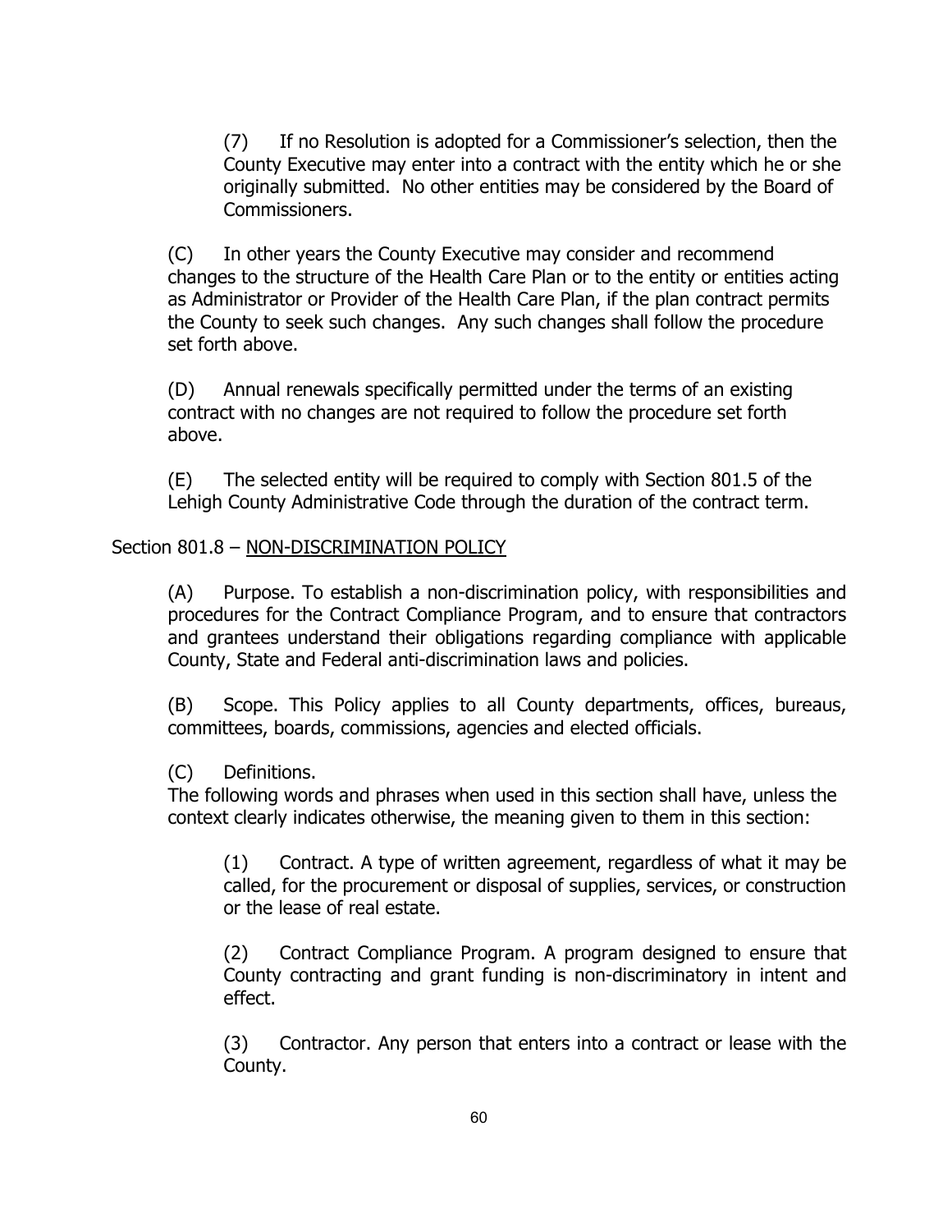(7) If no Resolution is adopted for a Commissioner's selection, then the County Executive may enter into a contract with the entity which he or she originally submitted. No other entities may be considered by the Board of Commissioners.

(C) In other years the County Executive may consider and recommend changes to the structure of the Health Care Plan or to the entity or entities acting as Administrator or Provider of the Health Care Plan, if the plan contract permits the County to seek such changes. Any such changes shall follow the procedure set forth above.

(D) Annual renewals specifically permitted under the terms of an existing contract with no changes are not required to follow the procedure set forth above.

(E) The selected entity will be required to comply with Section 801.5 of the Lehigh County Administrative Code through the duration of the contract term.

Section 801.8 – NON-DISCRIMINATION POLICY

(A) Purpose. To establish a non-discrimination policy, with responsibilities and procedures for the Contract Compliance Program, and to ensure that contractors and grantees understand their obligations regarding compliance with applicable County, State and Federal anti-discrimination laws and policies.

(B) Scope. This Policy applies to all County departments, offices, bureaus, committees, boards, commissions, agencies and elected officials.

(C) Definitions.
The following words and phrases when used in this section shall have, unless the context clearly indicates otherwise, the meaning given to them in this section:

(1) Contract. A type of written agreement, regardless of what it may be called, for the procurement or disposal of supplies, services, or construction or the lease of real estate.

(2) Contract Compliance Program. A program designed to ensure that County contracting and grant funding is non-discriminatory in intent and effect.

(3) Contractor. Any person that enters into a contract or lease with the County.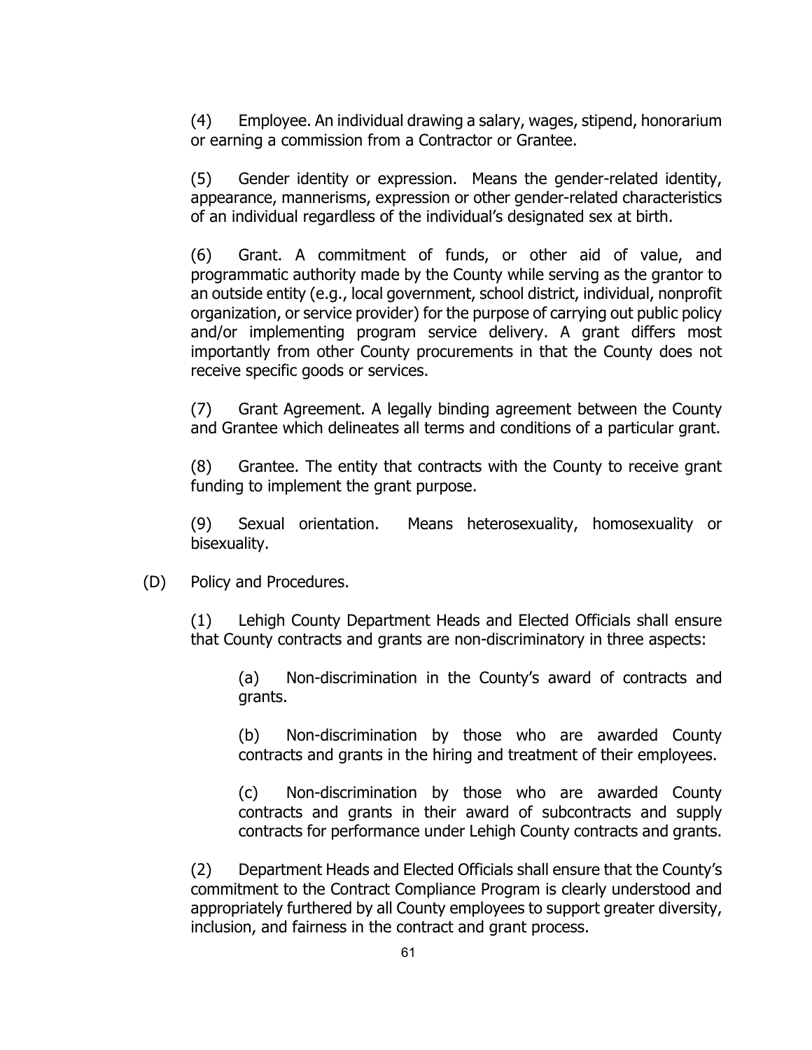(4) Employee. An individual drawing a salary, wages, stipend, honorarium or earning a commission from a Contractor or Grantee.

(5) Gender identity or expression. Means the gender-related identity, appearance, mannerisms, expression or other gender-related characteristics of an individual regardless of the individual's designated sex at birth.

(6) Grant. A commitment of funds, or other aid of value, and programmatic authority made by the County while serving as the grantor to an outside entity (e.g., local government, school district, individual, nonprofit organization, or service provider) for the purpose of carrying out public policy and/or implementing program service delivery. A grant differs most importantly from other County procurements in that the County does not receive specific goods or services.

(7) Grant Agreement. A legally binding agreement between the County and Grantee which delineates all terms and conditions of a particular grant.

(8) Grantee. The entity that contracts with the County to receive grant funding to implement the grant purpose.

(9) Sexual orientation. Means heterosexuality, homosexuality or bisexuality.

(D) Policy and Procedures.

(1) Lehigh County Department Heads and Elected Officials shall ensure that County contracts and grants are non-discriminatory in three aspects:

(a) Non-discrimination in the County's award of contracts and grants.

(b) Non-discrimination by those who are awarded County contracts and grants in the hiring and treatment of their employees.

(c) Non-discrimination by those who are awarded County contracts and grants in their award of subcontracts and supply contracts for performance under Lehigh County contracts and grants.

(2) Department Heads and Elected Officials shall ensure that the County's commitment to the Contract Compliance Program is clearly understood and appropriately furthered by all County employees to support greater diversity, inclusion, and fairness in the contract and grant process.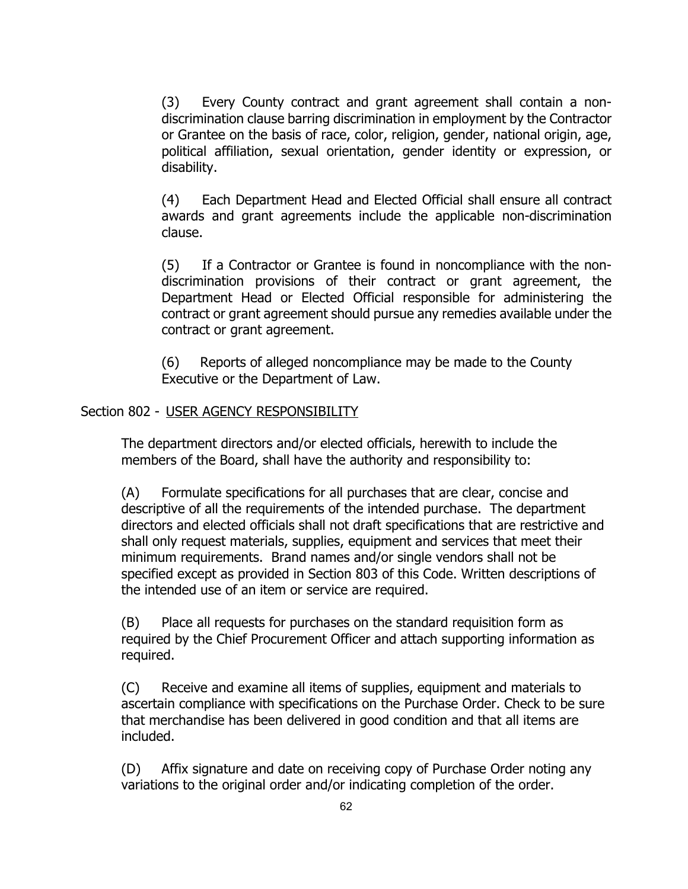(3) Every County contract and grant agreement shall contain a non-discrimination clause barring discrimination in employment by the Contractor or Grantee on the basis of race, color, religion, gender, national origin, age, political affiliation, sexual orientation, gender identity or expression, or disability.

(4) Each Department Head and Elected Official shall ensure all contract awards and grant agreements include the applicable non-discrimination clause.

(5) If a Contractor or Grantee is found in noncompliance with the non-discrimination provisions of their contract or grant agreement, the Department Head or Elected Official responsible for administering the contract or grant agreement should pursue any remedies available under the contract or grant agreement.

(6) Reports of alleged noncompliance may be made to the County Executive or the Department of Law.

Section 802 - USER AGENCY RESPONSIBILITY

The department directors and/or elected officials, herewith to include the members of the Board, shall have the authority and responsibility to:

(A) Formulate specifications for all purchases that are clear, concise and descriptive of all the requirements of the intended purchase. The department directors and elected officials shall not draft specifications that are restrictive and shall only request materials, supplies, equipment and services that meet their minimum requirements. Brand names and/or single vendors shall not be specified except as provided in Section 803 of this Code. Written descriptions of the intended use of an item or service are required.

(B) Place all requests for purchases on the standard requisition form as required by the Chief Procurement Officer and attach supporting information as required.

(C) Receive and examine all items of supplies, equipment and materials to ascertain compliance with specifications on the Purchase Order. Check to be sure that merchandise has been delivered in good condition and that all items are included.

(D) Affix signature and date on receiving copy of Purchase Order noting any variations to the original order and/or indicating completion of the order.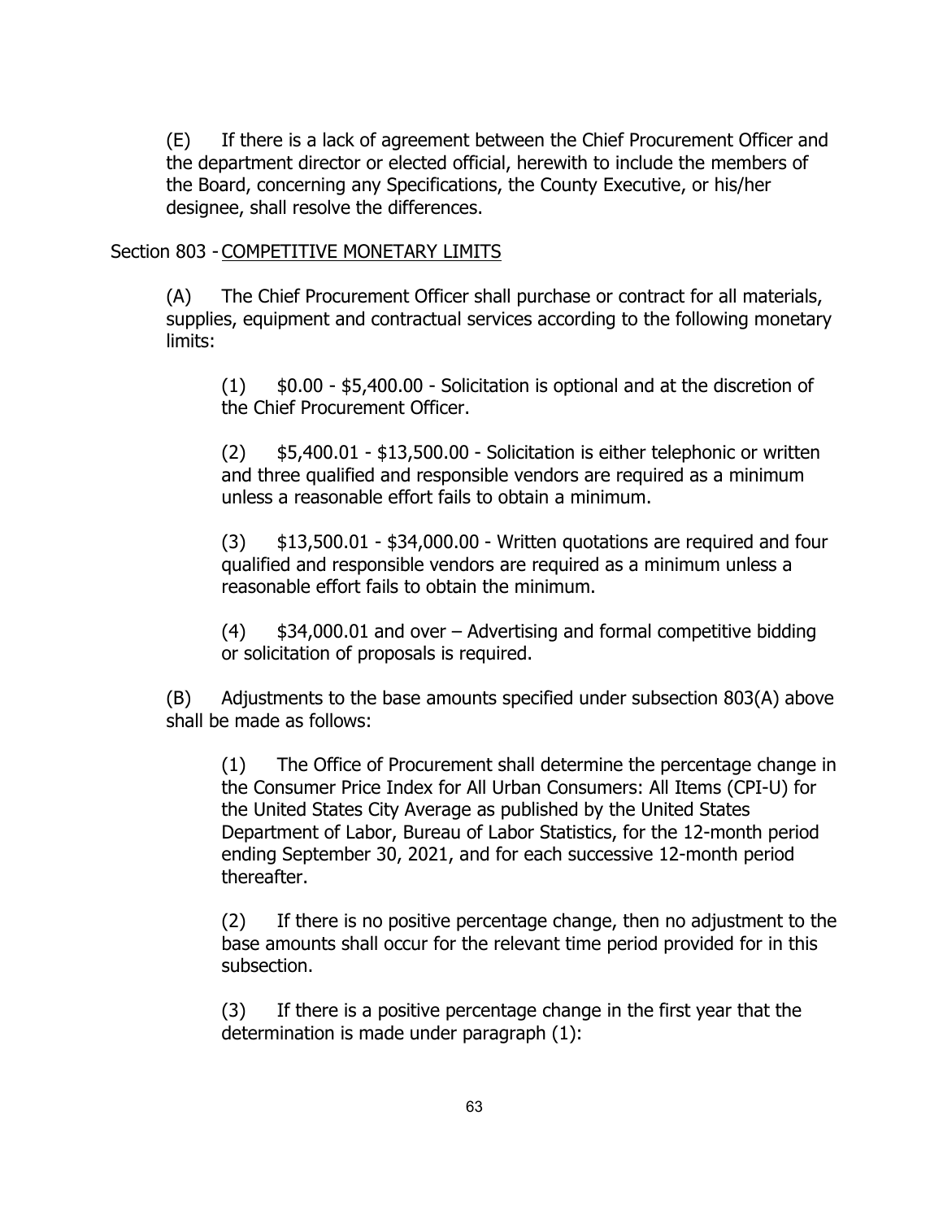(E) If there is a lack of agreement between the Chief Procurement Officer and the department director or elected official, herewith to include the members of the Board, concerning any Specifications, the County Executive, or his/her designee, shall resolve the differences.

Section 803 - COMPETITIVE MONETARY LIMITS

(A) The Chief Procurement Officer shall purchase or contract for all materials, supplies, equipment and contractual services according to the following monetary limits:

(1) $0.00 - $5,400.00 - Solicitation is optional and at the discretion of the Chief Procurement Officer.

(2) $5,400.01 - $13,500.00 - Solicitation is either telephonic or written and three qualified and responsible vendors are required as a minimum unless a reasonable effort fails to obtain a minimum.

(3) $13,500.01 - $34,000.00 - Written quotations are required and four qualified and responsible vendors are required as a minimum unless a reasonable effort fails to obtain the minimum.

(4) $34,000.01 and over – Advertising and formal competitive bidding or solicitation of proposals is required.

(B) Adjustments to the base amounts specified under subsection 803(A) above shall be made as follows:

(1) The Office of Procurement shall determine the percentage change in the Consumer Price Index for All Urban Consumers: All Items (CPI-U) for the United States City Average as published by the United States Department of Labor, Bureau of Labor Statistics, for the 12-month period ending September 30, 2021, and for each successive 12-month period thereafter.

(2) If there is no positive percentage change, then no adjustment to the base amounts shall occur for the relevant time period provided for in this subsection.

(3) If there is a positive percentage change in the first year that the determination is made under paragraph (1):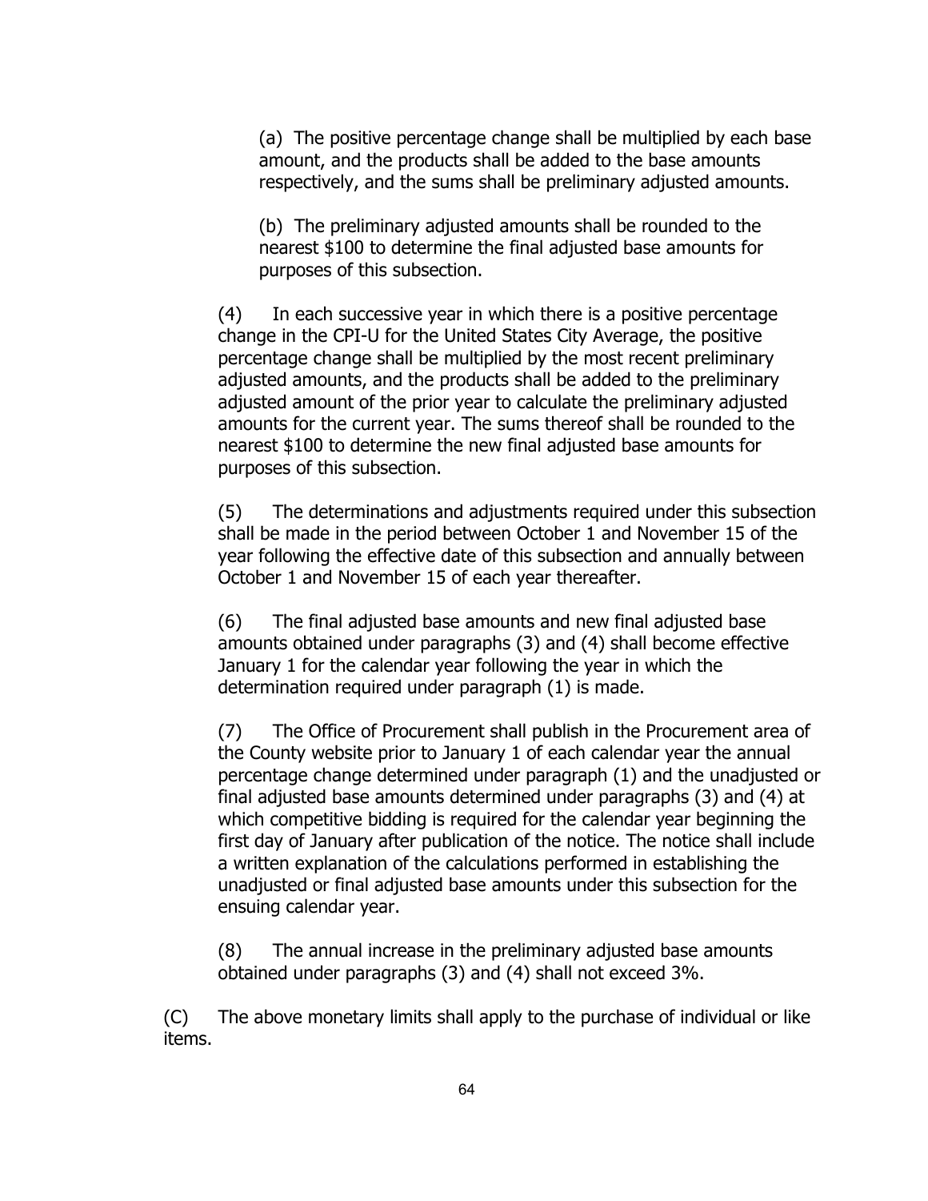(a) The positive percentage change shall be multiplied by each base amount, and the products shall be added to the base amounts respectively, and the sums shall be preliminary adjusted amounts.

(b) The preliminary adjusted amounts shall be rounded to the nearest $100 to determine the final adjusted base amounts for purposes of this subsection.

(4) In each successive year in which there is a positive percentage change in the CPI-U for the United States City Average, the positive percentage change shall be multiplied by the most recent preliminary adjusted amounts, and the products shall be added to the preliminary adjusted amount of the prior year to calculate the preliminary adjusted amounts for the current year. The sums thereof shall be rounded to the nearest $100 to determine the new final adjusted base amounts for purposes of this subsection.

(5) The determinations and adjustments required under this subsection shall be made in the period between October 1 and November 15 of the year following the effective date of this subsection and annually between October 1 and November 15 of each year thereafter.

(6) The final adjusted base amounts and new final adjusted base amounts obtained under paragraphs (3) and (4) shall become effective January 1 for the calendar year following the year in which the determination required under paragraph (1) is made.

(7) The Office of Procurement shall publish in the Procurement area of the County website prior to January 1 of each calendar year the annual percentage change determined under paragraph (1) and the unadjusted or final adjusted base amounts determined under paragraphs (3) and (4) at which competitive bidding is required for the calendar year beginning the first day of January after publication of the notice. The notice shall include a written explanation of the calculations performed in establishing the unadjusted or final adjusted base amounts under this subsection for the ensuing calendar year.

(8) The annual increase in the preliminary adjusted base amounts obtained under paragraphs (3) and (4) shall not exceed 3%.

(C) The above monetary limits shall apply to the purchase of individual or like items.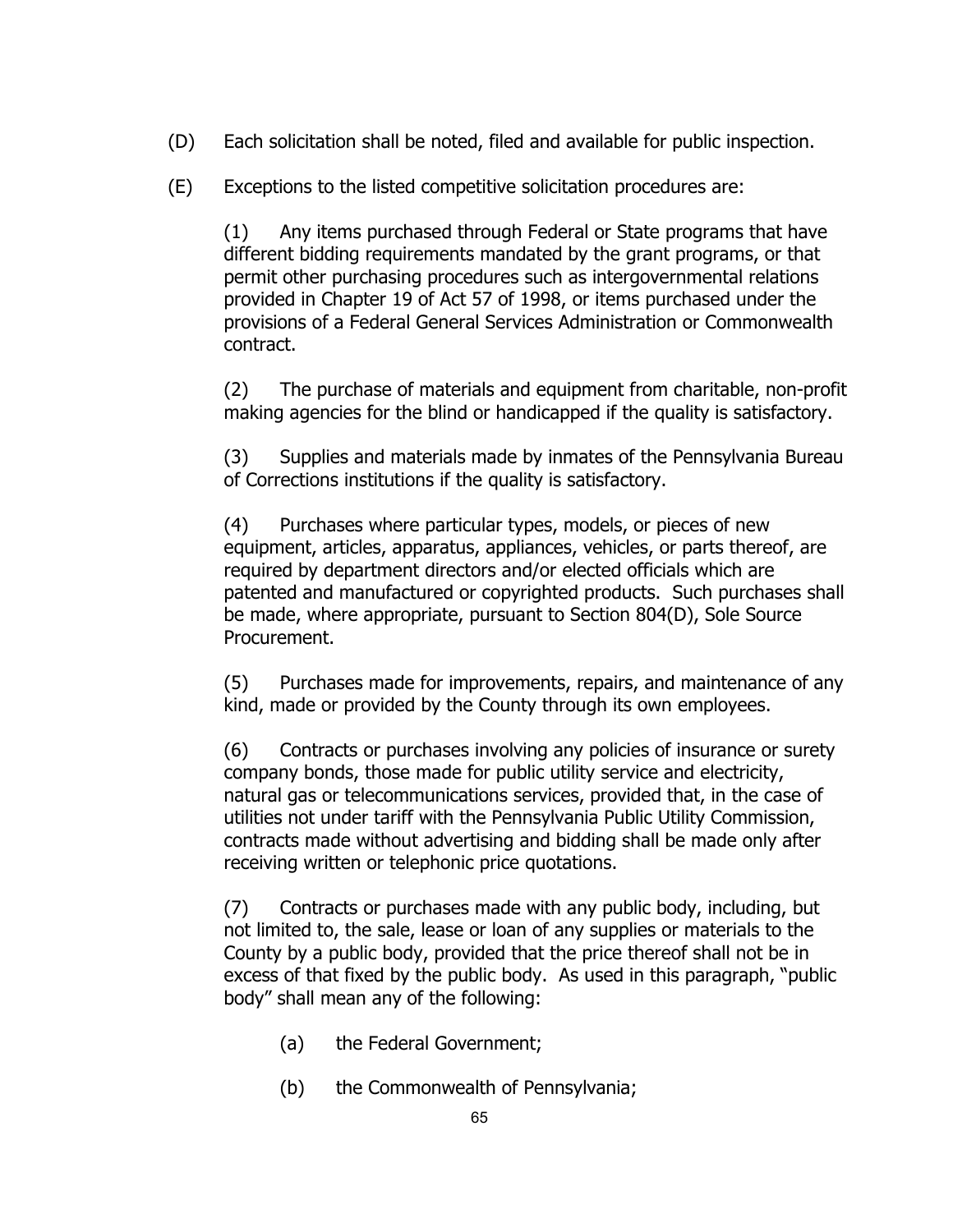(D) Each solicitation shall be noted, filed and available for public inspection.

(E) Exceptions to the listed competitive solicitation procedures are:

(1) Any items purchased through Federal or State programs that have different bidding requirements mandated by the grant programs, or that permit other purchasing procedures such as intergovernmental relations provided in Chapter 19 of Act 57 of 1998, or items purchased under the provisions of a Federal General Services Administration or Commonwealth contract.

(2) The purchase of materials and equipment from charitable, non-profit making agencies for the blind or handicapped if the quality is satisfactory.

(3) Supplies and materials made by inmates of the Pennsylvania Bureau of Corrections institutions if the quality is satisfactory.

(4) Purchases where particular types, models, or pieces of new equipment, articles, apparatus, appliances, vehicles, or parts thereof, are required by department directors and/or elected officials which are patented and manufactured or copyrighted products. Such purchases shall be made, where appropriate, pursuant to Section 804(D), Sole Source Procurement.

(5) Purchases made for improvements, repairs, and maintenance of any kind, made or provided by the County through its own employees.

(6) Contracts or purchases involving any policies of insurance or surety company bonds, those made for public utility service and electricity, natural gas or telecommunications services, provided that, in the case of utilities not under tariff with the Pennsylvania Public Utility Commission, contracts made without advertising and bidding shall be made only after receiving written or telephonic price quotations.

(7) Contracts or purchases made with any public body, including, but not limited to, the sale, lease or loan of any supplies or materials to the County by a public body, provided that the price thereof shall not be in excess of that fixed by the public body. As used in this paragraph, "public body" shall mean any of the following:

(a) the Federal Government;

(b) the Commonwealth of Pennsylvania;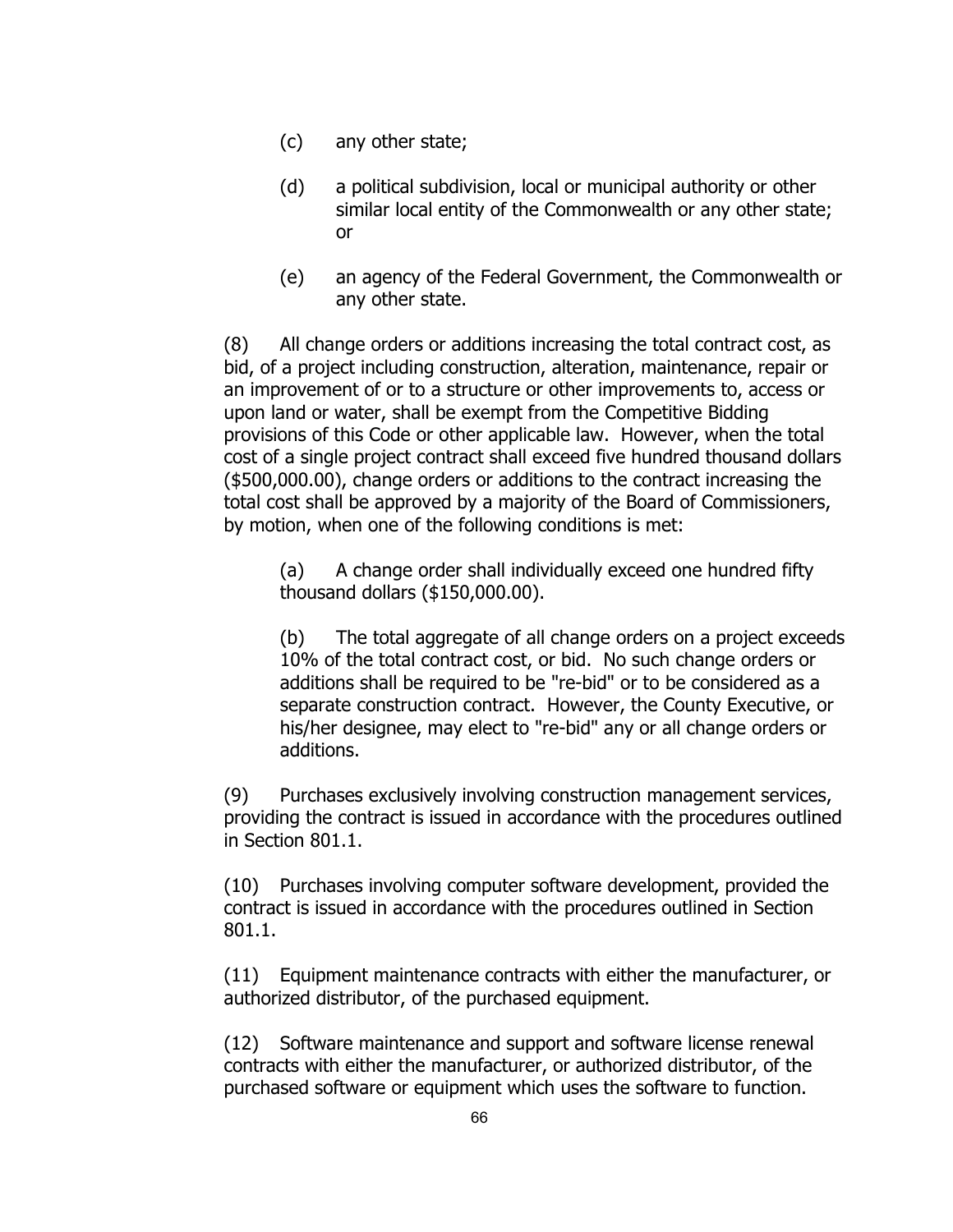(c) any other state;

(d) a political subdivision, local or municipal authority or other similar local entity of the Commonwealth or any other state; or

(e) an agency of the Federal Government, the Commonwealth or any other state.

(8) All change orders or additions increasing the total contract cost, as bid, of a project including construction, alteration, maintenance, repair or an improvement of or to a structure or other improvements to, access or upon land or water, shall be exempt from the Competitive Bidding provisions of this Code or other applicable law. However, when the total cost of a single project contract shall exceed five hundred thousand dollars ($500,000.00), change orders or additions to the contract increasing the total cost shall be approved by a majority of the Board of Commissioners, by motion, when one of the following conditions is met:

(a) A change order shall individually exceed one hundred fifty thousand dollars ($150,000.00).

(b) The total aggregate of all change orders on a project exceeds 10% of the total contract cost, or bid. No such change orders or additions shall be required to be "re-bid" or to be considered as a separate construction contract. However, the County Executive, or his/her designee, may elect to "re-bid" any or all change orders or additions.

(9) Purchases exclusively involving construction management services, providing the contract is issued in accordance with the procedures outlined in Section 801.1.

(10) Purchases involving computer software development, provided the contract is issued in accordance with the procedures outlined in Section 801.1.

(11) Equipment maintenance contracts with either the manufacturer, or authorized distributor, of the purchased equipment.

(12) Software maintenance and support and software license renewal contracts with either the manufacturer, or authorized distributor, of the purchased software or equipment which uses the software to function.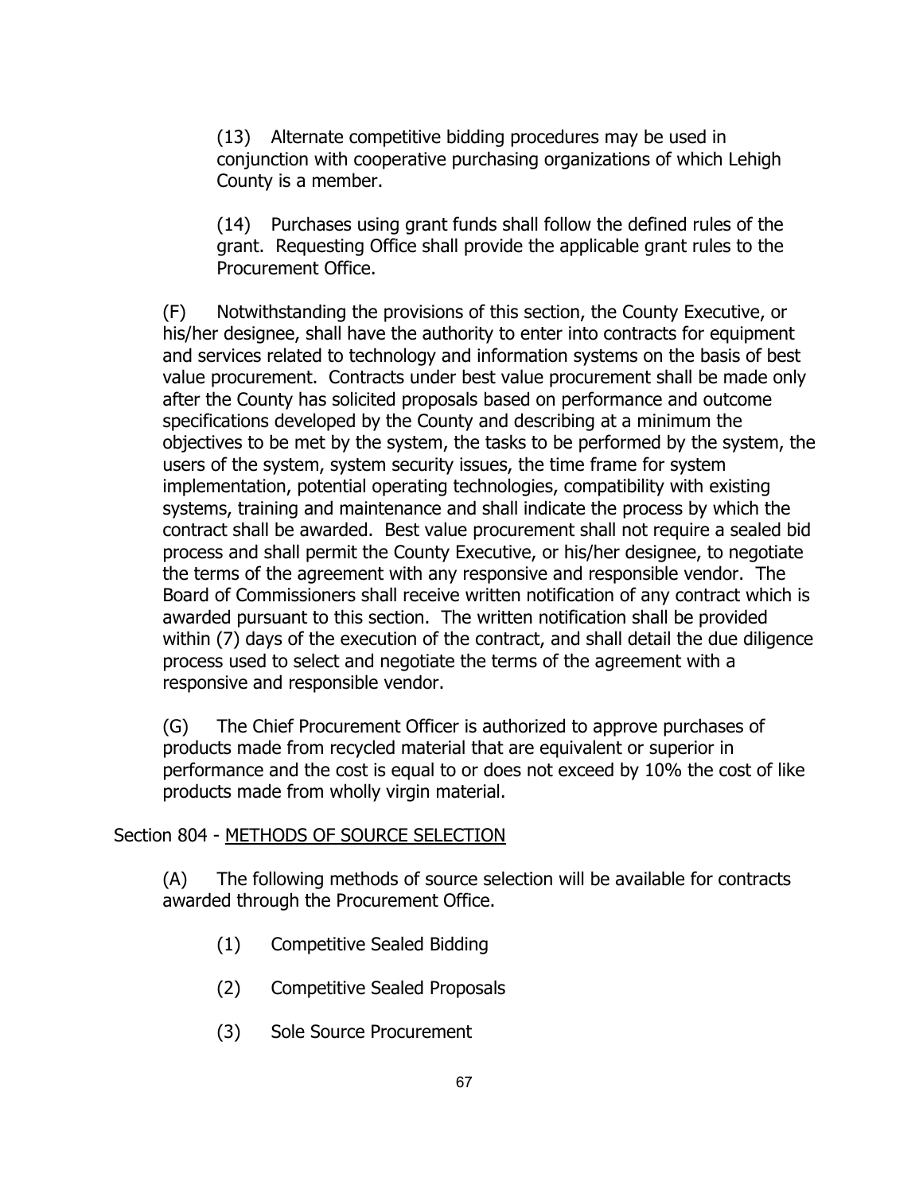(13) Alternate competitive bidding procedures may be used in conjunction with cooperative purchasing organizations of which Lehigh County is a member.

(14) Purchases using grant funds shall follow the defined rules of the grant. Requesting Office shall provide the applicable grant rules to the Procurement Office.

(F) Notwithstanding the provisions of this section, the County Executive, or his/her designee, shall have the authority to enter into contracts for equipment and services related to technology and information systems on the basis of best value procurement. Contracts under best value procurement shall be made only after the County has solicited proposals based on performance and outcome specifications developed by the County and describing at a minimum the objectives to be met by the system, the tasks to be performed by the system, the users of the system, system security issues, the time frame for system implementation, potential operating technologies, compatibility with existing systems, training and maintenance and shall indicate the process by which the contract shall be awarded. Best value procurement shall not require a sealed bid process and shall permit the County Executive, or his/her designee, to negotiate the terms of the agreement with any responsive and responsible vendor. The Board of Commissioners shall receive written notification of any contract which is awarded pursuant to this section. The written notification shall be provided within (7) days of the execution of the contract, and shall detail the due diligence process used to select and negotiate the terms of the agreement with a responsive and responsible vendor.

(G) The Chief Procurement Officer is authorized to approve purchases of products made from recycled material that are equivalent or superior in performance and the cost is equal to or does not exceed by 10% the cost of like products made from wholly virgin material.

Section 804 - METHODS OF SOURCE SELECTION

(A) The following methods of source selection will be available for contracts awarded through the Procurement Office.

(1) Competitive Sealed Bidding

(2) Competitive Sealed Proposals

(3) Sole Source Procurement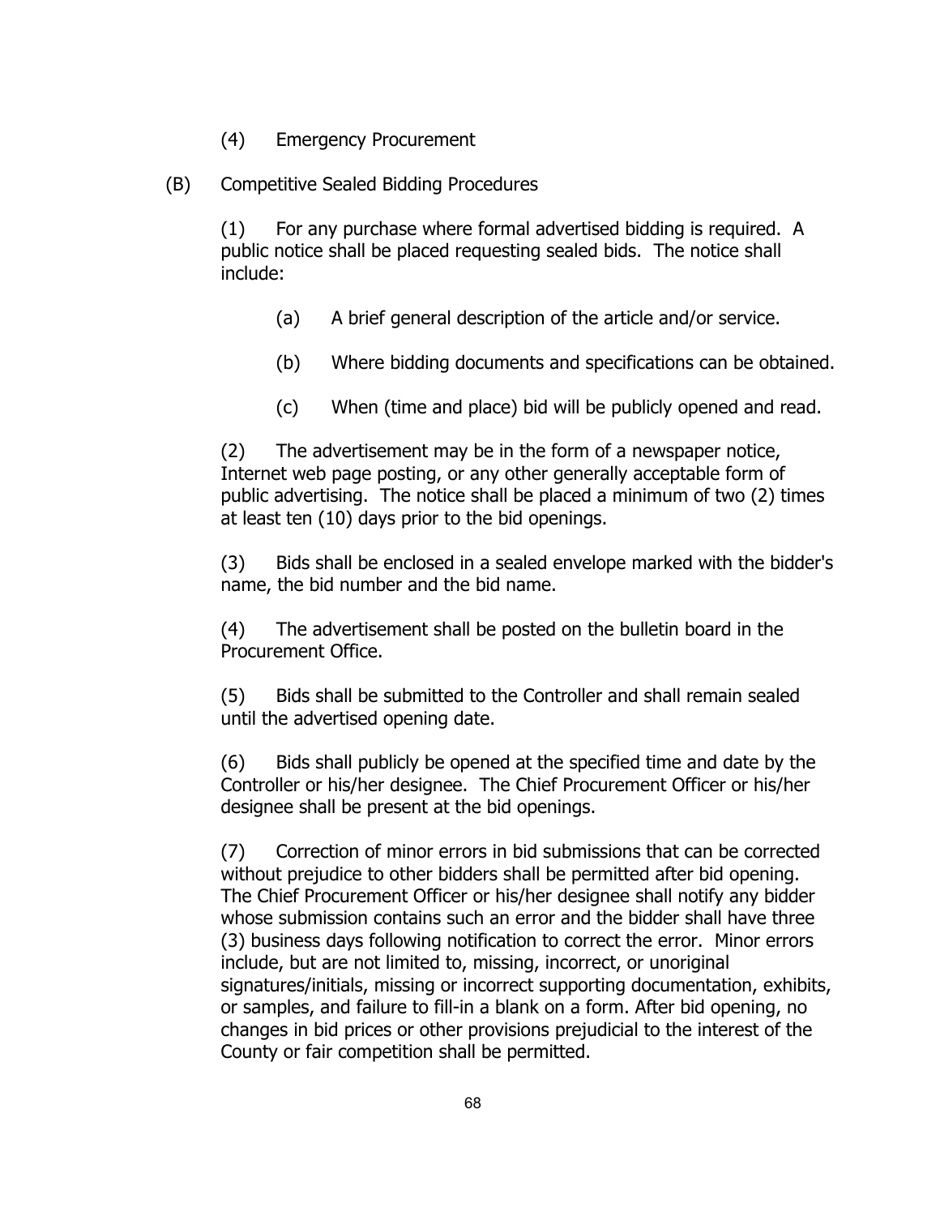(4) Emergency Procurement

(B) Competitive Sealed Bidding Procedures

(1) For any purchase where formal advertised bidding is required. A public notice shall be placed requesting sealed bids. The notice shall include:

(a) A brief general description of the article and/or service.

(b) Where bidding documents and specifications can be obtained.

(c) When (time and place) bid will be publicly opened and read.

(2) The advertisement may be in the form of a newspaper notice, Internet web page posting, or any other generally acceptable form of public advertising. The notice shall be placed a minimum of two (2) times at least ten (10) days prior to the bid openings.

(3) Bids shall be enclosed in a sealed envelope marked with the bidder's name, the bid number and the bid name.

(4) The advertisement shall be posted on the bulletin board in the Procurement Office.

(5) Bids shall be submitted to the Controller and shall remain sealed until the advertised opening date.

(6) Bids shall publicly be opened at the specified time and date by the Controller or his/her designee. The Chief Procurement Officer or his/her designee shall be present at the bid openings.

(7) Correction of minor errors in bid submissions that can be corrected without prejudice to other bidders shall be permitted after bid opening. The Chief Procurement Officer or his/her designee shall notify any bidder whose submission contains such an error and the bidder shall have three (3) business days following notification to correct the error. Minor errors include, but are not limited to, missing, incorrect, or unoriginal signatures/initials, missing or incorrect supporting documentation, exhibits, or samples, and failure to fill-in a blank on a form. After bid opening, no changes in bid prices or other provisions prejudicial to the interest of the County or fair competition shall be permitted.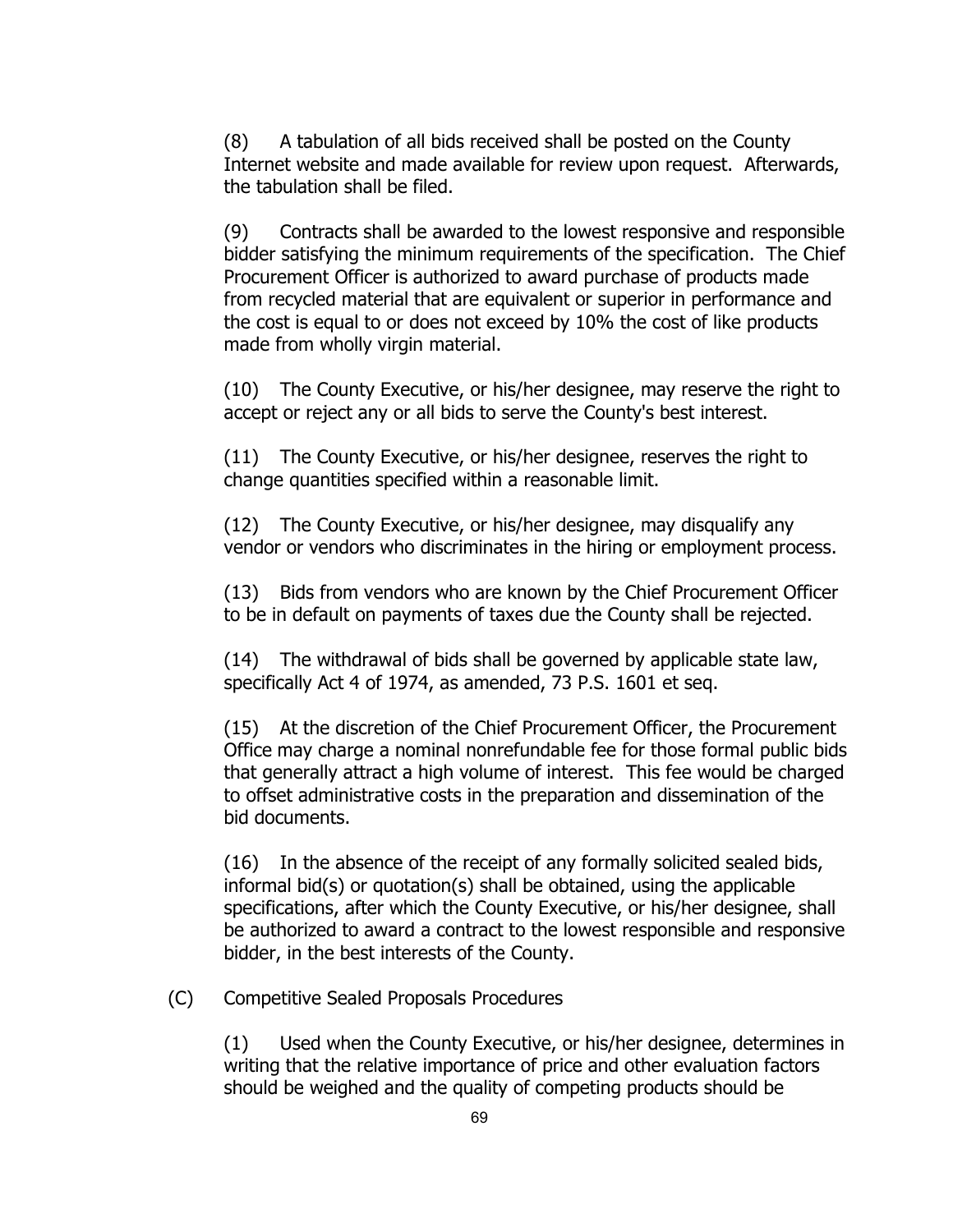(8) A tabulation of all bids received shall be posted on the County Internet website and made available for review upon request. Afterwards, the tabulation shall be filed.

(9) Contracts shall be awarded to the lowest responsive and responsible bidder satisfying the minimum requirements of the specification. The Chief Procurement Officer is authorized to award purchase of products made from recycled material that are equivalent or superior in performance and the cost is equal to or does not exceed by 10% the cost of like products made from wholly virgin material.

(10) The County Executive, or his/her designee, may reserve the right to accept or reject any or all bids to serve the County's best interest.

(11) The County Executive, or his/her designee, reserves the right to change quantities specified within a reasonable limit.

(12) The County Executive, or his/her designee, may disqualify any vendor or vendors who discriminates in the hiring or employment process.

(13) Bids from vendors who are known by the Chief Procurement Officer to be in default on payments of taxes due the County shall be rejected.

(14) The withdrawal of bids shall be governed by applicable state law, specifically Act 4 of 1974, as amended, 73 P.S. 1601 et seq.

(15) At the discretion of the Chief Procurement Officer, the Procurement Office may charge a nominal nonrefundable fee for those formal public bids that generally attract a high volume of interest. This fee would be charged to offset administrative costs in the preparation and dissemination of the bid documents.

(16) In the absence of the receipt of any formally solicited sealed bids, informal bid(s) or quotation(s) shall be obtained, using the applicable specifications, after which the County Executive, or his/her designee, shall be authorized to award a contract to the lowest responsible and responsive bidder, in the best interests of the County.

(C) Competitive Sealed Proposals Procedures

(1) Used when the County Executive, or his/her designee, determines in writing that the relative importance of price and other evaluation factors should be weighed and the quality of competing products should be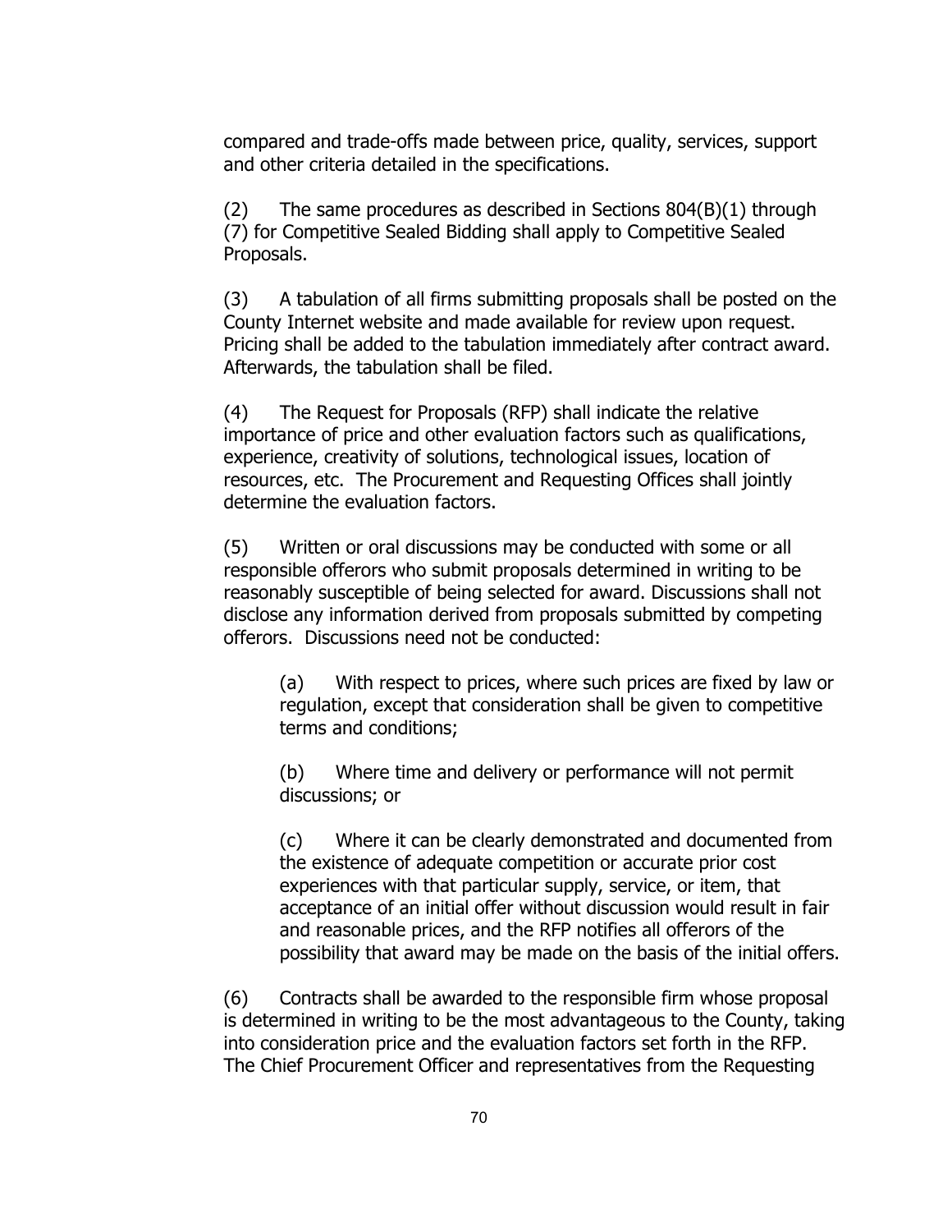compared and trade-offs made between price, quality, services, support and other criteria detailed in the specifications.

(2) The same procedures as described in Sections 804(B)(1) through (7) for Competitive Sealed Bidding shall apply to Competitive Sealed Proposals.

(3) A tabulation of all firms submitting proposals shall be posted on the County Internet website and made available for review upon request. Pricing shall be added to the tabulation immediately after contract award. Afterwards, the tabulation shall be filed.

(4) The Request for Proposals (RFP) shall indicate the relative importance of price and other evaluation factors such as qualifications, experience, creativity of solutions, technological issues, location of resources, etc. The Procurement and Requesting Offices shall jointly determine the evaluation factors.

(5) Written or oral discussions may be conducted with some or all responsible offerors who submit proposals determined in writing to be reasonably susceptible of being selected for award. Discussions shall not disclose any information derived from proposals submitted by competing offerors. Discussions need not be conducted:

> (a) With respect to prices, where such prices are fixed by law or regulation, except that consideration shall be given to competitive terms and conditions;
>
> (b) Where time and delivery or performance will not permit discussions; or
>
> (c) Where it can be clearly demonstrated and documented from the existence of adequate competition or accurate prior cost experiences with that particular supply, service, or item, that acceptance of an initial offer without discussion would result in fair and reasonable prices, and the RFP notifies all offerors of the possibility that award may be made on the basis of the initial offers.

(6) Contracts shall be awarded to the responsible firm whose proposal is determined in writing to be the most advantageous to the County, taking into consideration price and the evaluation factors set forth in the RFP. The Chief Procurement Officer and representatives from the Requesting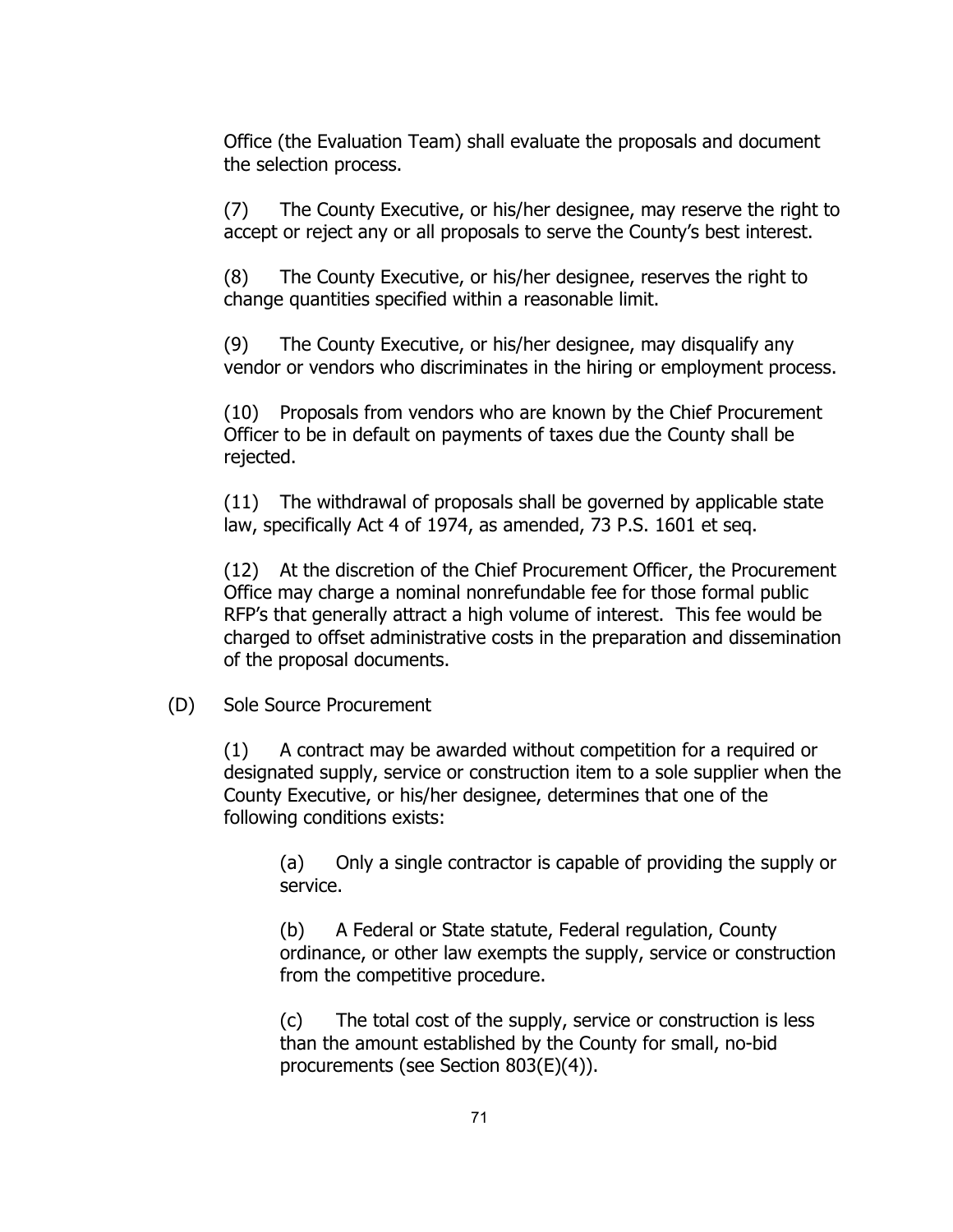Office (the Evaluation Team) shall evaluate the proposals and document the selection process.

(7) The County Executive, or his/her designee, may reserve the right to accept or reject any or all proposals to serve the County's best interest.

(8) The County Executive, or his/her designee, reserves the right to change quantities specified within a reasonable limit.

(9) The County Executive, or his/her designee, may disqualify any vendor or vendors who discriminates in the hiring or employment process.

(10) Proposals from vendors who are known by the Chief Procurement Officer to be in default on payments of taxes due the County shall be rejected.

(11) The withdrawal of proposals shall be governed by applicable state law, specifically Act 4 of 1974, as amended, 73 P.S. 1601 et seq.

(12) At the discretion of the Chief Procurement Officer, the Procurement Office may charge a nominal nonrefundable fee for those formal public RFP's that generally attract a high volume of interest. This fee would be charged to offset administrative costs in the preparation and dissemination of the proposal documents.

(D) Sole Source Procurement

(1) A contract may be awarded without competition for a required or designated supply, service or construction item to a sole supplier when the County Executive, or his/her designee, determines that one of the following conditions exists:

(a) Only a single contractor is capable of providing the supply or service.

(b) A Federal or State statute, Federal regulation, County ordinance, or other law exempts the supply, service or construction from the competitive procedure.

(c) The total cost of the supply, service or construction is less than the amount established by the County for small, no-bid procurements (see Section 803(E)(4)).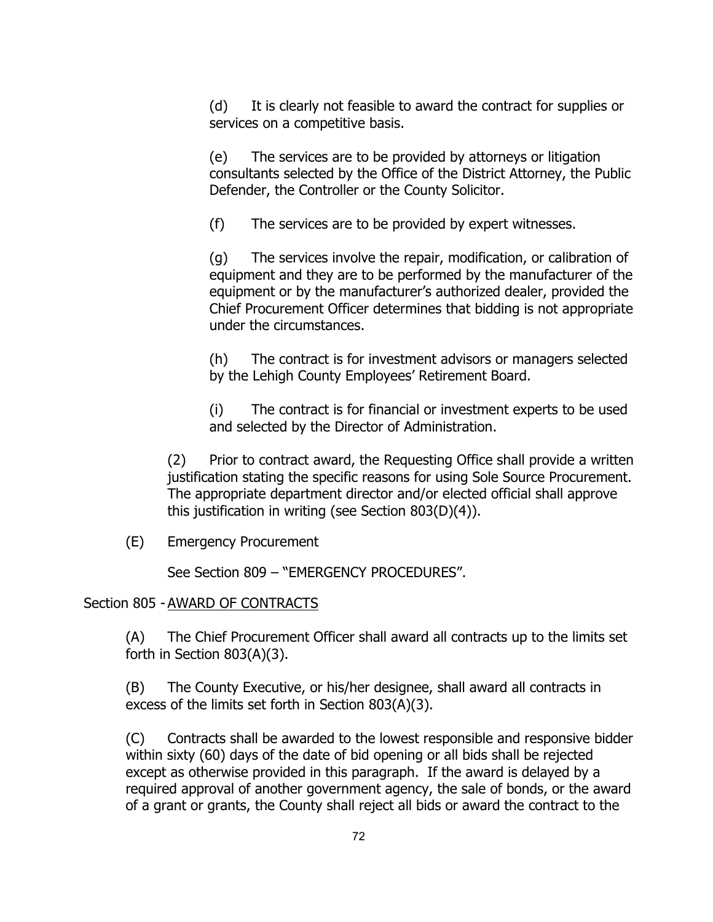(d) It is clearly not feasible to award the contract for supplies or services on a competitive basis.

(e) The services are to be provided by attorneys or litigation consultants selected by the Office of the District Attorney, the Public Defender, the Controller or the County Solicitor.

(f) The services are to be provided by expert witnesses.

(g) The services involve the repair, modification, or calibration of equipment and they are to be performed by the manufacturer of the equipment or by the manufacturer's authorized dealer, provided the Chief Procurement Officer determines that bidding is not appropriate under the circumstances.

(h) The contract is for investment advisors or managers selected by the Lehigh County Employees' Retirement Board.

(i) The contract is for financial or investment experts to be used and selected by the Director of Administration.

(2) Prior to contract award, the Requesting Office shall provide a written justification stating the specific reasons for using Sole Source Procurement. The appropriate department director and/or elected official shall approve this justification in writing (see Section 803(D)(4)).

(E) Emergency Procurement

See Section 809 – "EMERGENCY PROCEDURES".

Section 805 - AWARD OF CONTRACTS

(A) The Chief Procurement Officer shall award all contracts up to the limits set forth in Section 803(A)(3).

(B) The County Executive, or his/her designee, shall award all contracts in excess of the limits set forth in Section 803(A)(3).

(C) Contracts shall be awarded to the lowest responsible and responsive bidder within sixty (60) days of the date of bid opening or all bids shall be rejected except as otherwise provided in this paragraph. If the award is delayed by a required approval of another government agency, the sale of bonds, or the award of a grant or grants, the County shall reject all bids or award the contract to the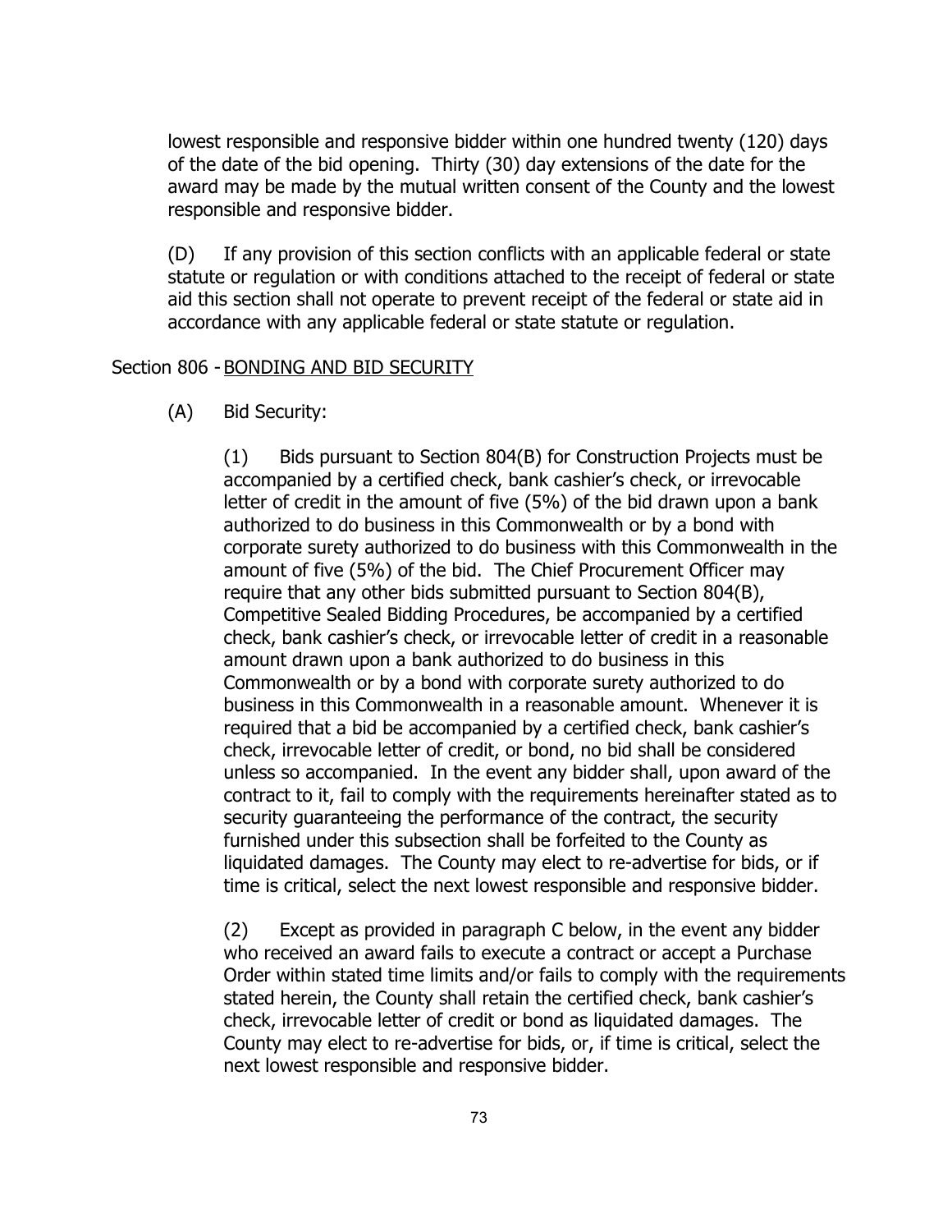lowest responsible and responsive bidder within one hundred twenty (120) days of the date of the bid opening. Thirty (30) day extensions of the date for the award may be made by the mutual written consent of the County and the lowest responsible and responsive bidder.

(D) If any provision of this section conflicts with an applicable federal or state statute or regulation or with conditions attached to the receipt of federal or state aid this section shall not operate to prevent receipt of the federal or state aid in accordance with any applicable federal or state statute or regulation.

Section 806 - BONDING AND BID SECURITY

(A) Bid Security:

(1) Bids pursuant to Section 804(B) for Construction Projects must be accompanied by a certified check, bank cashier's check, or irrevocable letter of credit in the amount of five (5%) of the bid drawn upon a bank authorized to do business in this Commonwealth or by a bond with corporate surety authorized to do business with this Commonwealth in the amount of five (5%) of the bid. The Chief Procurement Officer may require that any other bids submitted pursuant to Section 804(B), Competitive Sealed Bidding Procedures, be accompanied by a certified check, bank cashier's check, or irrevocable letter of credit in a reasonable amount drawn upon a bank authorized to do business in this Commonwealth or by a bond with corporate surety authorized to do business in this Commonwealth in a reasonable amount. Whenever it is required that a bid be accompanied by a certified check, bank cashier's check, irrevocable letter of credit, or bond, no bid shall be considered unless so accompanied. In the event any bidder shall, upon award of the contract to it, fail to comply with the requirements hereinafter stated as to security guaranteeing the performance of the contract, the security furnished under this subsection shall be forfeited to the County as liquidated damages. The County may elect to re-advertise for bids, or if time is critical, select the next lowest responsible and responsive bidder.

(2) Except as provided in paragraph C below, in the event any bidder who received an award fails to execute a contract or accept a Purchase Order within stated time limits and/or fails to comply with the requirements stated herein, the County shall retain the certified check, bank cashier's check, irrevocable letter of credit or bond as liquidated damages. The County may elect to re-advertise for bids, or, if time is critical, select the next lowest responsible and responsive bidder.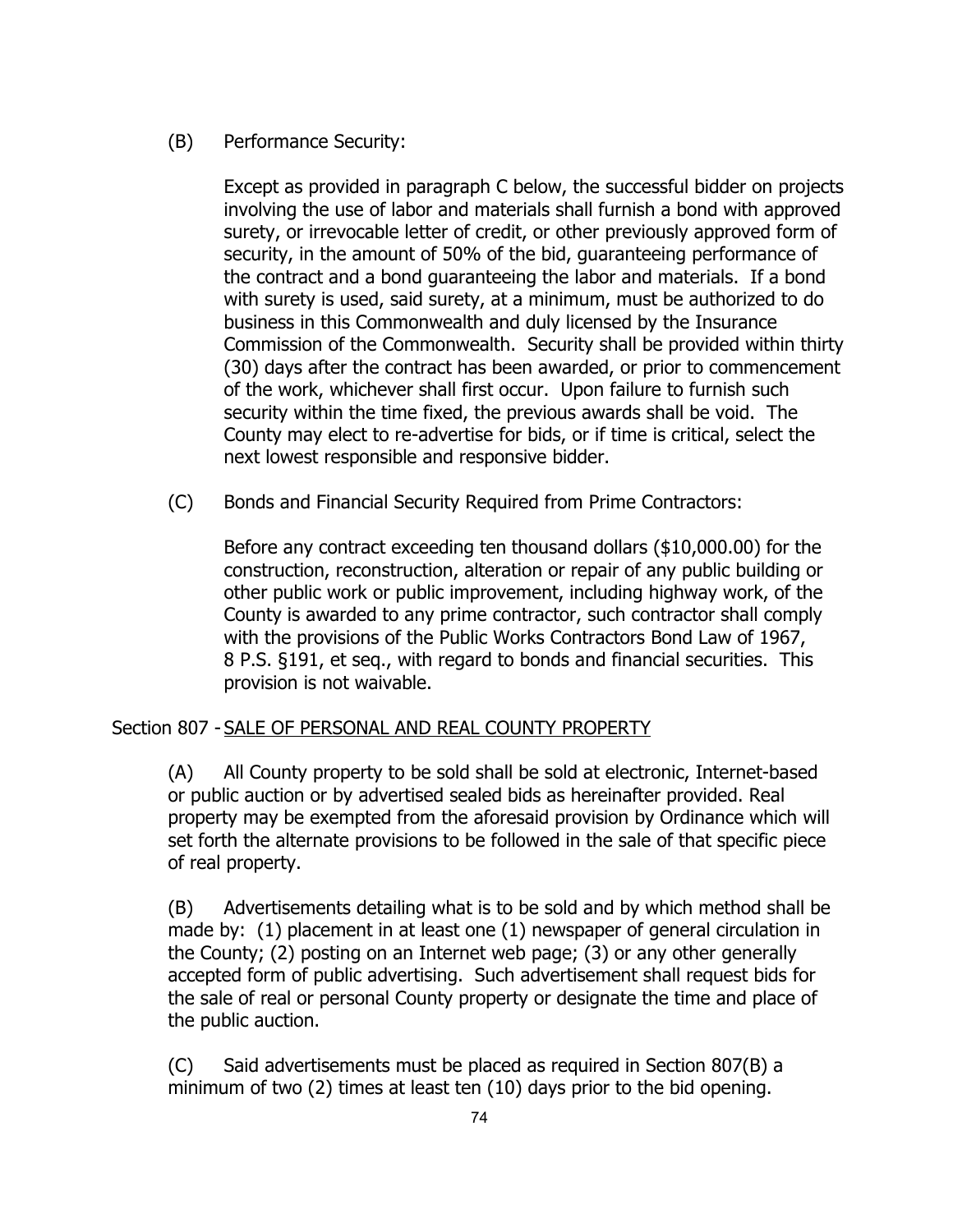(B) Performance Security:

Except as provided in paragraph C below, the successful bidder on projects involving the use of labor and materials shall furnish a bond with approved surety, or irrevocable letter of credit, or other previously approved form of security, in the amount of 50% of the bid, guaranteeing performance of the contract and a bond guaranteeing the labor and materials. If a bond with surety is used, said surety, at a minimum, must be authorized to do business in this Commonwealth and duly licensed by the Insurance Commission of the Commonwealth. Security shall be provided within thirty (30) days after the contract has been awarded, or prior to commencement of the work, whichever shall first occur. Upon failure to furnish such security within the time fixed, the previous awards shall be void. The County may elect to re-advertise for bids, or if time is critical, select the next lowest responsible and responsive bidder.

(C) Bonds and Financial Security Required from Prime Contractors:

Before any contract exceeding ten thousand dollars ($10,000.00) for the construction, reconstruction, alteration or repair of any public building or other public work or public improvement, including highway work, of the County is awarded to any prime contractor, such contractor shall comply with the provisions of the Public Works Contractors Bond Law of 1967, 8 P.S. §191, et seq., with regard to bonds and financial securities. This provision is not waivable.

Section 807 - <u>SALE OF PERSONAL AND REAL COUNTY PROPERTY</u>

(A) All County property to be sold shall be sold at electronic, Internet-based or public auction or by advertised sealed bids as hereinafter provided. Real property may be exempted from the aforesaid provision by Ordinance which will set forth the alternate provisions to be followed in the sale of that specific piece of real property.

(B) Advertisements detailing what is to be sold and by which method shall be made by: (1) placement in at least one (1) newspaper of general circulation in the County; (2) posting on an Internet web page; (3) or any other generally accepted form of public advertising. Such advertisement shall request bids for the sale of real or personal County property or designate the time and place of the public auction.

(C) Said advertisements must be placed as required in Section 807(B) a minimum of two (2) times at least ten (10) days prior to the bid opening.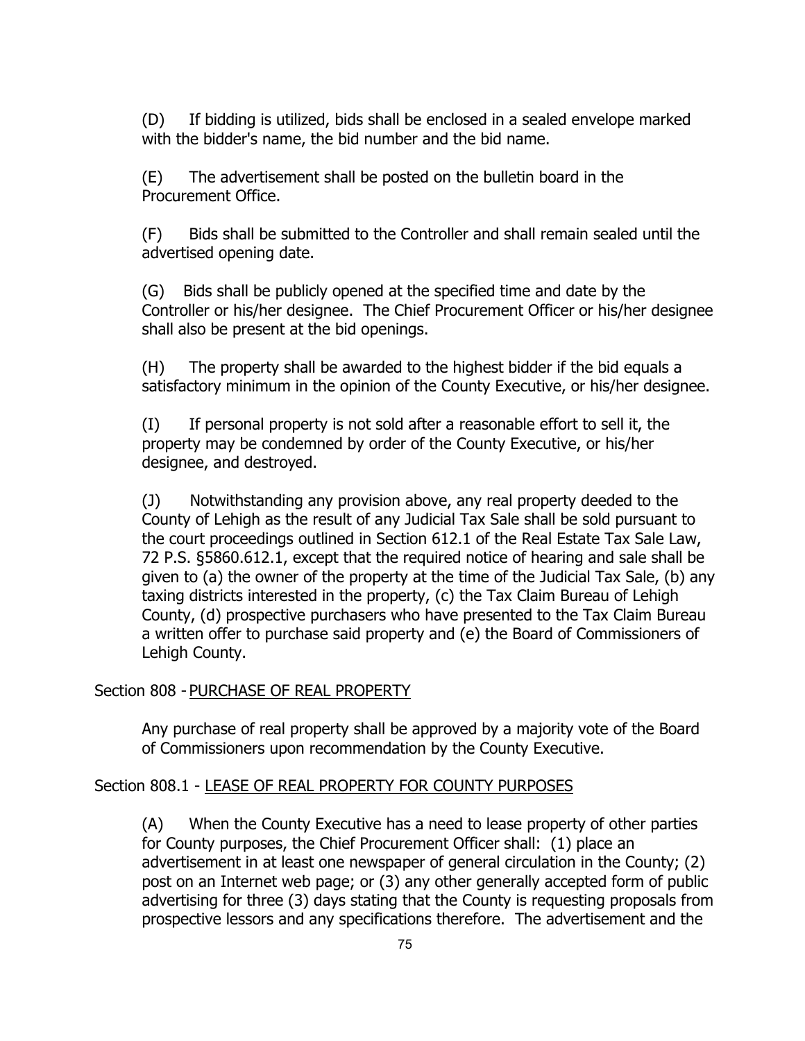(D) If bidding is utilized, bids shall be enclosed in a sealed envelope marked with the bidder's name, the bid number and the bid name.

(E) The advertisement shall be posted on the bulletin board in the Procurement Office.

(F) Bids shall be submitted to the Controller and shall remain sealed until the advertised opening date.

(G) Bids shall be publicly opened at the specified time and date by the Controller or his/her designee. The Chief Procurement Officer or his/her designee shall also be present at the bid openings.

(H) The property shall be awarded to the highest bidder if the bid equals a satisfactory minimum in the opinion of the County Executive, or his/her designee.

(I) If personal property is not sold after a reasonable effort to sell it, the property may be condemned by order of the County Executive, or his/her designee, and destroyed.

(J) Notwithstanding any provision above, any real property deeded to the County of Lehigh as the result of any Judicial Tax Sale shall be sold pursuant to the court proceedings outlined in Section 612.1 of the Real Estate Tax Sale Law, 72 P.S. §5860.612.1, except that the required notice of hearing and sale shall be given to (a) the owner of the property at the time of the Judicial Tax Sale, (b) any taxing districts interested in the property, (c) the Tax Claim Bureau of Lehigh County, (d) prospective purchasers who have presented to the Tax Claim Bureau a written offer to purchase said property and (e) the Board of Commissioners of Lehigh County.

Section 808 - PURCHASE OF REAL PROPERTY

Any purchase of real property shall be approved by a majority vote of the Board of Commissioners upon recommendation by the County Executive.

Section 808.1 - LEASE OF REAL PROPERTY FOR COUNTY PURPOSES

(A) When the County Executive has a need to lease property of other parties for County purposes, the Chief Procurement Officer shall: (1) place an advertisement in at least one newspaper of general circulation in the County; (2) post on an Internet web page; or (3) any other generally accepted form of public advertising for three (3) days stating that the County is requesting proposals from prospective lessors and any specifications therefore. The advertisement and the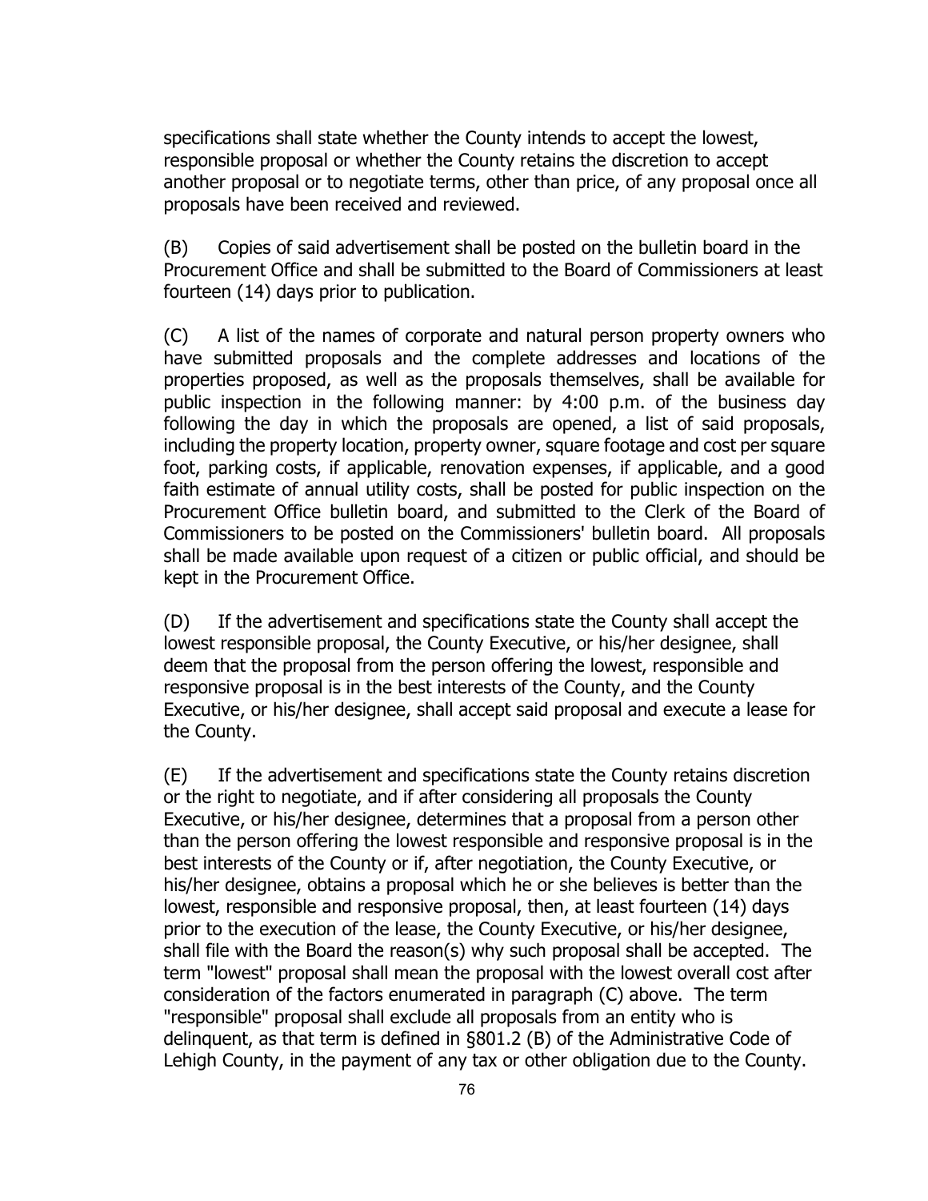specifications shall state whether the County intends to accept the lowest, responsible proposal or whether the County retains the discretion to accept another proposal or to negotiate terms, other than price, of any proposal once all proposals have been received and reviewed.

(B) Copies of said advertisement shall be posted on the bulletin board in the Procurement Office and shall be submitted to the Board of Commissioners at least fourteen (14) days prior to publication.

(C) A list of the names of corporate and natural person property owners who have submitted proposals and the complete addresses and locations of the properties proposed, as well as the proposals themselves, shall be available for public inspection in the following manner: by 4:00 p.m. of the business day following the day in which the proposals are opened, a list of said proposals, including the property location, property owner, square footage and cost per square foot, parking costs, if applicable, renovation expenses, if applicable, and a good faith estimate of annual utility costs, shall be posted for public inspection on the Procurement Office bulletin board, and submitted to the Clerk of the Board of Commissioners to be posted on the Commissioners' bulletin board. All proposals shall be made available upon request of a citizen or public official, and should be kept in the Procurement Office.

(D) If the advertisement and specifications state the County shall accept the lowest responsible proposal, the County Executive, or his/her designee, shall deem that the proposal from the person offering the lowest, responsible and responsive proposal is in the best interests of the County, and the County Executive, or his/her designee, shall accept said proposal and execute a lease for the County.

(E) If the advertisement and specifications state the County retains discretion or the right to negotiate, and if after considering all proposals the County Executive, or his/her designee, determines that a proposal from a person other than the person offering the lowest responsible and responsive proposal is in the best interests of the County or if, after negotiation, the County Executive, or his/her designee, obtains a proposal which he or she believes is better than the lowest, responsible and responsive proposal, then, at least fourteen (14) days prior to the execution of the lease, the County Executive, or his/her designee, shall file with the Board the reason(s) why such proposal shall be accepted. The term "lowest" proposal shall mean the proposal with the lowest overall cost after consideration of the factors enumerated in paragraph (C) above. The term "responsible" proposal shall exclude all proposals from an entity who is delinquent, as that term is defined in §801.2 (B) of the Administrative Code of Lehigh County, in the payment of any tax or other obligation due to the County.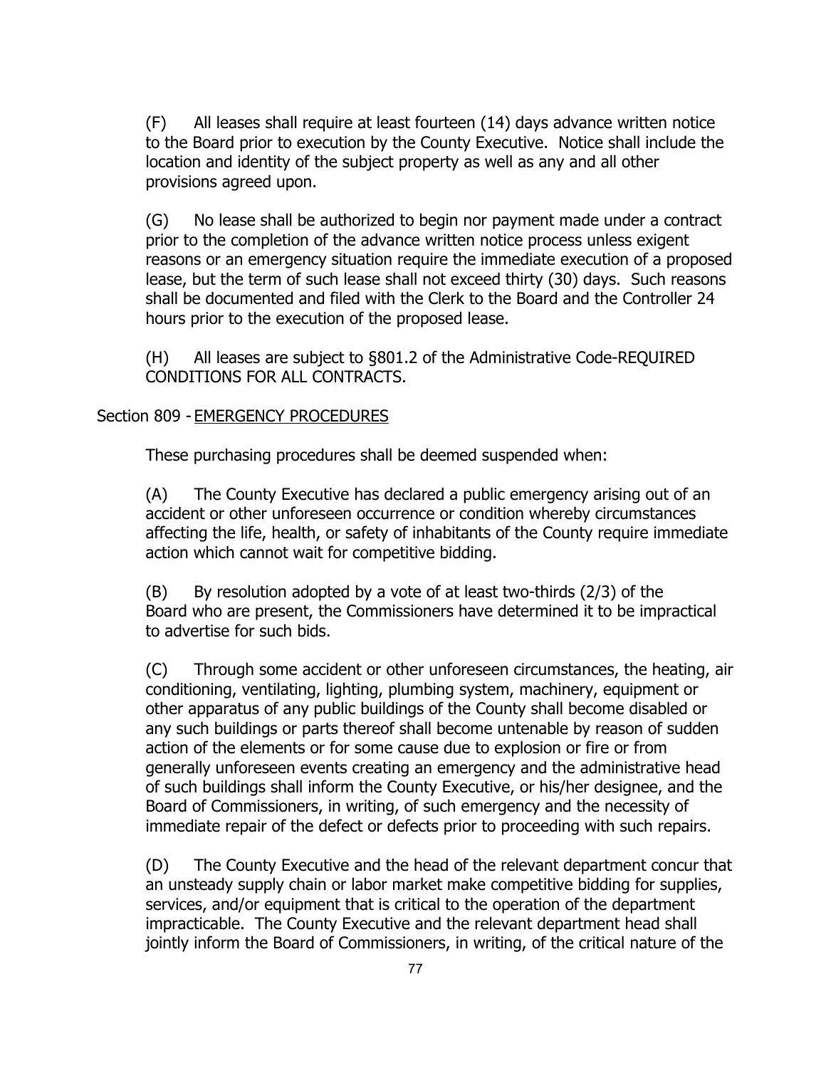(F) All leases shall require at least fourteen (14) days advance written notice to the Board prior to execution by the County Executive. Notice shall include the location and identity of the subject property as well as any and all other provisions agreed upon.

(G) No lease shall be authorized to begin nor payment made under a contract prior to the completion of the advance written notice process unless exigent reasons or an emergency situation require the immediate execution of a proposed lease, but the term of such lease shall not exceed thirty (30) days. Such reasons shall be documented and filed with the Clerk to the Board and the Controller 24 hours prior to the execution of the proposed lease.

(H) All leases are subject to §801.2 of the Administrative Code-REQUIRED CONDITIONS FOR ALL CONTRACTS.

Section 809 - <u>EMERGENCY PROCEDURES</u>

These purchasing procedures shall be deemed suspended when:

(A) The County Executive has declared a public emergency arising out of an accident or other unforeseen occurrence or condition whereby circumstances affecting the life, health, or safety of inhabitants of the County require immediate action which cannot wait for competitive bidding.

(B) By resolution adopted by a vote of at least two-thirds (2/3) of the Board who are present, the Commissioners have determined it to be impractical to advertise for such bids.

(C) Through some accident or other unforeseen circumstances, the heating, air conditioning, ventilating, lighting, plumbing system, machinery, equipment or other apparatus of any public buildings of the County shall become disabled or any such buildings or parts thereof shall become untenable by reason of sudden action of the elements or for some cause due to explosion or fire or from generally unforeseen events creating an emergency and the administrative head of such buildings shall inform the County Executive, or his/her designee, and the Board of Commissioners, in writing, of such emergency and the necessity of immediate repair of the defect or defects prior to proceeding with such repairs.

(D) The County Executive and the head of the relevant department concur that an unsteady supply chain or labor market make competitive bidding for supplies, services, and/or equipment that is critical to the operation of the department impracticable. The County Executive and the relevant department head shall jointly inform the Board of Commissioners, in writing, of the critical nature of the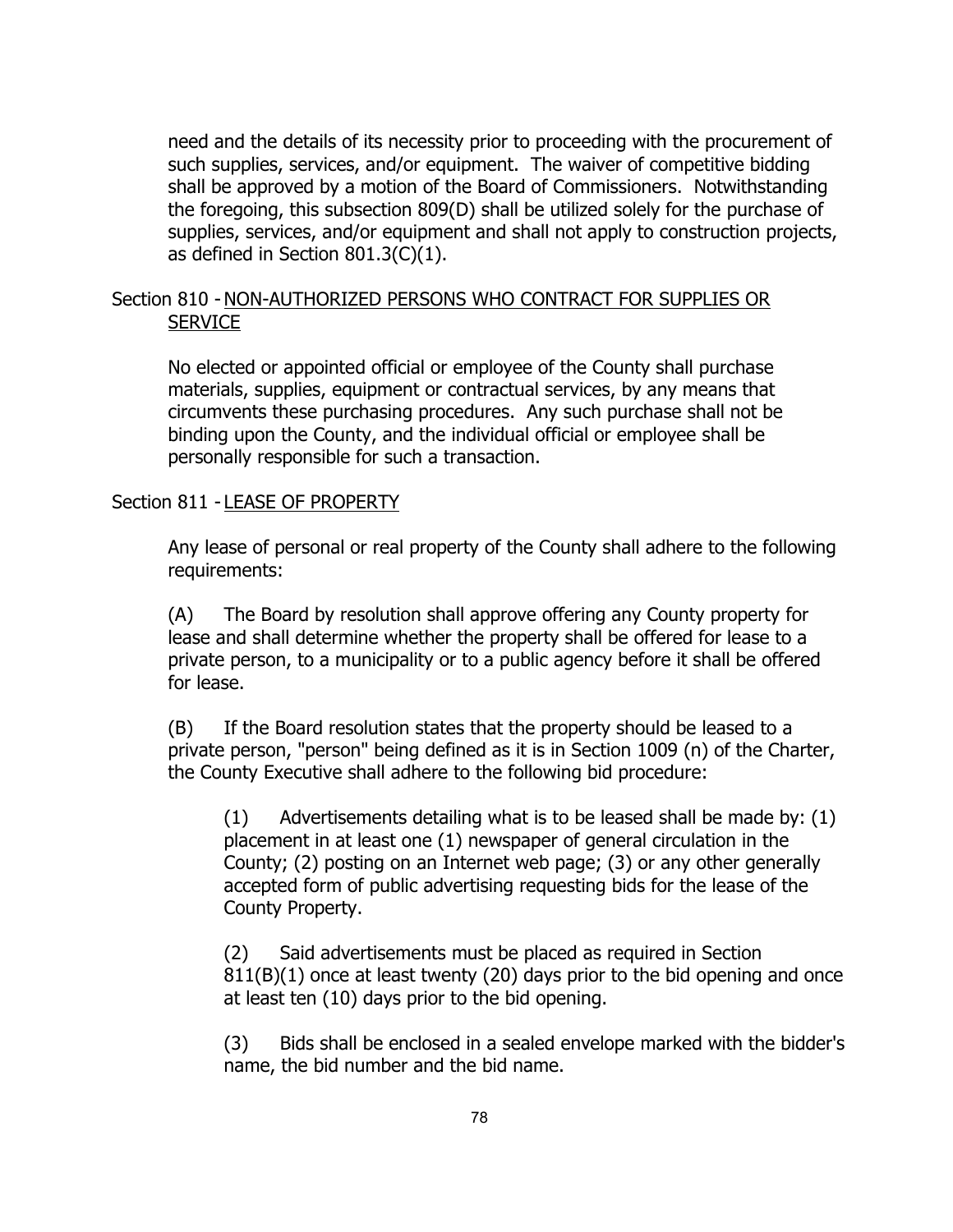need and the details of its necessity prior to proceeding with the procurement of such supplies, services, and/or equipment. The waiver of competitive bidding shall be approved by a motion of the Board of Commissioners. Notwithstanding the foregoing, this subsection 809(D) shall be utilized solely for the purchase of supplies, services, and/or equipment and shall not apply to construction projects, as defined in Section 801.3(C)(1).

Section 810 - NON-AUTHORIZED PERSONS WHO CONTRACT FOR SUPPLIES OR SERVICE

No elected or appointed official or employee of the County shall purchase materials, supplies, equipment or contractual services, by any means that circumvents these purchasing procedures. Any such purchase shall not be binding upon the County, and the individual official or employee shall be personally responsible for such a transaction.

Section 811 - LEASE OF PROPERTY

Any lease of personal or real property of the County shall adhere to the following requirements:

(A) The Board by resolution shall approve offering any County property for lease and shall determine whether the property shall be offered for lease to a private person, to a municipality or to a public agency before it shall be offered for lease.

(B) If the Board resolution states that the property should be leased to a private person, "person" being defined as it is in Section 1009 (n) of the Charter, the County Executive shall adhere to the following bid procedure:

(1) Advertisements detailing what is to be leased shall be made by: (1) placement in at least one (1) newspaper of general circulation in the County; (2) posting on an Internet web page; (3) or any other generally accepted form of public advertising requesting bids for the lease of the County Property.

(2) Said advertisements must be placed as required in Section 811(B)(1) once at least twenty (20) days prior to the bid opening and once at least ten (10) days prior to the bid opening.

(3) Bids shall be enclosed in a sealed envelope marked with the bidder's name, the bid number and the bid name.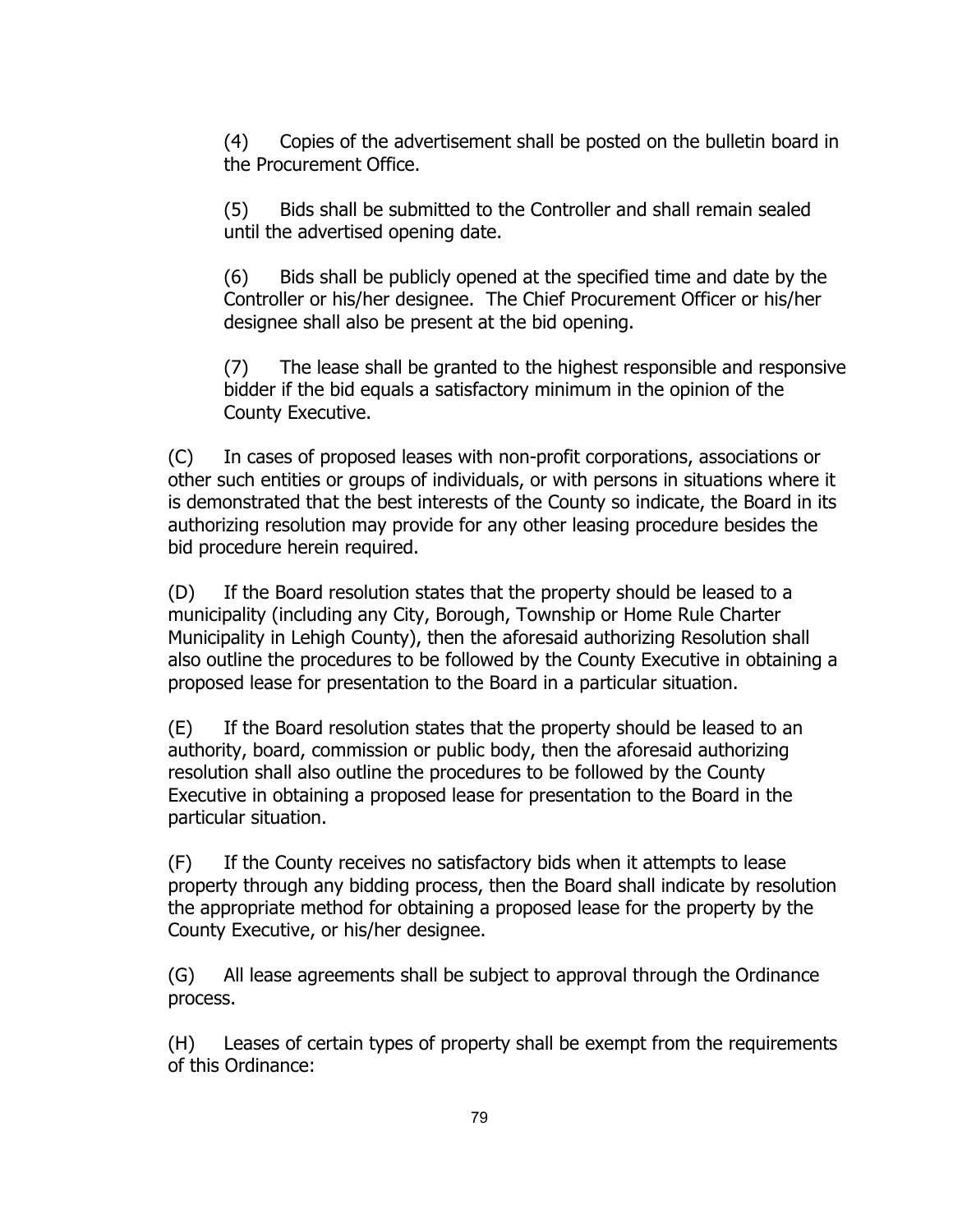(4) Copies of the advertisement shall be posted on the bulletin board in the Procurement Office.

(5) Bids shall be submitted to the Controller and shall remain sealed until the advertised opening date.

(6) Bids shall be publicly opened at the specified time and date by the Controller or his/her designee. The Chief Procurement Officer or his/her designee shall also be present at the bid opening.

(7) The lease shall be granted to the highest responsible and responsive bidder if the bid equals a satisfactory minimum in the opinion of the County Executive.

(C) In cases of proposed leases with non-profit corporations, associations or other such entities or groups of individuals, or with persons in situations where it is demonstrated that the best interests of the County so indicate, the Board in its authorizing resolution may provide for any other leasing procedure besides the bid procedure herein required.

(D) If the Board resolution states that the property should be leased to a municipality (including any City, Borough, Township or Home Rule Charter Municipality in Lehigh County), then the aforesaid authorizing Resolution shall also outline the procedures to be followed by the County Executive in obtaining a proposed lease for presentation to the Board in a particular situation.

(E) If the Board resolution states that the property should be leased to an authority, board, commission or public body, then the aforesaid authorizing resolution shall also outline the procedures to be followed by the County Executive in obtaining a proposed lease for presentation to the Board in the particular situation.

(F) If the County receives no satisfactory bids when it attempts to lease property through any bidding process, then the Board shall indicate by resolution the appropriate method for obtaining a proposed lease for the property by the County Executive, or his/her designee.

(G) All lease agreements shall be subject to approval through the Ordinance process.

(H) Leases of certain types of property shall be exempt from the requirements of this Ordinance: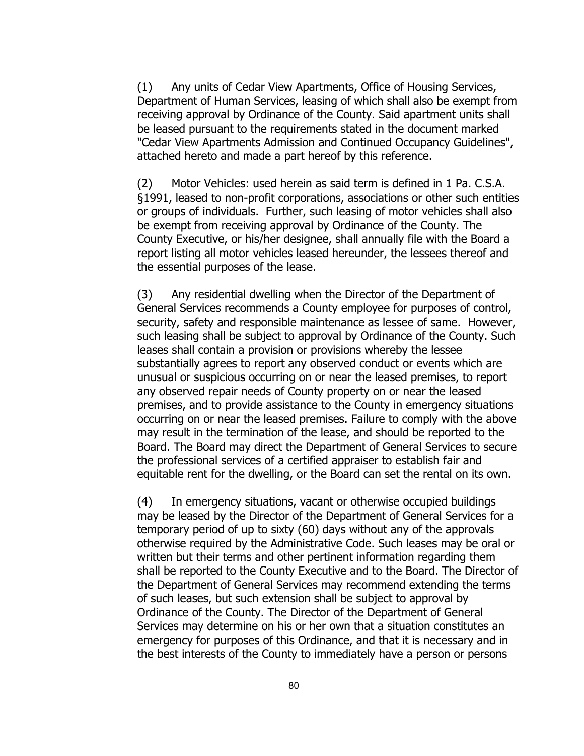(1) Any units of Cedar View Apartments, Office of Housing Services, Department of Human Services, leasing of which shall also be exempt from receiving approval by Ordinance of the County. Said apartment units shall be leased pursuant to the requirements stated in the document marked "Cedar View Apartments Admission and Continued Occupancy Guidelines", attached hereto and made a part hereof by this reference.

(2) Motor Vehicles: used herein as said term is defined in 1 Pa. C.S.A. §1991, leased to non-profit corporations, associations or other such entities or groups of individuals. Further, such leasing of motor vehicles shall also be exempt from receiving approval by Ordinance of the County. The County Executive, or his/her designee, shall annually file with the Board a report listing all motor vehicles leased hereunder, the lessees thereof and the essential purposes of the lease.

(3) Any residential dwelling when the Director of the Department of General Services recommends a County employee for purposes of control, security, safety and responsible maintenance as lessee of same. However, such leasing shall be subject to approval by Ordinance of the County. Such leases shall contain a provision or provisions whereby the lessee substantially agrees to report any observed conduct or events which are unusual or suspicious occurring on or near the leased premises, to report any observed repair needs of County property on or near the leased premises, and to provide assistance to the County in emergency situations occurring on or near the leased premises. Failure to comply with the above may result in the termination of the lease, and should be reported to the Board. The Board may direct the Department of General Services to secure the professional services of a certified appraiser to establish fair and equitable rent for the dwelling, or the Board can set the rental on its own.

(4) In emergency situations, vacant or otherwise occupied buildings may be leased by the Director of the Department of General Services for a temporary period of up to sixty (60) days without any of the approvals otherwise required by the Administrative Code. Such leases may be oral or written but their terms and other pertinent information regarding them shall be reported to the County Executive and to the Board. The Director of the Department of General Services may recommend extending the terms of such leases, but such extension shall be subject to approval by Ordinance of the County. The Director of the Department of General Services may determine on his or her own that a situation constitutes an emergency for purposes of this Ordinance, and that it is necessary and in the best interests of the County to immediately have a person or persons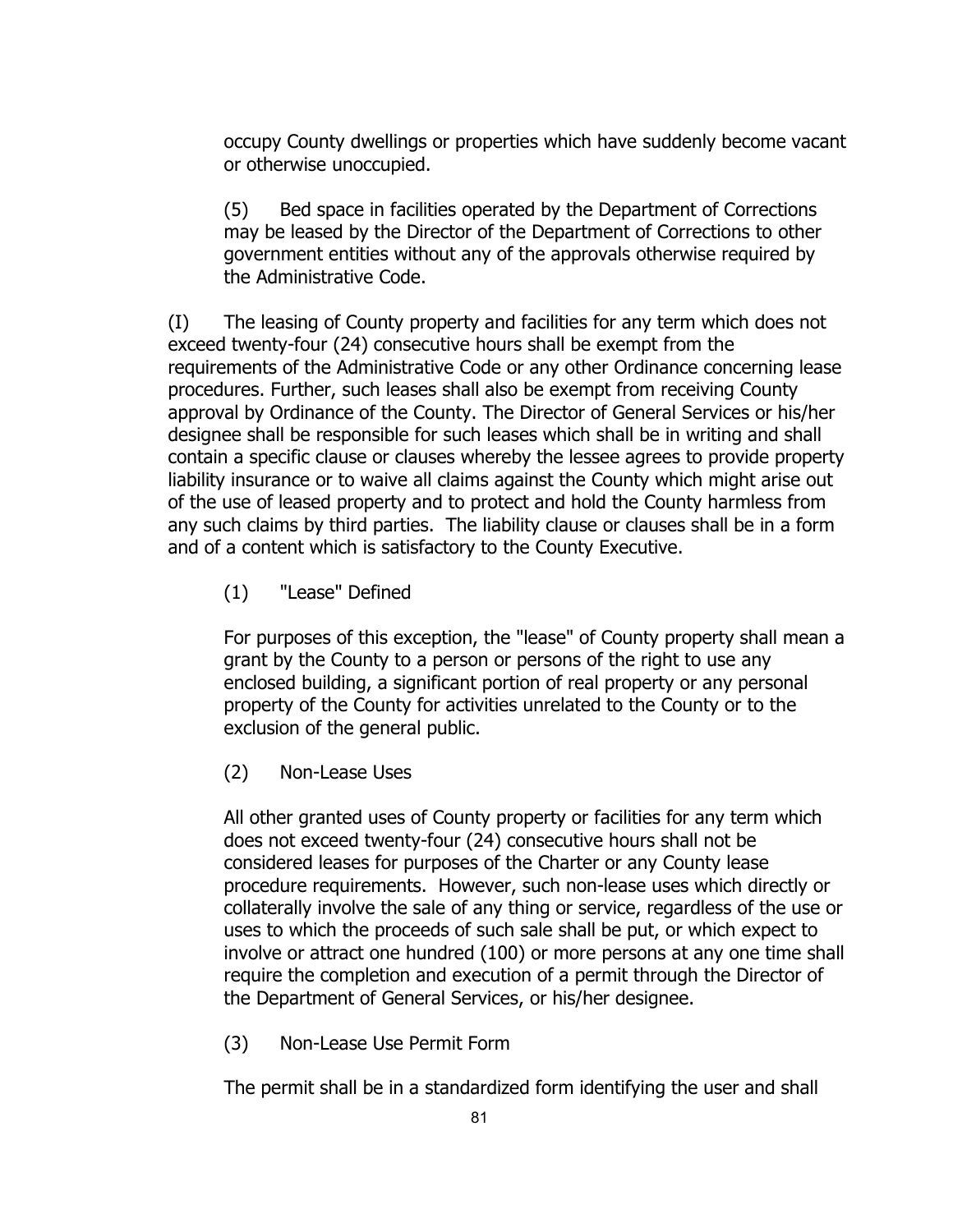occupy County dwellings or properties which have suddenly become vacant or otherwise unoccupied.

(5) Bed space in facilities operated by the Department of Corrections may be leased by the Director of the Department of Corrections to other government entities without any of the approvals otherwise required by the Administrative Code.

(I) The leasing of County property and facilities for any term which does not exceed twenty-four (24) consecutive hours shall be exempt from the requirements of the Administrative Code or any other Ordinance concerning lease procedures. Further, such leases shall also be exempt from receiving County approval by Ordinance of the County. The Director of General Services or his/her designee shall be responsible for such leases which shall be in writing and shall contain a specific clause or clauses whereby the lessee agrees to provide property liability insurance or to waive all claims against the County which might arise out of the use of leased property and to protect and hold the County harmless from any such claims by third parties. The liability clause or clauses shall be in a form and of a content which is satisfactory to the County Executive.

(1) "Lease" Defined

For purposes of this exception, the "lease" of County property shall mean a grant by the County to a person or persons of the right to use any enclosed building, a significant portion of real property or any personal property of the County for activities unrelated to the County or to the exclusion of the general public.

(2) Non-Lease Uses

All other granted uses of County property or facilities for any term which does not exceed twenty-four (24) consecutive hours shall not be considered leases for purposes of the Charter or any County lease procedure requirements. However, such non-lease uses which directly or collaterally involve the sale of any thing or service, regardless of the use or uses to which the proceeds of such sale shall be put, or which expect to involve or attract one hundred (100) or more persons at any one time shall require the completion and execution of a permit through the Director of the Department of General Services, or his/her designee.

(3) Non-Lease Use Permit Form

The permit shall be in a standardized form identifying the user and shall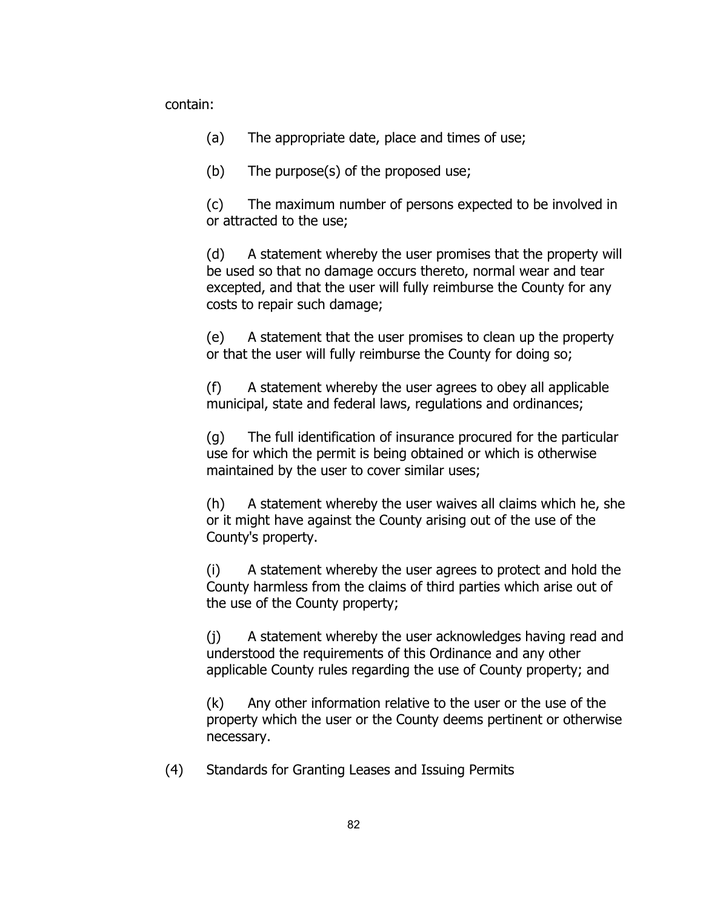contain:

(a) The appropriate date, place and times of use;

(b) The purpose(s) of the proposed use;

(c) The maximum number of persons expected to be involved in or attracted to the use;

(d) A statement whereby the user promises that the property will be used so that no damage occurs thereto, normal wear and tear excepted, and that the user will fully reimburse the County for any costs to repair such damage;

(e) A statement that the user promises to clean up the property or that the user will fully reimburse the County for doing so;

(f) A statement whereby the user agrees to obey all applicable municipal, state and federal laws, regulations and ordinances;

(g) The full identification of insurance procured for the particular use for which the permit is being obtained or which is otherwise maintained by the user to cover similar uses;

(h) A statement whereby the user waives all claims which he, she or it might have against the County arising out of the use of the County's property.

(i) A statement whereby the user agrees to protect and hold the County harmless from the claims of third parties which arise out of the use of the County property;

(j) A statement whereby the user acknowledges having read and understood the requirements of this Ordinance and any other applicable County rules regarding the use of County property; and

(k) Any other information relative to the user or the use of the property which the user or the County deems pertinent or otherwise necessary.

(4) Standards for Granting Leases and Issuing Permits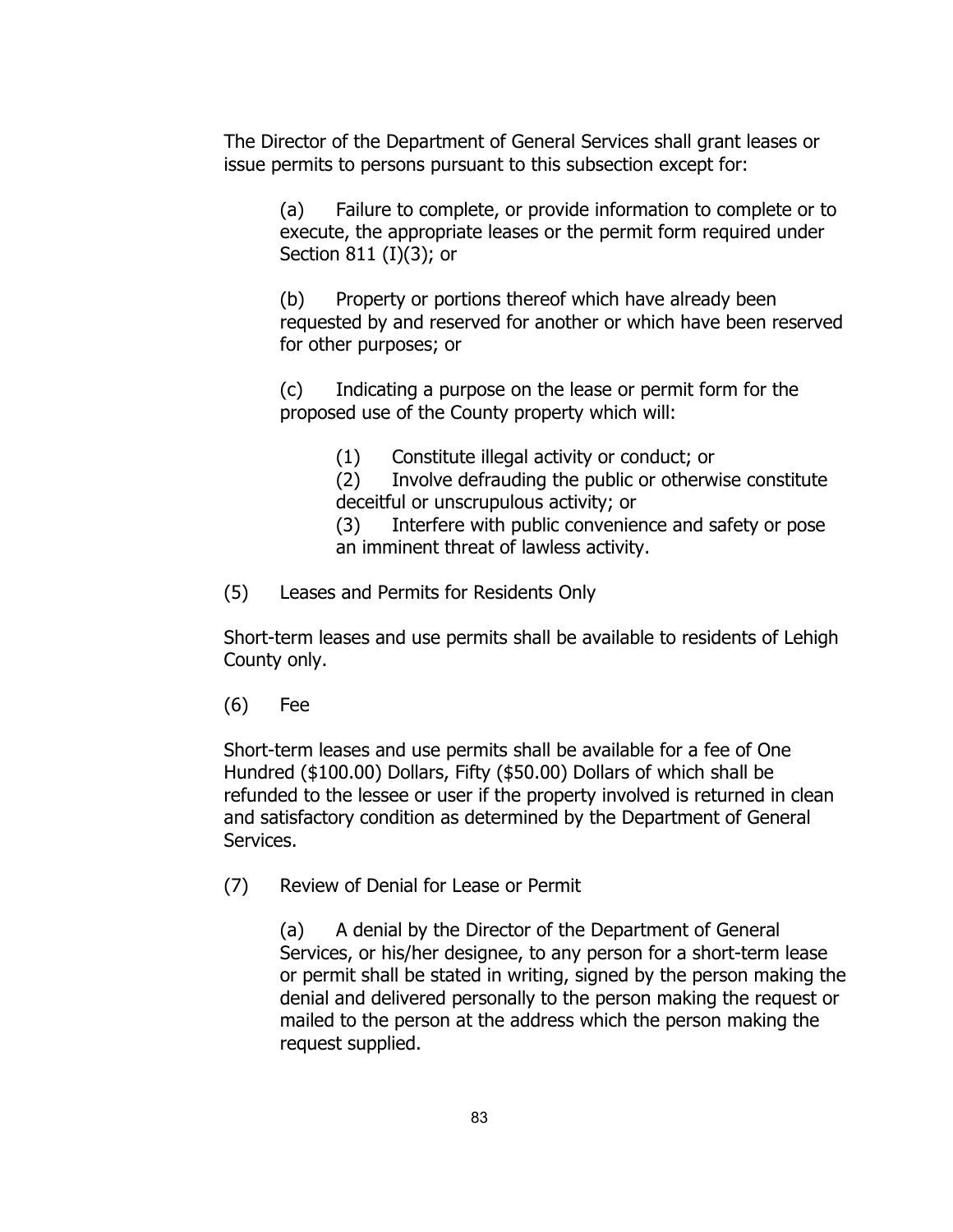The Director of the Department of General Services shall grant leases or issue permits to persons pursuant to this subsection except for:

(a) Failure to complete, or provide information to complete or to execute, the appropriate leases or the permit form required under Section 811 (I)(3); or

(b) Property or portions thereof which have already been requested by and reserved for another or which have been reserved for other purposes; or

(c) Indicating a purpose on the lease or permit form for the proposed use of the County property which will:

(1) Constitute illegal activity or conduct; or
(2) Involve defrauding the public or otherwise constitute deceitful or unscrupulous activity; or
(3) Interfere with public convenience and safety or pose an imminent threat of lawless activity.

(5) Leases and Permits for Residents Only

Short-term leases and use permits shall be available to residents of Lehigh County only.

(6) Fee

Short-term leases and use permits shall be available for a fee of One Hundred ($100.00) Dollars, Fifty ($50.00) Dollars of which shall be refunded to the lessee or user if the property involved is returned in clean and satisfactory condition as determined by the Department of General Services.

(7) Review of Denial for Lease or Permit

(a) A denial by the Director of the Department of General Services, or his/her designee, to any person for a short-term lease or permit shall be stated in writing, signed by the person making the denial and delivered personally to the person making the request or mailed to the person at the address which the person making the request supplied.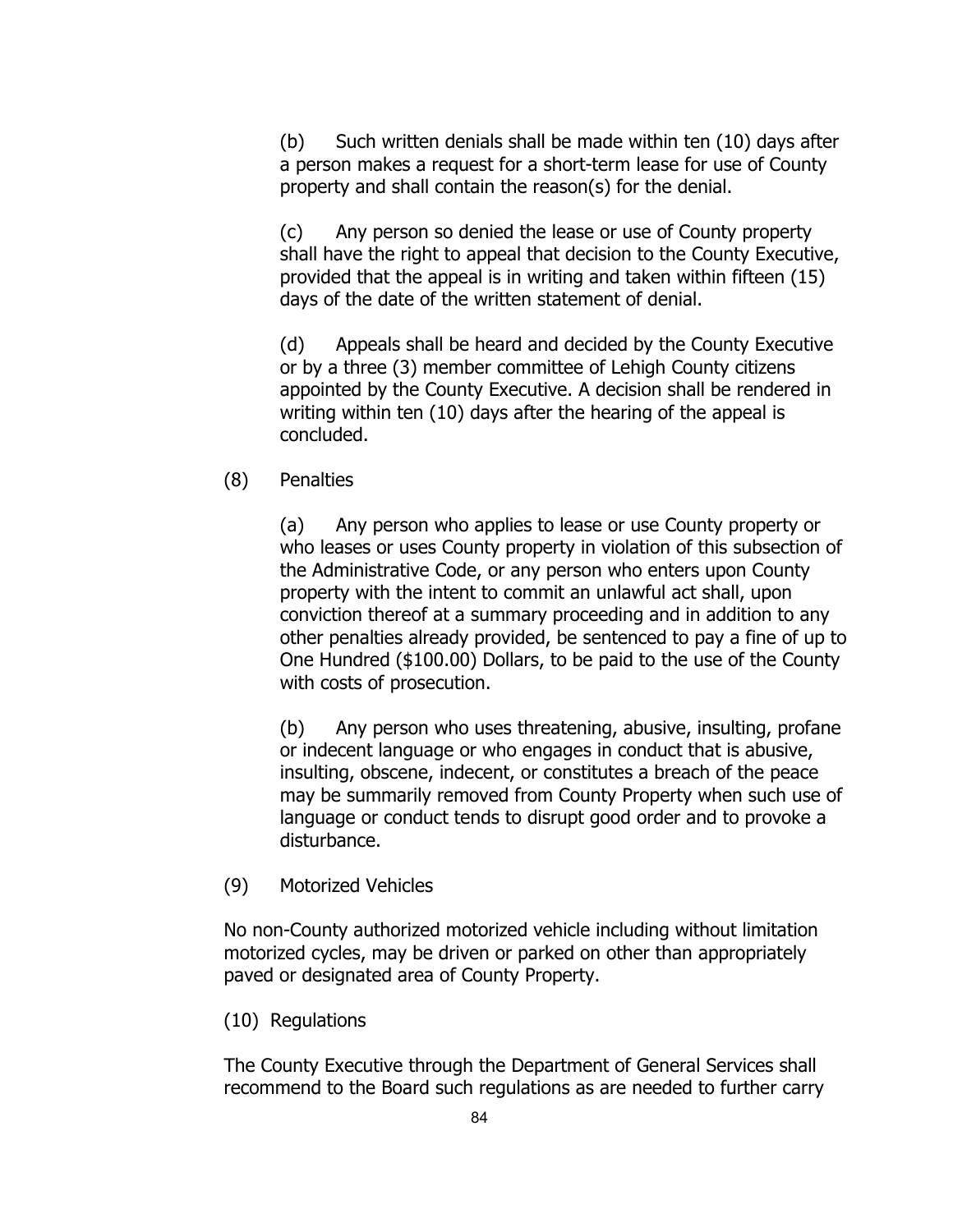(b) Such written denials shall be made within ten (10) days after a person makes a request for a short-term lease for use of County property and shall contain the reason(s) for the denial.

(c) Any person so denied the lease or use of County property shall have the right to appeal that decision to the County Executive, provided that the appeal is in writing and taken within fifteen (15) days of the date of the written statement of denial.

(d) Appeals shall be heard and decided by the County Executive or by a three (3) member committee of Lehigh County citizens appointed by the County Executive. A decision shall be rendered in writing within ten (10) days after the hearing of the appeal is concluded.

(8) Penalties

(a) Any person who applies to lease or use County property or who leases or uses County property in violation of this subsection of the Administrative Code, or any person who enters upon County property with the intent to commit an unlawful act shall, upon conviction thereof at a summary proceeding and in addition to any other penalties already provided, be sentenced to pay a fine of up to One Hundred ($100.00) Dollars, to be paid to the use of the County with costs of prosecution.

(b) Any person who uses threatening, abusive, insulting, profane or indecent language or who engages in conduct that is abusive, insulting, obscene, indecent, or constitutes a breach of the peace may be summarily removed from County Property when such use of language or conduct tends to disrupt good order and to provoke a disturbance.

(9) Motorized Vehicles

No non-County authorized motorized vehicle including without limitation motorized cycles, may be driven or parked on other than appropriately paved or designated area of County Property.

(10) Regulations

The County Executive through the Department of General Services shall recommend to the Board such regulations as are needed to further carry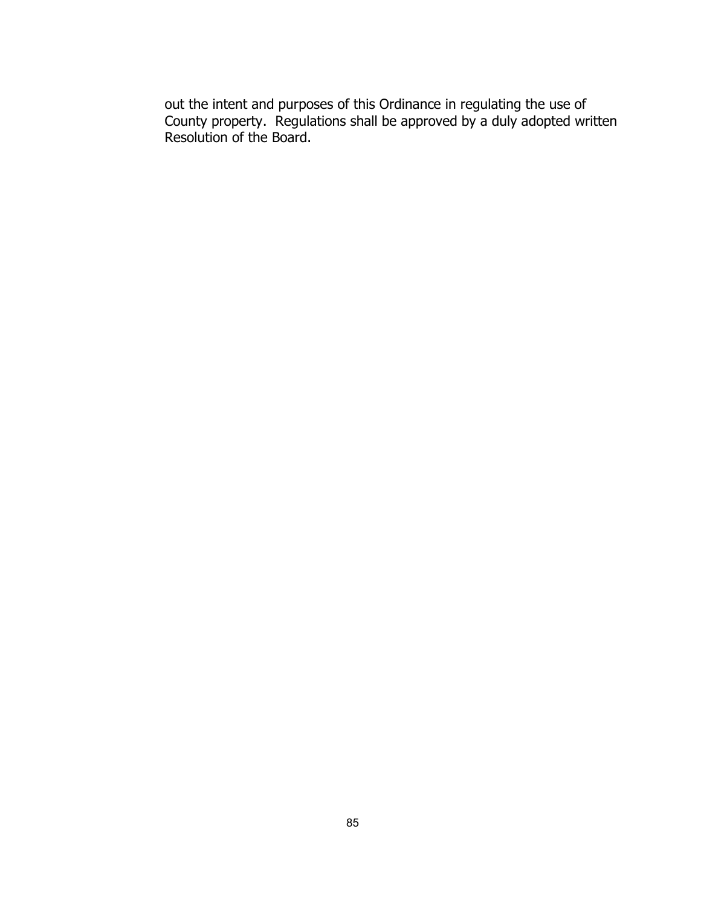out the intent and purposes of this Ordinance in regulating the use of County property. Regulations shall be approved by a duly adopted written Resolution of the Board.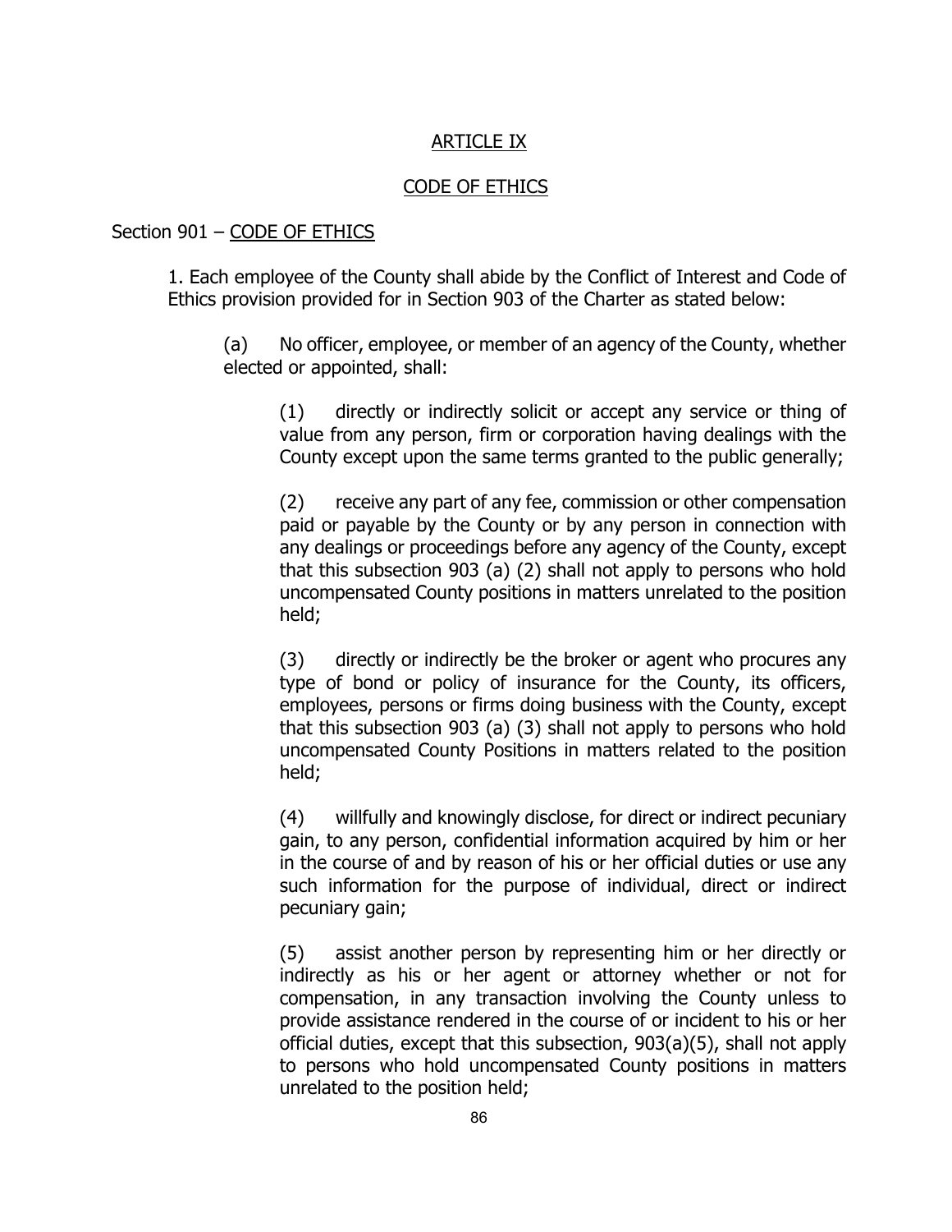# ARTICLE IX

## CODE OF ETHICS

### Section 901 – CODE OF ETHICS

1. Each employee of the County shall abide by the Conflict of Interest and Code of Ethics provision provided for in Section 903 of the Charter as stated below:

   (a) No officer, employee, or member of an agency of the County, whether elected or appointed, shall:

   (1) directly or indirectly solicit or accept any service or thing of value from any person, firm or corporation having dealings with the County except upon the same terms granted to the public generally;

   (2) receive any part of any fee, commission or other compensation paid or payable by the County or by any person in connection with any dealings or proceedings before any agency of the County, except that this subsection 903 (a) (2) shall not apply to persons who hold uncompensated County positions in matters unrelated to the position held;

   (3) directly or indirectly be the broker or agent who procures any type of bond or policy of insurance for the County, its officers, employees, persons or firms doing business with the County, except that this subsection 903 (a) (3) shall not apply to persons who hold uncompensated County Positions in matters related to the position held;

   (4) willfully and knowingly disclose, for direct or indirect pecuniary gain, to any person, confidential information acquired by him or her in the course of and by reason of his or her official duties or use any such information for the purpose of individual, direct or indirect pecuniary gain;

   (5) assist another person by representing him or her directly or indirectly as his or her agent or attorney whether or not for compensation, in any transaction involving the County unless to provide assistance rendered in the course of or incident to his or her official duties, except that this subsection, 903(a)(5), shall not apply to persons who hold uncompensated County positions in matters unrelated to the position held;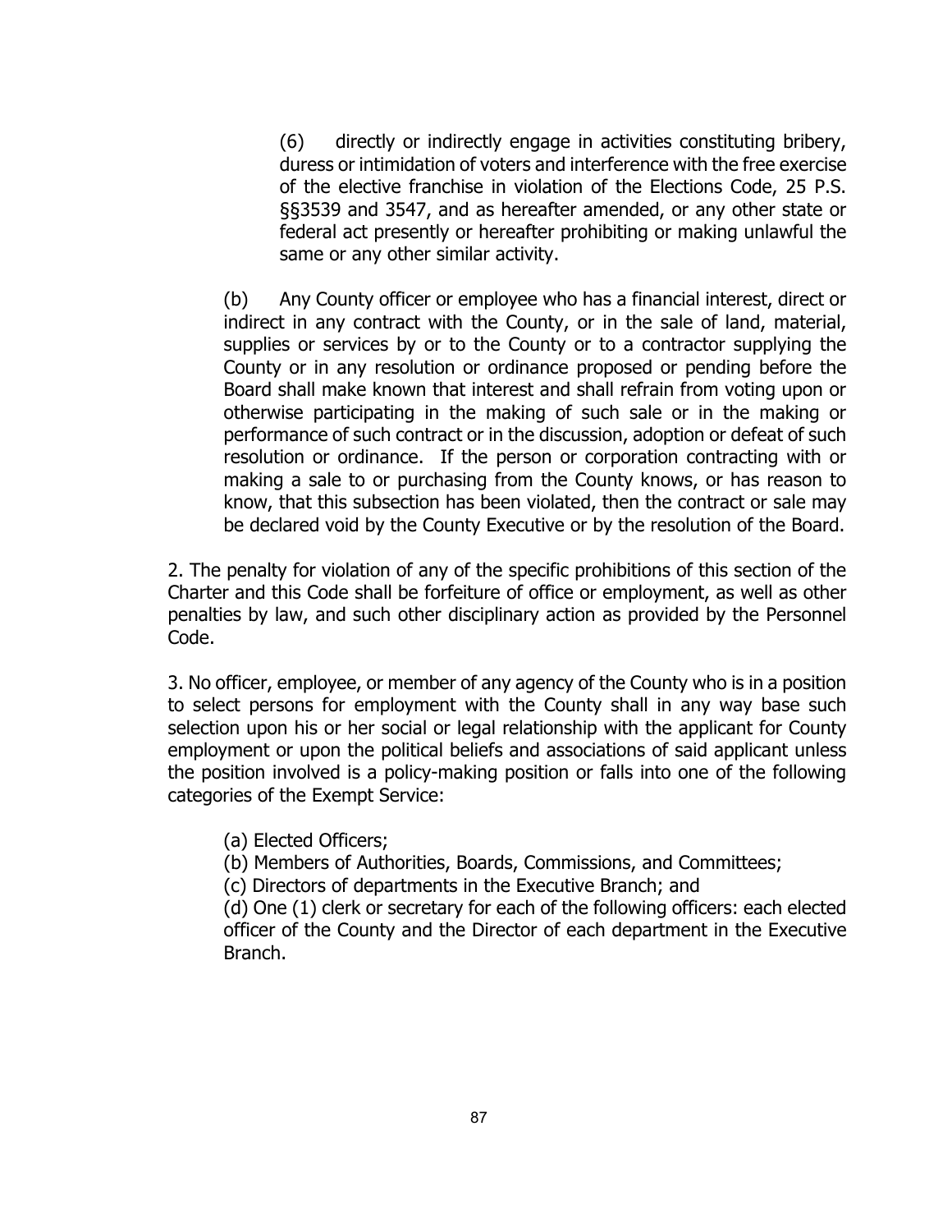(6) directly or indirectly engage in activities constituting bribery, duress or intimidation of voters and interference with the free exercise of the elective franchise in violation of the Elections Code, 25 P.S. §§3539 and 3547, and as hereafter amended, or any other state or federal act presently or hereafter prohibiting or making unlawful the same or any other similar activity.

(b) Any County officer or employee who has a financial interest, direct or indirect in any contract with the County, or in the sale of land, material, supplies or services by or to the County or to a contractor supplying the County or in any resolution or ordinance proposed or pending before the Board shall make known that interest and shall refrain from voting upon or otherwise participating in the making of such sale or in the making or performance of such contract or in the discussion, adoption or defeat of such resolution or ordinance. If the person or corporation contracting with or making a sale to or purchasing from the County knows, or has reason to know, that this subsection has been violated, then the contract or sale may be declared void by the County Executive or by the resolution of the Board.

2. The penalty for violation of any of the specific prohibitions of this section of the Charter and this Code shall be forfeiture of office or employment, as well as other penalties by law, and such other disciplinary action as provided by the Personnel Code.

3. No officer, employee, or member of any agency of the County who is in a position to select persons for employment with the County shall in any way base such selection upon his or her social or legal relationship with the applicant for County employment or upon the political beliefs and associations of said applicant unless the position involved is a policy-making position or falls into one of the following categories of the Exempt Service:

(a) Elected Officers;
(b) Members of Authorities, Boards, Commissions, and Committees;
(c) Directors of departments in the Executive Branch; and
(d) One (1) clerk or secretary for each of the following officers: each elected officer of the County and the Director of each department in the Executive Branch.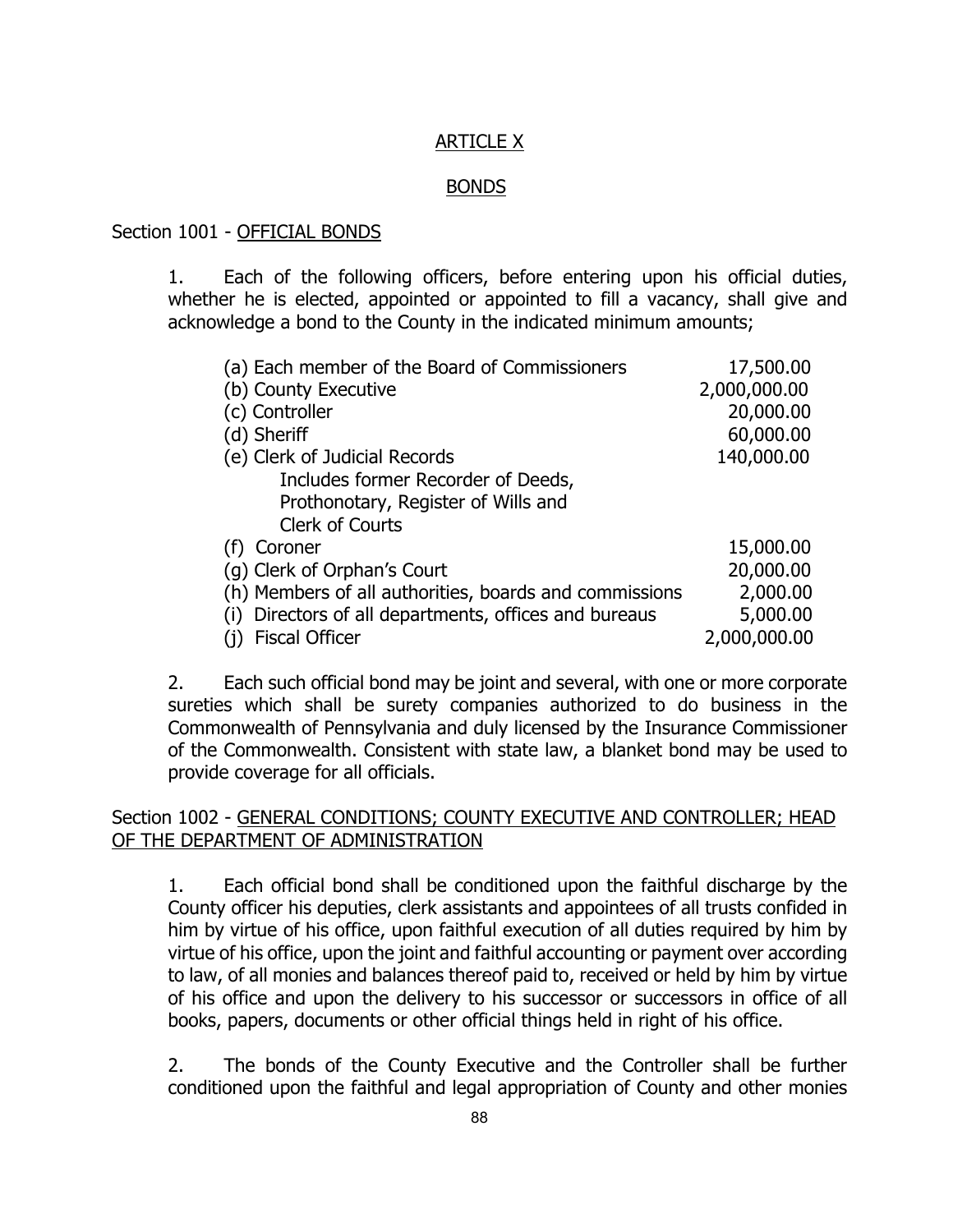## ARTICLE X

## BONDS

### Section 1001 - OFFICIAL BONDS

1. Each of the following officers, before entering upon his official duties, whether he is elected, appointed or appointed to fill a vacancy, shall give and acknowledge a bond to the County in the indicated minimum amounts;

| | |
|---|---|
| (a) Each member of the Board of Commissioners | 17,500.00 |
| (b) County Executive | 2,000,000.00 |
| (c) Controller | 20,000.00 |
| (d) Sheriff | 60,000.00 |
| (e) Clerk of Judicial Records<br>Includes former Recorder of Deeds, Prothonotary, Register of Wills and Clerk of Courts | 140,000.00 |
| (f) Coroner | 15,000.00 |
| (g) Clerk of Orphan's Court | 20,000.00 |
| (h) Members of all authorities, boards and commissions | 2,000.00 |
| (i) Directors of all departments, offices and bureaus | 5,000.00 |
| (j) Fiscal Officer | 2,000,000.00 |

2. Each such official bond may be joint and several, with one or more corporate sureties which shall be surety companies authorized to do business in the Commonwealth of Pennsylvania and duly licensed by the Insurance Commissioner of the Commonwealth. Consistent with state law, a blanket bond may be used to provide coverage for all officials.

### Section 1002 - GENERAL CONDITIONS; COUNTY EXECUTIVE AND CONTROLLER; HEAD OF THE DEPARTMENT OF ADMINISTRATION

1. Each official bond shall be conditioned upon the faithful discharge by the County officer his deputies, clerk assistants and appointees of all trusts confided in him by virtue of his office, upon faithful execution of all duties required by him by virtue of his office, upon the joint and faithful accounting or payment over according to law, of all monies and balances thereof paid to, received or held by him by virtue of his office and upon the delivery to his successor or successors in office of all books, papers, documents or other official things held in right of his office.

2. The bonds of the County Executive and the Controller shall be further conditioned upon the faithful and legal appropriation of County and other monies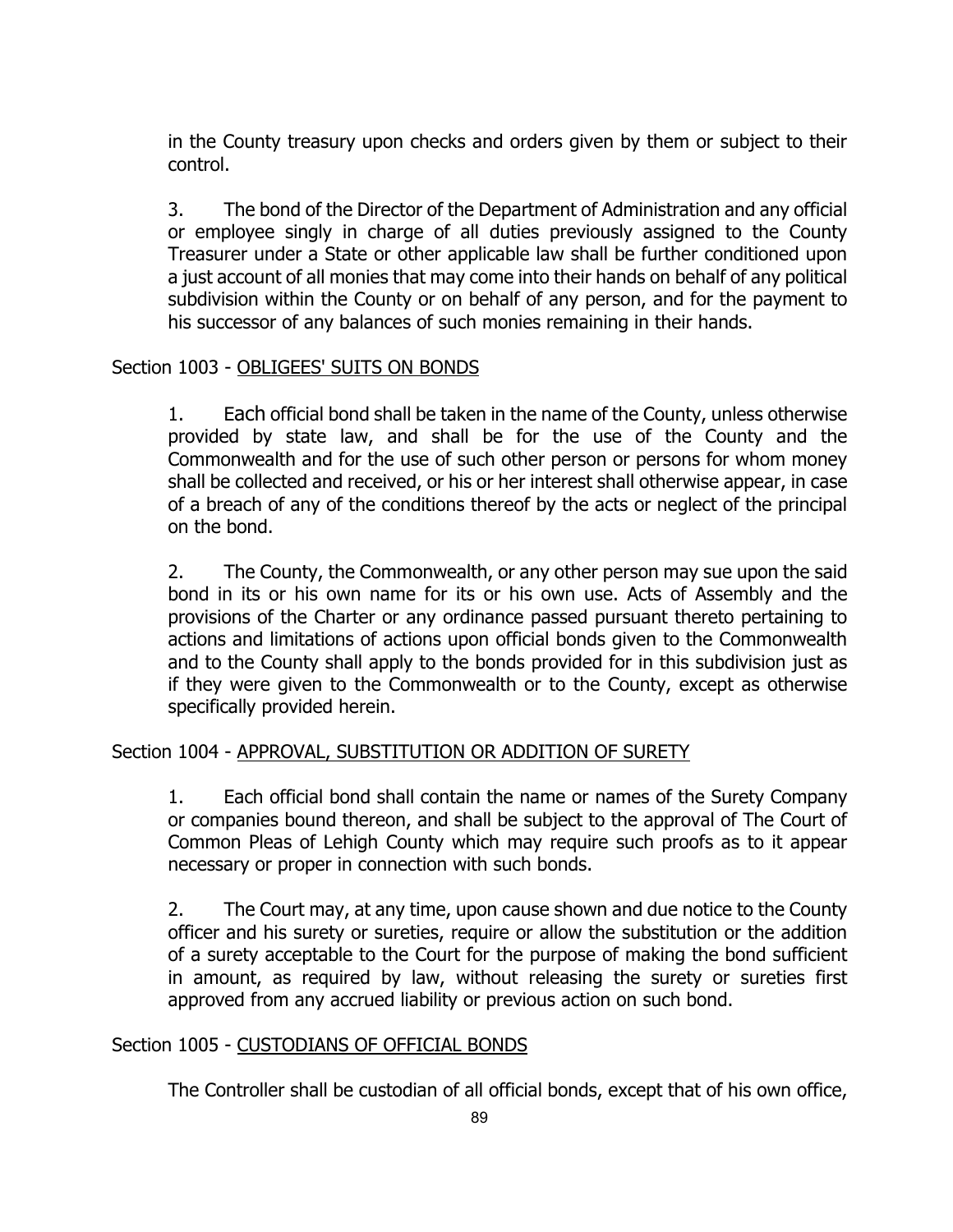in the County treasury upon checks and orders given by them or subject to their control.

3. The bond of the Director of the Department of Administration and any official or employee singly in charge of all duties previously assigned to the County Treasurer under a State or other applicable law shall be further conditioned upon a just account of all monies that may come into their hands on behalf of any political subdivision within the County or on behalf of any person, and for the payment to his successor of any balances of such monies remaining in their hands.

Section 1003 - OBLIGEES' SUITS ON BONDS

1. Each official bond shall be taken in the name of the County, unless otherwise provided by state law, and shall be for the use of the County and the Commonwealth and for the use of such other person or persons for whom money shall be collected and received, or his or her interest shall otherwise appear, in case of a breach of any of the conditions thereof by the acts or neglect of the principal on the bond.

2. The County, the Commonwealth, or any other person may sue upon the said bond in its or his own name for its or his own use. Acts of Assembly and the provisions of the Charter or any ordinance passed pursuant thereto pertaining to actions and limitations of actions upon official bonds given to the Commonwealth and to the County shall apply to the bonds provided for in this subdivision just as if they were given to the Commonwealth or to the County, except as otherwise specifically provided herein.

Section 1004 - APPROVAL, SUBSTITUTION OR ADDITION OF SURETY

1. Each official bond shall contain the name or names of the Surety Company or companies bound thereon, and shall be subject to the approval of The Court of Common Pleas of Lehigh County which may require such proofs as to it appear necessary or proper in connection with such bonds.

2. The Court may, at any time, upon cause shown and due notice to the County officer and his surety or sureties, require or allow the substitution or the addition of a surety acceptable to the Court for the purpose of making the bond sufficient in amount, as required by law, without releasing the surety or sureties first approved from any accrued liability or previous action on such bond.

Section 1005 - CUSTODIANS OF OFFICIAL BONDS

The Controller shall be custodian of all official bonds, except that of his own office,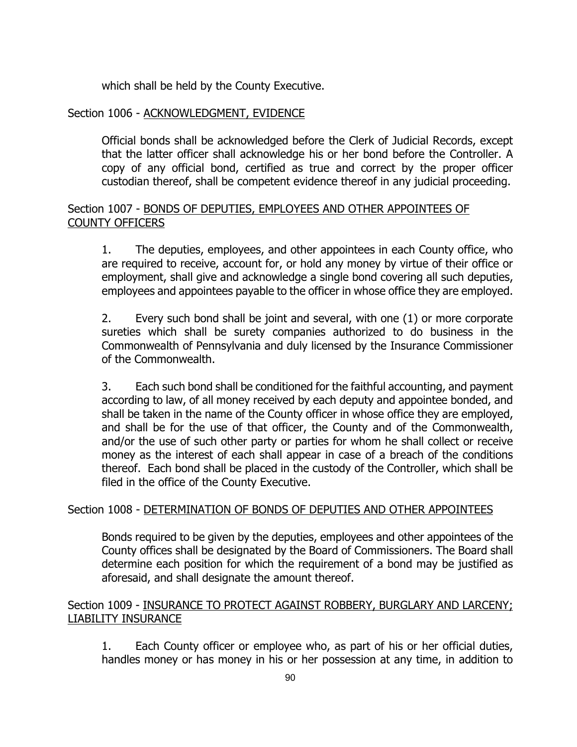which shall be held by the County Executive.

## Section 1006 - ACKNOWLEDGMENT, EVIDENCE

Official bonds shall be acknowledged before the Clerk of Judicial Records, except that the latter officer shall acknowledge his or her bond before the Controller. A copy of any official bond, certified as true and correct by the proper officer custodian thereof, shall be competent evidence thereof in any judicial proceeding.

## Section 1007 - BONDS OF DEPUTIES, EMPLOYEES AND OTHER APPOINTEES OF COUNTY OFFICERS

1. The deputies, employees, and other appointees in each County office, who are required to receive, account for, or hold any money by virtue of their office or employment, shall give and acknowledge a single bond covering all such deputies, employees and appointees payable to the officer in whose office they are employed.

2. Every such bond shall be joint and several, with one (1) or more corporate sureties which shall be surety companies authorized to do business in the Commonwealth of Pennsylvania and duly licensed by the Insurance Commissioner of the Commonwealth.

3. Each such bond shall be conditioned for the faithful accounting, and payment according to law, of all money received by each deputy and appointee bonded, and shall be taken in the name of the County officer in whose office they are employed, and shall be for the use of that officer, the County and of the Commonwealth, and/or the use of such other party or parties for whom he shall collect or receive money as the interest of each shall appear in case of a breach of the conditions thereof. Each bond shall be placed in the custody of the Controller, which shall be filed in the office of the County Executive.

## Section 1008 - DETERMINATION OF BONDS OF DEPUTIES AND OTHER APPOINTEES

Bonds required to be given by the deputies, employees and other appointees of the County offices shall be designated by the Board of Commissioners. The Board shall determine each position for which the requirement of a bond may be justified as aforesaid, and shall designate the amount thereof.

## Section 1009 - INSURANCE TO PROTECT AGAINST ROBBERY, BURGLARY AND LARCENY; LIABILITY INSURANCE

1. Each County officer or employee who, as part of his or her official duties, handles money or has money in his or her possession at any time, in addition to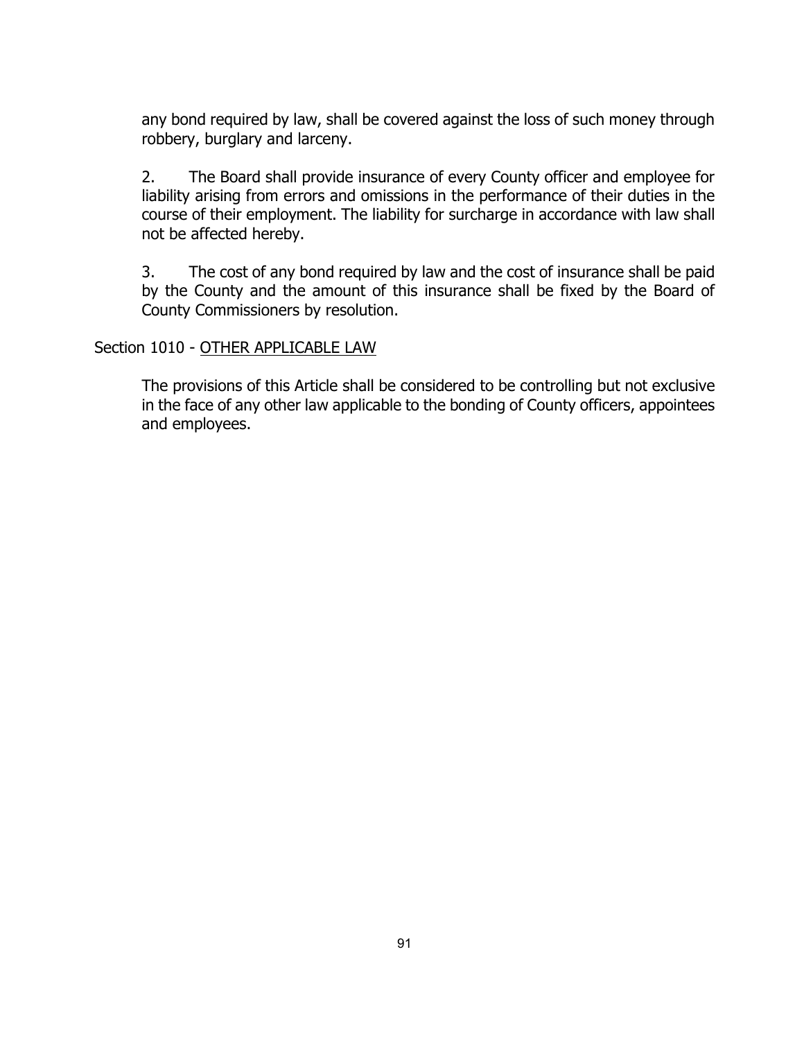any bond required by law, shall be covered against the loss of such money through robbery, burglary and larceny.

2. The Board shall provide insurance of every County officer and employee for liability arising from errors and omissions in the performance of their duties in the course of their employment. The liability for surcharge in accordance with law shall not be affected hereby.

3. The cost of any bond required by law and the cost of insurance shall be paid by the County and the amount of this insurance shall be fixed by the Board of County Commissioners by resolution.

Section 1010 - OTHER APPLICABLE LAW

The provisions of this Article shall be considered to be controlling but not exclusive in the face of any other law applicable to the bonding of County officers, appointees and employees.